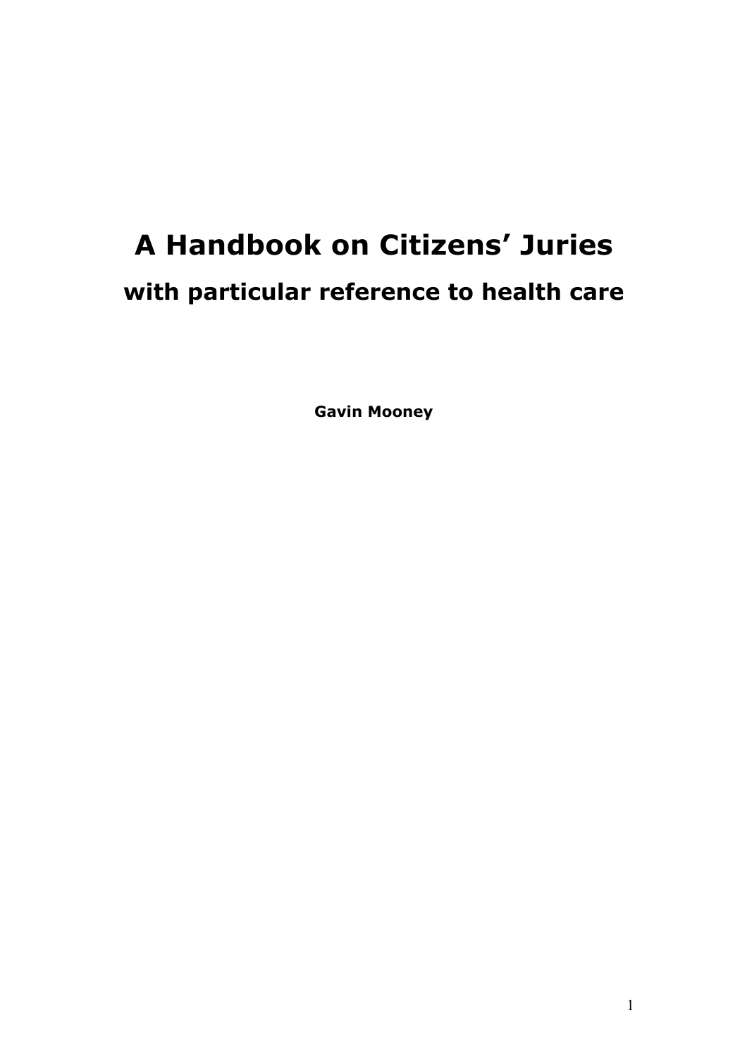# A Handbook on Citizens' Juries

## with particular reference to health care

**Gavin Mooney**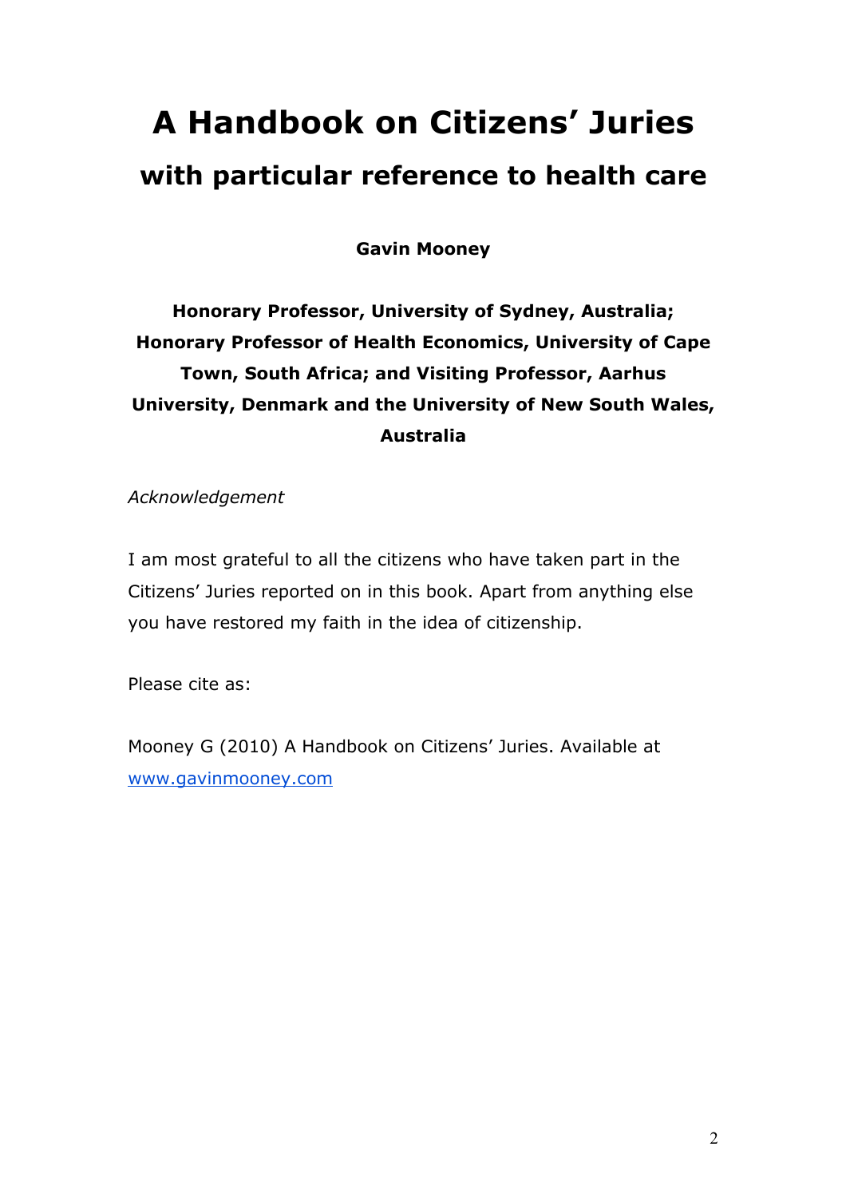# A Handbook on Citizens' Juries

## with particular reference to health care

**Gavin Mooney**

**Honorary Professor, University of Sydney, Australia; Honorary Professor of Health Economics, University of Cape Town, South Africa; and Visiting Professor, Aarhus University, Denmark and the University of New South Wales, Australia**

*Acknowledgement*

I am most grateful to all the citizens who have taken part in the Citizens' Juries reported on in this book. Apart from anything else you have restored my faith in the idea of citizenship.

Please cite as:

Mooney G (2010) A Handbook on Citizens' Juries. Available at www.gavinmooney.com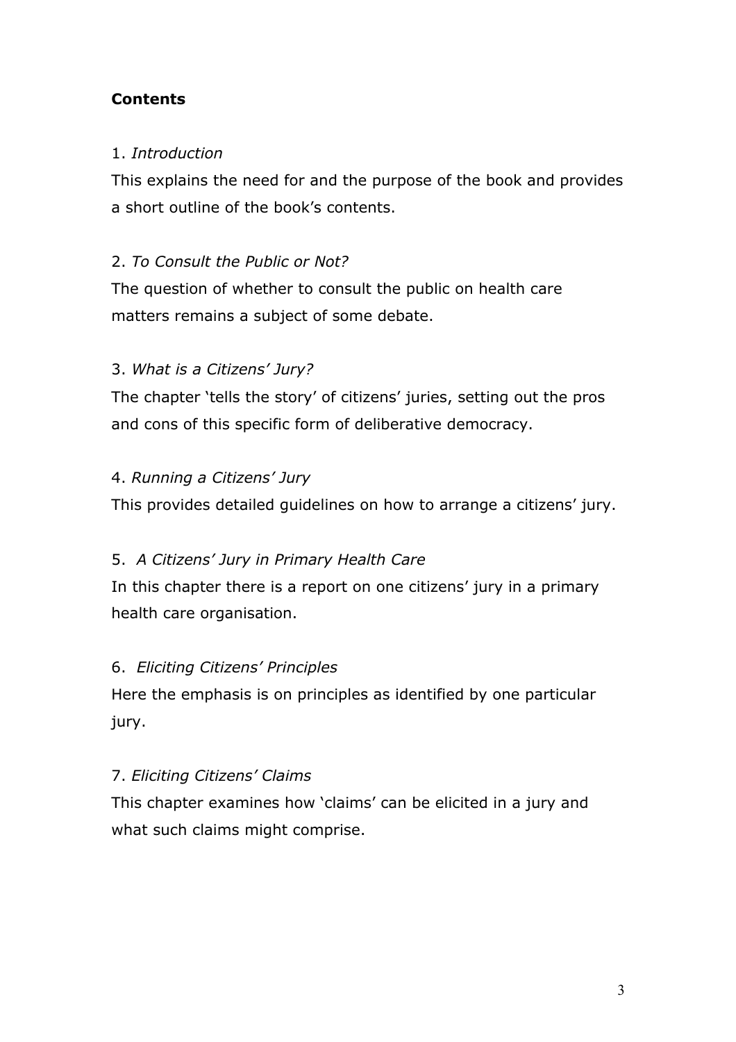**Contents**

1. *Introduction*

This explains the need for and the purpose of the book and provides a short outline of the book's contents.

2. *To Consult the Public or Not?*

The question of whether to consult the public on health care matters remains a subject of some debate.

3. *What is a Citizens' Jury?*

The chapter 'tells the story' of citizens' juries, setting out the pros and cons of this specific form of deliberative democracy.

4. *Running a Citizens' Jury*

This provides detailed guidelines on how to arrange a citizens' jury.

5. *A Citizens' Jury in Primary Health Care*

In this chapter there is a report on one citizens' jury in a primary health care organisation.

6. *Eliciting Citizens' Principles*

Here the emphasis is on principles as identified by one particular jury.

7. *Eliciting Citizens' Claims*

This chapter examines how 'claims' can be elicited in a jury and what such claims might comprise.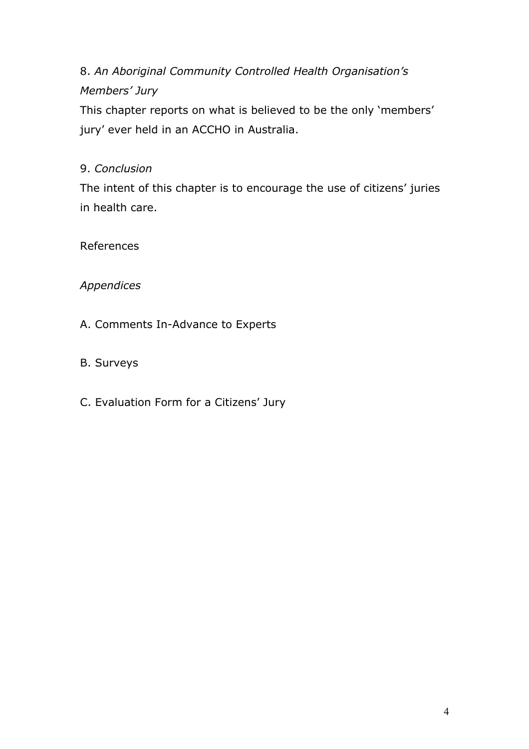8. *An Aboriginal Community Controlled Health Organisation's Members' Jury*

This chapter reports on what is believed to be the only 'members' jury' ever held in an ACCHO in Australia.

9. *Conclusion*

The intent of this chapter is to encourage the use of citizens' juries in health care.

References

*Appendices*

A. Comments In-Advance to Experts

B. Surveys

C. Evaluation Form for a Citizens' Jury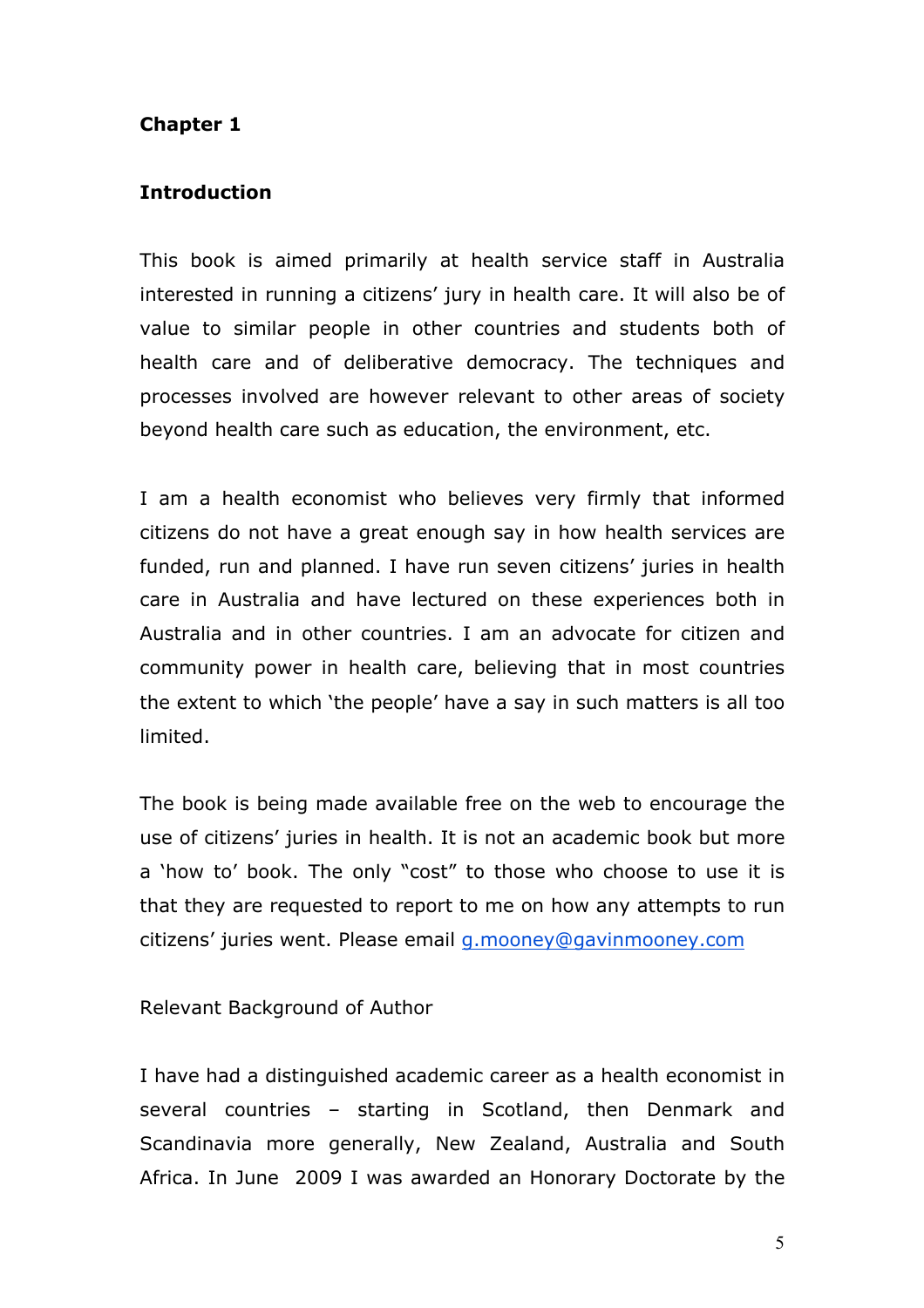# Chapter 1

## Introduction

This book is aimed primarily at health service staff in Australia interested in running a citizens' jury in health care. It will also be of value to similar people in other countries and students both of health care and of deliberative democracy. The techniques and processes involved are however relevant to other areas of society beyond health care such as education, the environment, etc.

I am a health economist who believes very firmly that informed citizens do not have a great enough say in how health services are funded, run and planned. I have run seven citizens' juries in health care in Australia and have lectured on these experiences both in Australia and in other countries. I am an advocate for citizen and community power in health care, believing that in most countries the extent to which 'the people' have a say in such matters is all too limited.

The book is being made available free on the web to encourage the use of citizens' juries in health. It is not an academic book but more a 'how to' book. The only "cost" to those who choose to use it is that they are requested to report to me on how any attempts to run citizens' juries went. Please email g.mooney@gavinmooney.com

Relevant Background of Author

I have had a distinguished academic career as a health economist in several countries – starting in Scotland, then Denmark and Scandinavia more generally, New Zealand, Australia and South Africa. In June 2009 I was awarded an Honorary Doctorate by the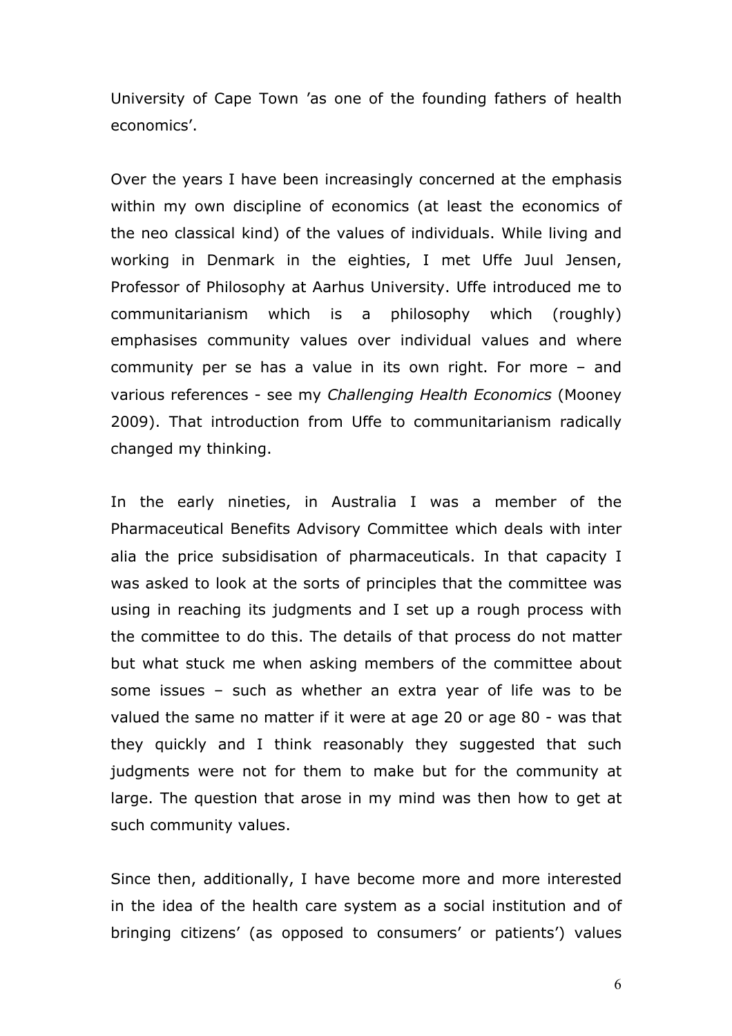University of Cape Town ’as one of the founding fathers of health economics’.

Over the years I have been increasingly concerned at the emphasis within my own discipline of economics (at least the economics of the neo classical kind) of the values of individuals. While living and working in Denmark in the eighties, I met Uffe Juul Jensen, Professor of Philosophy at Aarhus University. Uffe introduced me to communitarianism which is a philosophy which (roughly) emphasises community values over individual values and where community per se has a value in its own right. For more – and various references - see my *Challenging Health Economics* (Mooney 2009). That introduction from Uffe to communitarianism radically changed my thinking.

In the early nineties, in Australia I was a member of the Pharmaceutical Benefits Advisory Committee which deals with inter alia the price subsidisation of pharmaceuticals. In that capacity I was asked to look at the sorts of principles that the committee was using in reaching its judgments and I set up a rough process with the committee to do this. The details of that process do not matter but what stuck me when asking members of the committee about some issues – such as whether an extra year of life was to be valued the same no matter if it were at age 20 or age 80 - was that they quickly and I think reasonably they suggested that such judgments were not for them to make but for the community at large. The question that arose in my mind was then how to get at such community values.

Since then, additionally, I have become more and more interested in the idea of the health care system as a social institution and of bringing citizens’ (as opposed to consumers’ or patients’) values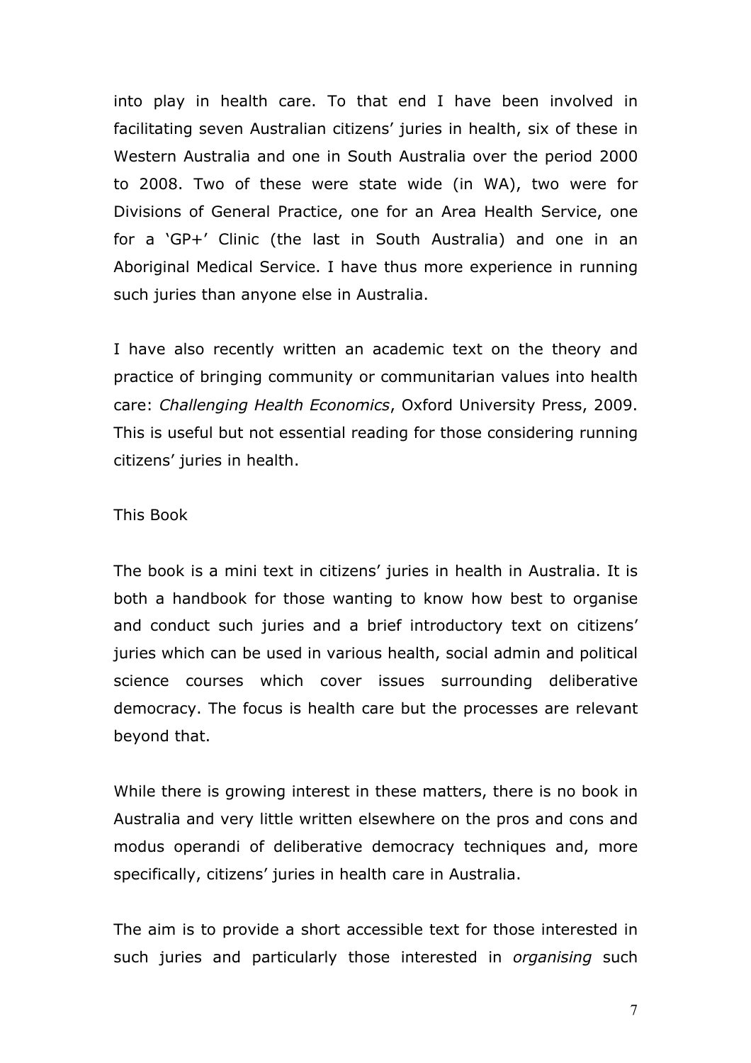into play in health care. To that end I have been involved in facilitating seven Australian citizens' juries in health, six of these in Western Australia and one in South Australia over the period 2000 to 2008. Two of these were state wide (in WA), two were for Divisions of General Practice, one for an Area Health Service, one for a 'GP+' Clinic (the last in South Australia) and one in an Aboriginal Medical Service. I have thus more experience in running such juries than anyone else in Australia.

I have also recently written an academic text on the theory and practice of bringing community or communitarian values into health care: *Challenging Health Economics*, Oxford University Press, 2009. This is useful but not essential reading for those considering running citizens' juries in health.

## This Book

The book is a mini text in citizens' juries in health in Australia. It is both a handbook for those wanting to know how best to organise and conduct such juries and a brief introductory text on citizens' juries which can be used in various health, social admin and political science courses which cover issues surrounding deliberative democracy. The focus is health care but the processes are relevant beyond that.

While there is growing interest in these matters, there is no book in Australia and very little written elsewhere on the pros and cons and modus operandi of deliberative democracy techniques and, more specifically, citizens' juries in health care in Australia.

The aim is to provide a short accessible text for those interested in such juries and particularly those interested in *organising* such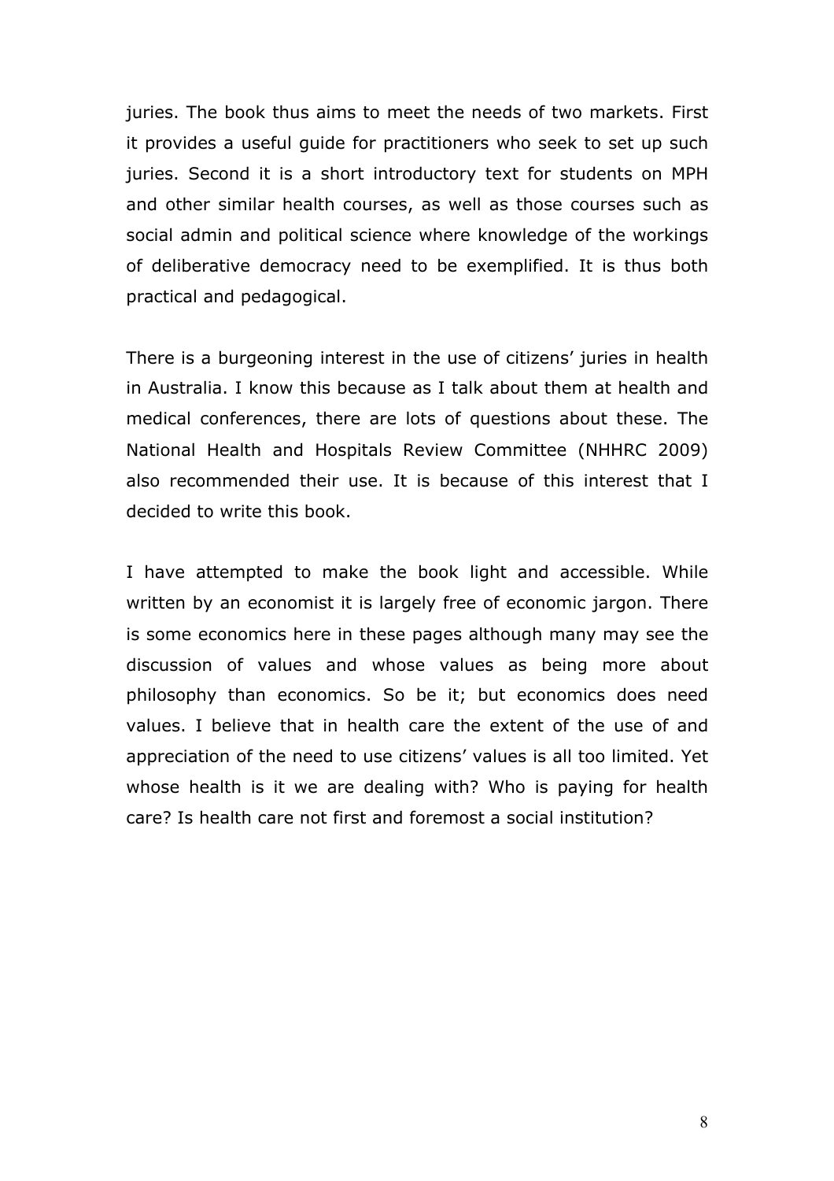juries. The book thus aims to meet the needs of two markets. First it provides a useful guide for practitioners who seek to set up such juries. Second it is a short introductory text for students on MPH and other similar health courses, as well as those courses such as social admin and political science where knowledge of the workings of deliberative democracy need to be exemplified. It is thus both practical and pedagogical.

There is a burgeoning interest in the use of citizens' juries in health in Australia. I know this because as I talk about them at health and medical conferences, there are lots of questions about these. The National Health and Hospitals Review Committee (NHHRC 2009) also recommended their use. It is because of this interest that I decided to write this book.

I have attempted to make the book light and accessible. While written by an economist it is largely free of economic jargon. There is some economics here in these pages although many may see the discussion of values and whose values as being more about philosophy than economics. So be it; but economics does need values. I believe that in health care the extent of the use of and appreciation of the need to use citizens' values is all too limited. Yet whose health is it we are dealing with? Who is paying for health care? Is health care not first and foremost a social institution?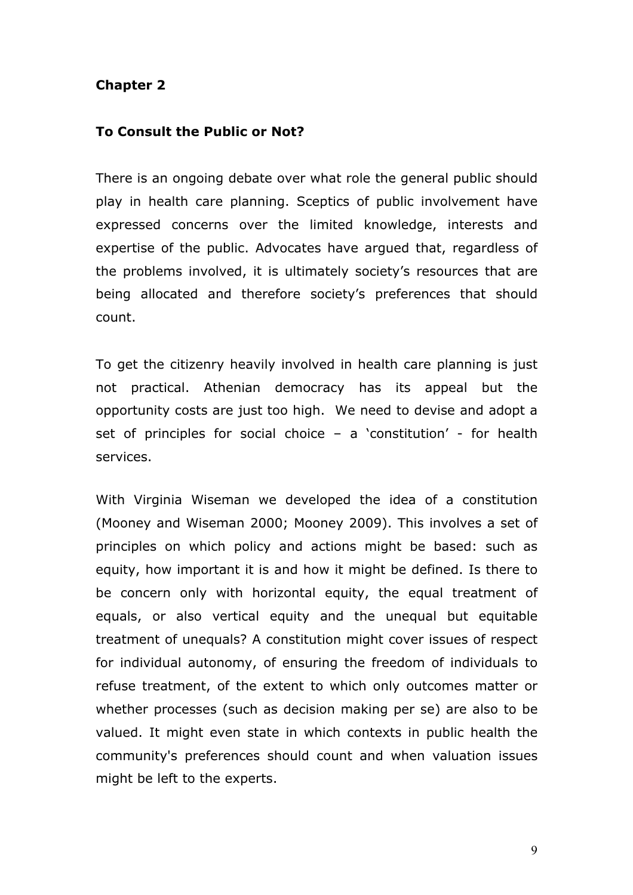## Chapter 2

### To Consult the Public or Not?

There is an ongoing debate over what role the general public should play in health care planning. Sceptics of public involvement have expressed concerns over the limited knowledge, interests and expertise of the public. Advocates have argued that, regardless of the problems involved, it is ultimately society's resources that are being allocated and therefore society's preferences that should count.

To get the citizenry heavily involved in health care planning is just not practical. Athenian democracy has its appeal but the opportunity costs are just too high. We need to devise and adopt a set of principles for social choice – a 'constitution' - for health services.

With Virginia Wiseman we developed the idea of a constitution (Mooney and Wiseman 2000; Mooney 2009). This involves a set of principles on which policy and actions might be based: such as equity, how important it is and how it might be defined. Is there to be concern only with horizontal equity, the equal treatment of equals, or also vertical equity and the unequal but equitable treatment of unequals? A constitution might cover issues of respect for individual autonomy, of ensuring the freedom of individuals to refuse treatment, of the extent to which only outcomes matter or whether processes (such as decision making per se) are also to be valued. It might even state in which contexts in public health the community's preferences should count and when valuation issues might be left to the experts.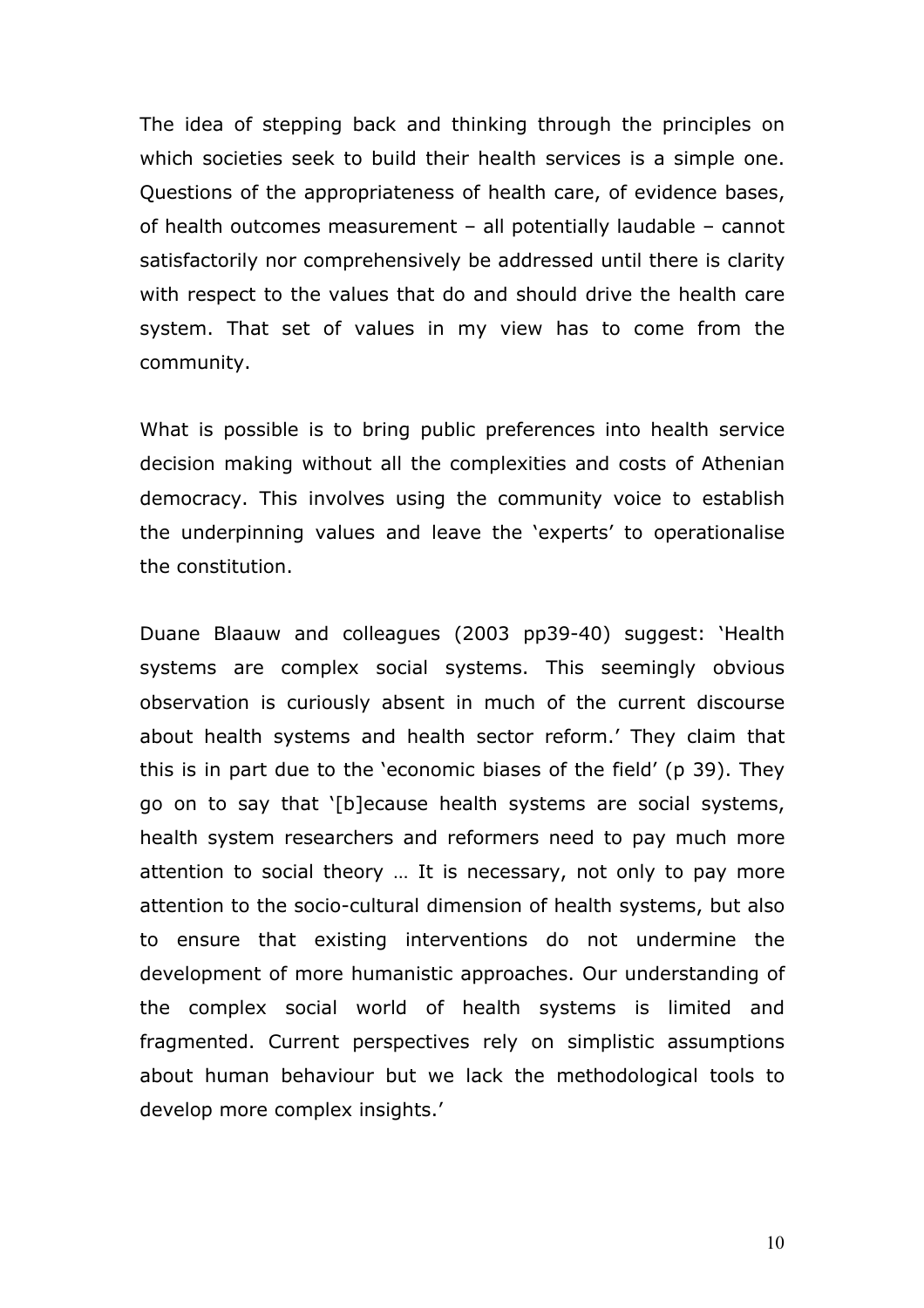The idea of stepping back and thinking through the principles on which societies seek to build their health services is a simple one. Questions of the appropriateness of health care, of evidence bases, of health outcomes measurement – all potentially laudable – cannot satisfactorily nor comprehensively be addressed until there is clarity with respect to the values that do and should drive the health care system. That set of values in my view has to come from the community.

What is possible is to bring public preferences into health service decision making without all the complexities and costs of Athenian democracy. This involves using the community voice to establish the underpinning values and leave the 'experts' to operationalise the constitution.

Duane Blaauw and colleagues (2003 pp39-40) suggest: 'Health systems are complex social systems. This seemingly obvious observation is curiously absent in much of the current discourse about health systems and health sector reform.' They claim that this is in part due to the 'economic biases of the field' (p 39). They go on to say that '[b]ecause health systems are social systems, health system researchers and reformers need to pay much more attention to social theory … It is necessary, not only to pay more attention to the socio-cultural dimension of health systems, but also to ensure that existing interventions do not undermine the development of more humanistic approaches. Our understanding of the complex social world of health systems is limited and fragmented. Current perspectives rely on simplistic assumptions about human behaviour but we lack the methodological tools to develop more complex insights.'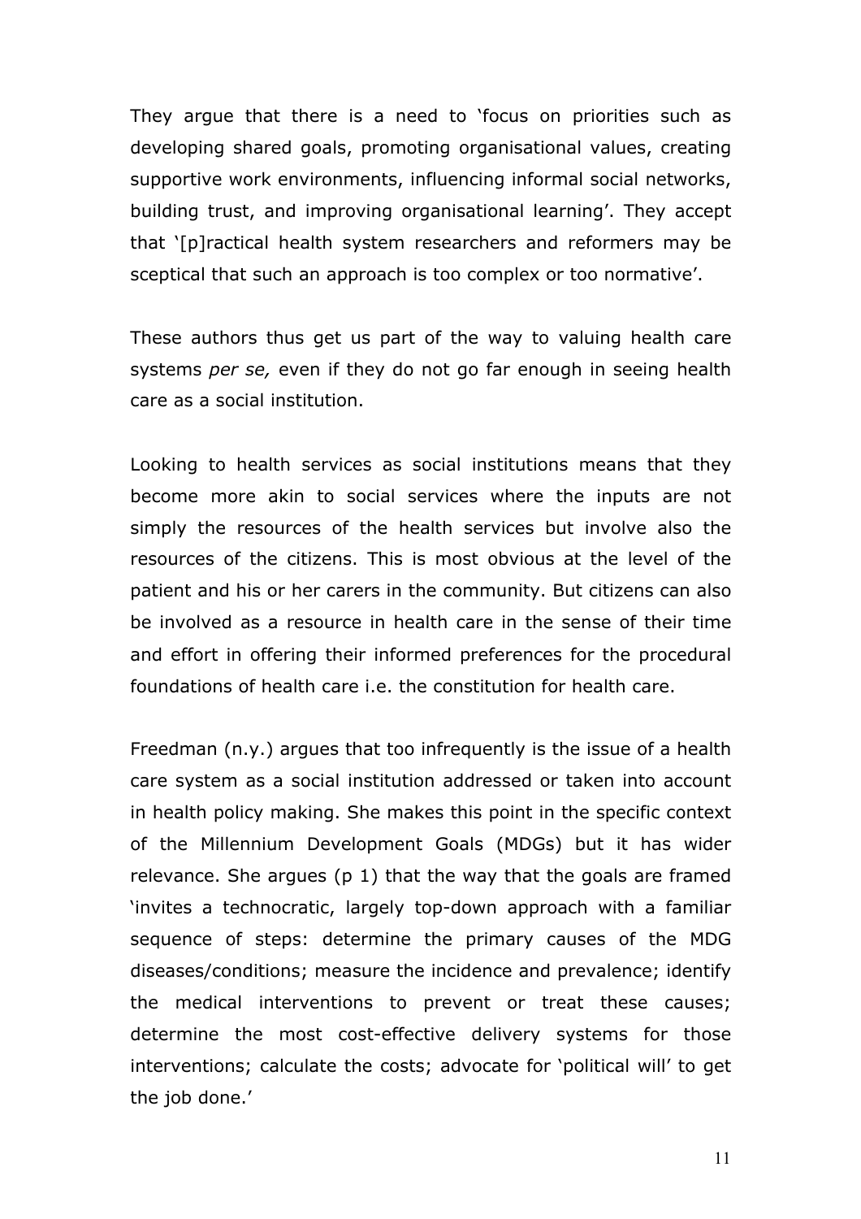They argue that there is a need to 'focus on priorities such as developing shared goals, promoting organisational values, creating supportive work environments, influencing informal social networks, building trust, and improving organisational learning'. They accept that '[p]ractical health system researchers and reformers may be sceptical that such an approach is too complex or too normative'.

These authors thus get us part of the way to valuing health care systems *per se,* even if they do not go far enough in seeing health care as a social institution.

Looking to health services as social institutions means that they become more akin to social services where the inputs are not simply the resources of the health services but involve also the resources of the citizens. This is most obvious at the level of the patient and his or her carers in the community. But citizens can also be involved as a resource in health care in the sense of their time and effort in offering their informed preferences for the procedural foundations of health care i.e. the constitution for health care.

Freedman (n.y.) argues that too infrequently is the issue of a health care system as a social institution addressed or taken into account in health policy making. She makes this point in the specific context of the Millennium Development Goals (MDGs) but it has wider relevance. She argues (p 1) that the way that the goals are framed 'invites a technocratic, largely top-down approach with a familiar sequence of steps: determine the primary causes of the MDG diseases/conditions; measure the incidence and prevalence; identify the medical interventions to prevent or treat these causes; determine the most cost-effective delivery systems for those interventions; calculate the costs; advocate for 'political will' to get the job done.'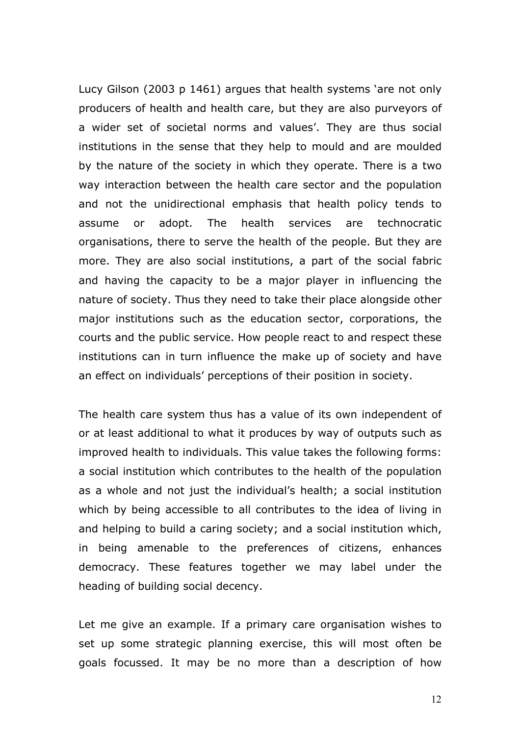Lucy Gilson (2003 p 1461) argues that health systems 'are not only producers of health and health care, but they are also purveyors of a wider set of societal norms and values'. They are thus social institutions in the sense that they help to mould and are moulded by the nature of the society in which they operate. There is a two way interaction between the health care sector and the population and not the unidirectional emphasis that health policy tends to assume or adopt. The health services are technocratic organisations, there to serve the health of the people. But they are more. They are also social institutions, a part of the social fabric and having the capacity to be a major player in influencing the nature of society. Thus they need to take their place alongside other major institutions such as the education sector, corporations, the courts and the public service. How people react to and respect these institutions can in turn influence the make up of society and have an effect on individuals' perceptions of their position in society.

The health care system thus has a value of its own independent of or at least additional to what it produces by way of outputs such as improved health to individuals. This value takes the following forms: a social institution which contributes to the health of the population as a whole and not just the individual's health; a social institution which by being accessible to all contributes to the idea of living in and helping to build a caring society; and a social institution which, in being amenable to the preferences of citizens, enhances democracy. These features together we may label under the heading of building social decency.

Let me give an example. If a primary care organisation wishes to set up some strategic planning exercise, this will most often be goals focussed. It may be no more than a description of how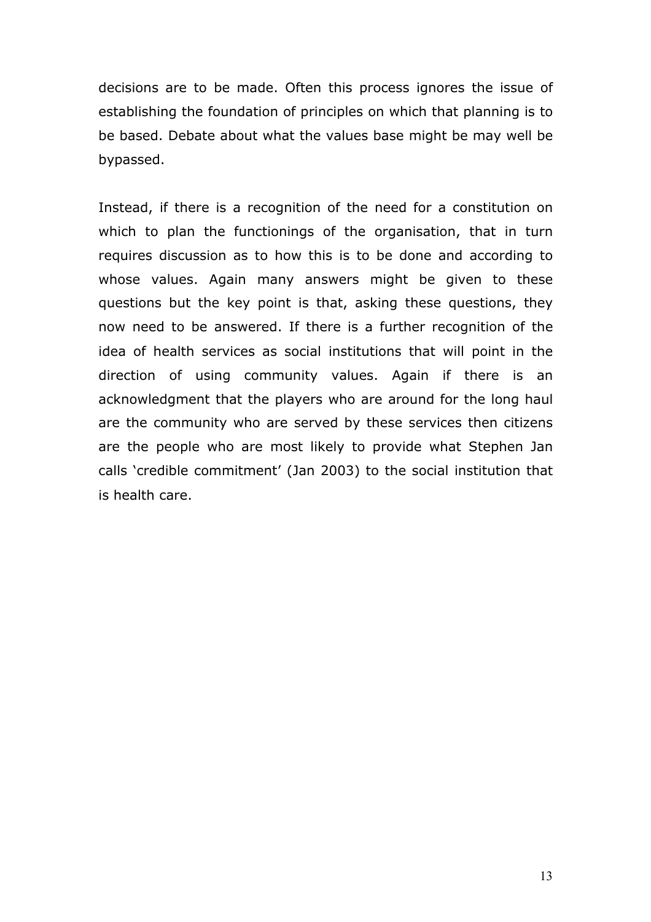decisions are to be made. Often this process ignores the issue of establishing the foundation of principles on which that planning is to be based. Debate about what the values base might be may well be bypassed.

Instead, if there is a recognition of the need for a constitution on which to plan the functionings of the organisation, that in turn requires discussion as to how this is to be done and according to whose values. Again many answers might be given to these questions but the key point is that, asking these questions, they now need to be answered. If there is a further recognition of the idea of health services as social institutions that will point in the direction of using community values. Again if there is an acknowledgment that the players who are around for the long haul are the community who are served by these services then citizens are the people who are most likely to provide what Stephen Jan calls 'credible commitment' (Jan 2003) to the social institution that is health care.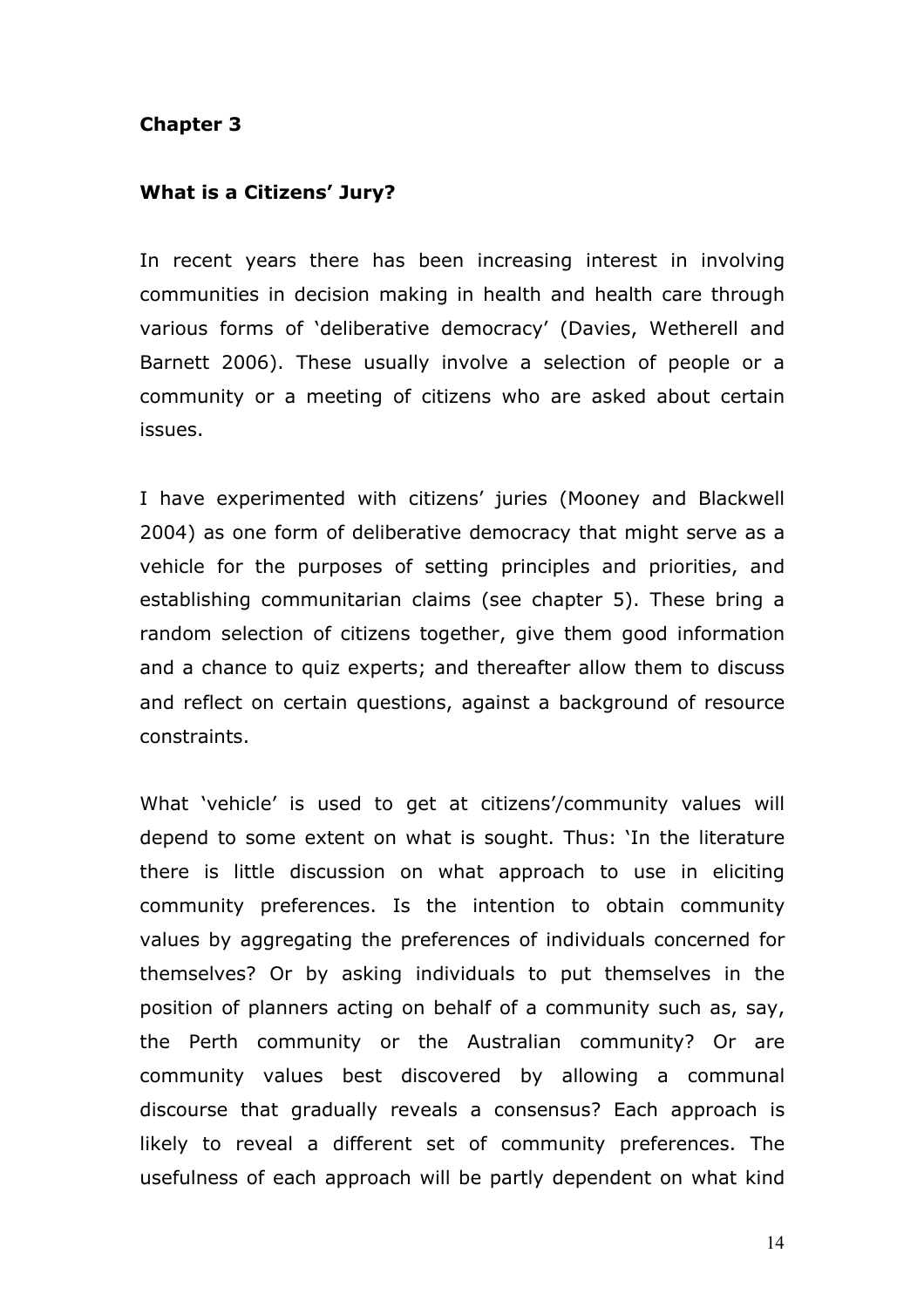**Chapter 3**

**What is a Citizens' Jury?**

In recent years there has been increasing interest in involving communities in decision making in health and health care through various forms of 'deliberative democracy' (Davies, Wetherell and Barnett 2006). These usually involve a selection of people or a community or a meeting of citizens who are asked about certain issues.

I have experimented with citizens' juries (Mooney and Blackwell 2004) as one form of deliberative democracy that might serve as a vehicle for the purposes of setting principles and priorities, and establishing communitarian claims (see chapter 5). These bring a random selection of citizens together, give them good information and a chance to quiz experts; and thereafter allow them to discuss and reflect on certain questions, against a background of resource constraints.

What 'vehicle' is used to get at citizens'/community values will depend to some extent on what is sought. Thus: 'In the literature there is little discussion on what approach to use in eliciting community preferences. Is the intention to obtain community values by aggregating the preferences of individuals concerned for themselves? Or by asking individuals to put themselves in the position of planners acting on behalf of a community such as, say, the Perth community or the Australian community? Or are community values best discovered by allowing a communal discourse that gradually reveals a consensus? Each approach is likely to reveal a different set of community preferences. The usefulness of each approach will be partly dependent on what kind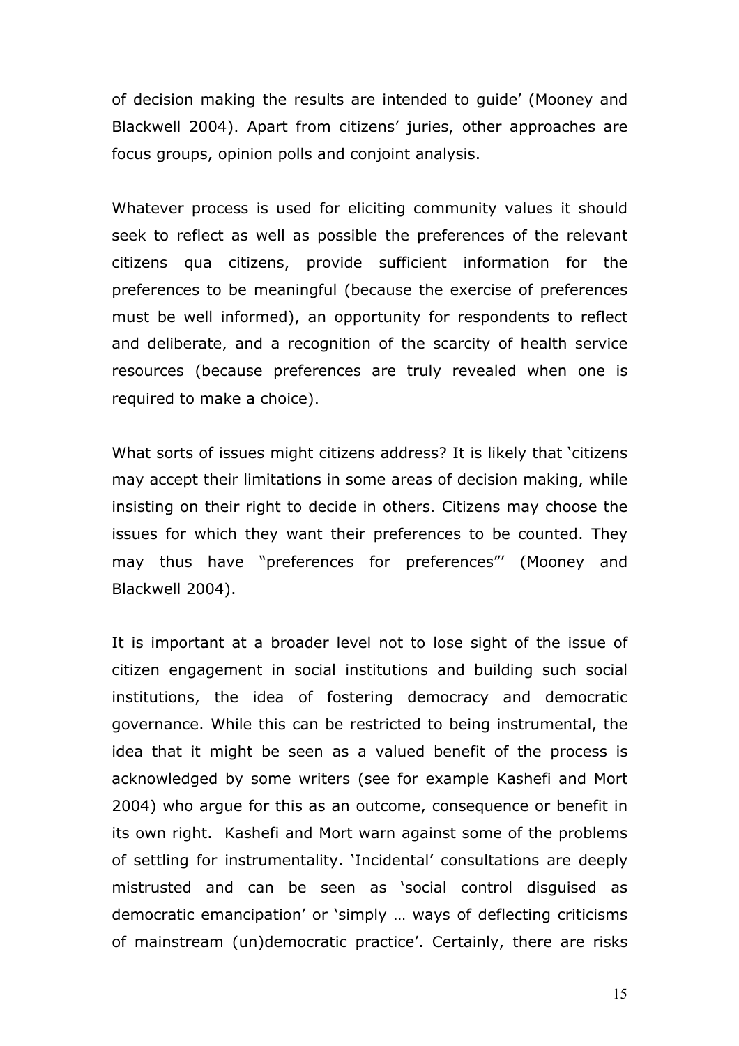of decision making the results are intended to guide' (Mooney and Blackwell 2004). Apart from citizens' juries, other approaches are focus groups, opinion polls and conjoint analysis.

Whatever process is used for eliciting community values it should seek to reflect as well as possible the preferences of the relevant citizens qua citizens, provide sufficient information for the preferences to be meaningful (because the exercise of preferences must be well informed), an opportunity for respondents to reflect and deliberate, and a recognition of the scarcity of health service resources (because preferences are truly revealed when one is required to make a choice).

What sorts of issues might citizens address? It is likely that 'citizens may accept their limitations in some areas of decision making, while insisting on their right to decide in others. Citizens may choose the issues for which they want their preferences to be counted. They may thus have "preferences for preferences"' (Mooney and Blackwell 2004).

It is important at a broader level not to lose sight of the issue of citizen engagement in social institutions and building such social institutions, the idea of fostering democracy and democratic governance. While this can be restricted to being instrumental, the idea that it might be seen as a valued benefit of the process is acknowledged by some writers (see for example Kashefi and Mort 2004) who argue for this as an outcome, consequence or benefit in its own right. Kashefi and Mort warn against some of the problems of settling for instrumentality. 'Incidental' consultations are deeply mistrusted and can be seen as 'social control disguised as democratic emancipation' or 'simply … ways of deflecting criticisms of mainstream (un)democratic practice'. Certainly, there are risks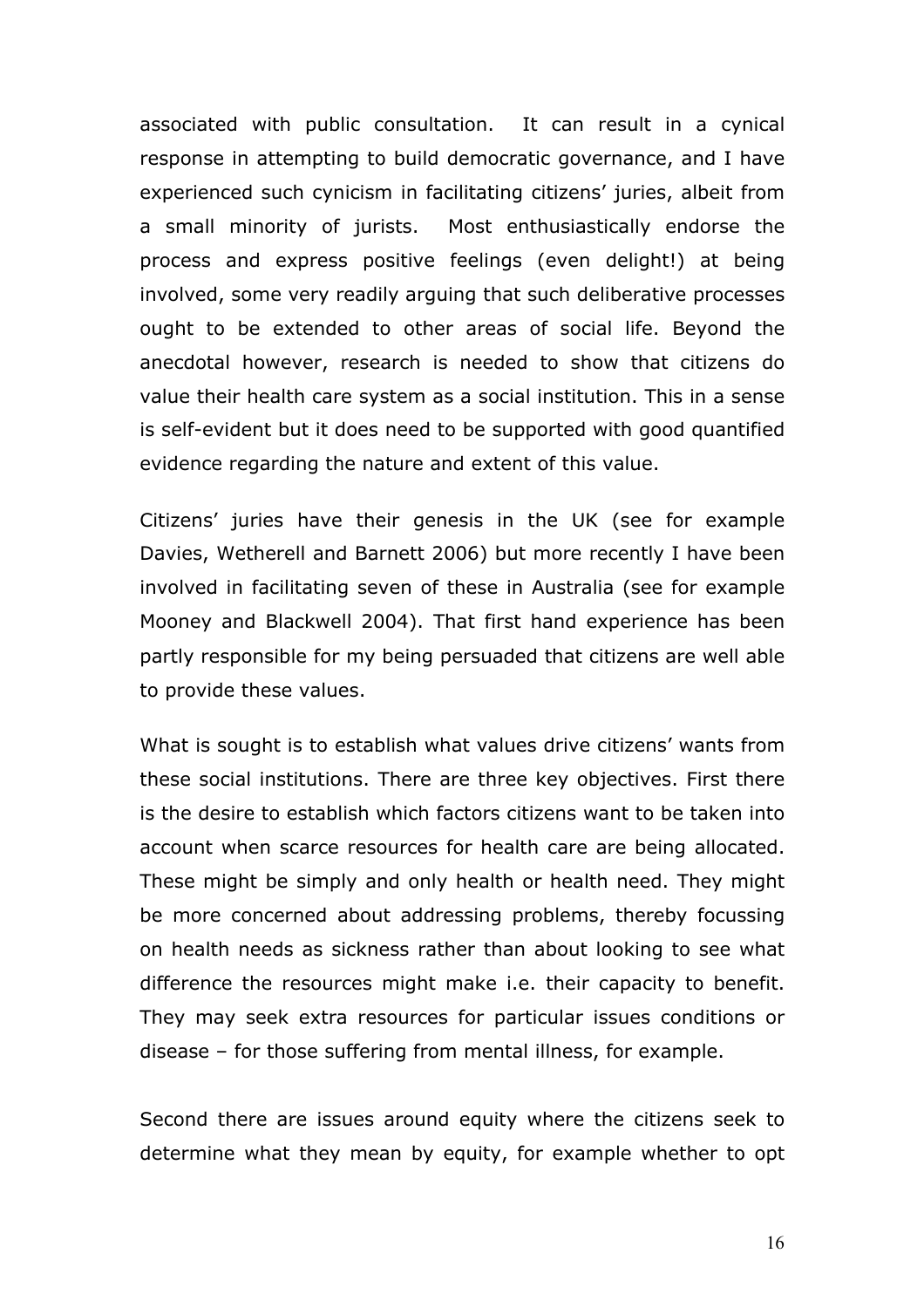associated with public consultation. It can result in a cynical response in attempting to build democratic governance, and I have experienced such cynicism in facilitating citizens' juries, albeit from a small minority of jurists. Most enthusiastically endorse the process and express positive feelings (even delight!) at being involved, some very readily arguing that such deliberative processes ought to be extended to other areas of social life. Beyond the anecdotal however, research is needed to show that citizens do value their health care system as a social institution. This in a sense is self-evident but it does need to be supported with good quantified evidence regarding the nature and extent of this value.

Citizens' juries have their genesis in the UK (see for example Davies, Wetherell and Barnett 2006) but more recently I have been involved in facilitating seven of these in Australia (see for example Mooney and Blackwell 2004). That first hand experience has been partly responsible for my being persuaded that citizens are well able to provide these values.

What is sought is to establish what values drive citizens' wants from these social institutions. There are three key objectives. First there is the desire to establish which factors citizens want to be taken into account when scarce resources for health care are being allocated. These might be simply and only health or health need. They might be more concerned about addressing problems, thereby focussing on health needs as sickness rather than about looking to see what difference the resources might make i.e. their capacity to benefit. They may seek extra resources for particular issues conditions or disease – for those suffering from mental illness, for example.

Second there are issues around equity where the citizens seek to determine what they mean by equity, for example whether to opt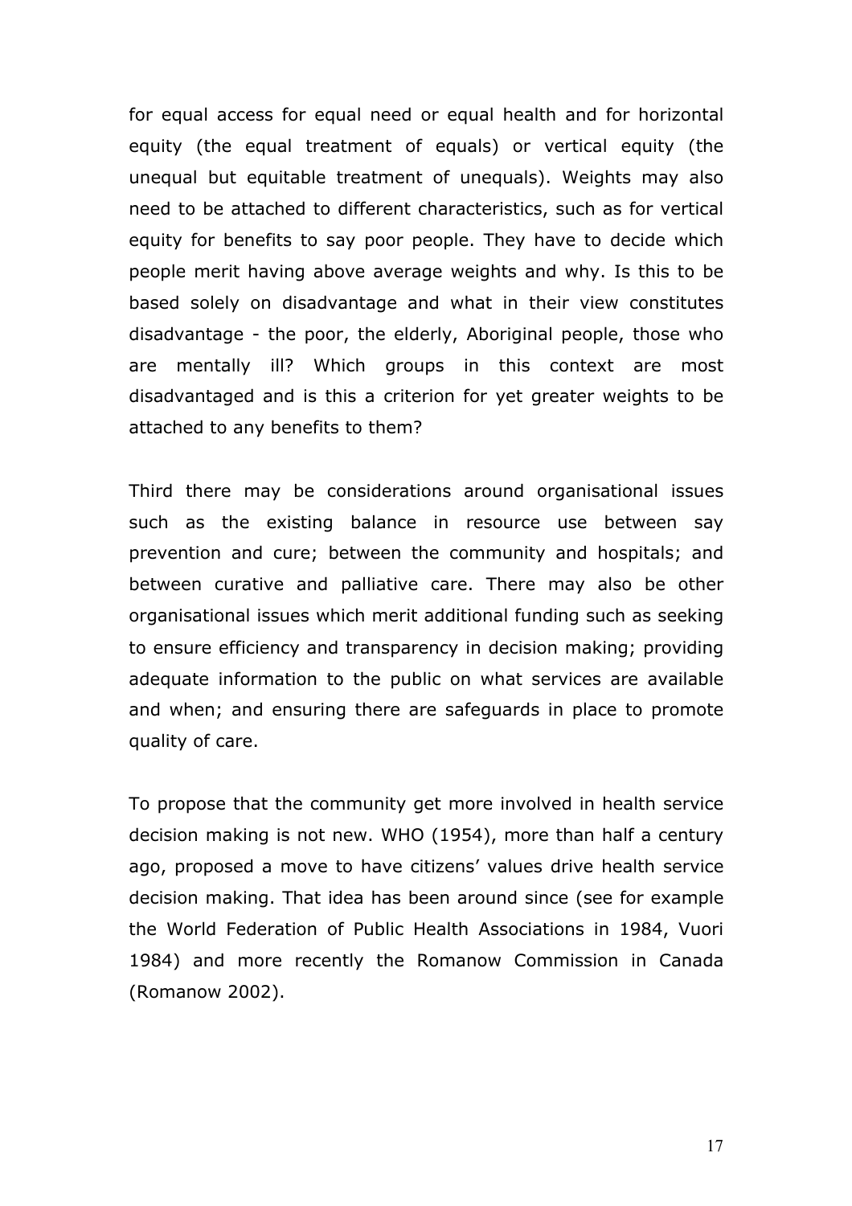for equal access for equal need or equal health and for horizontal equity (the equal treatment of equals) or vertical equity (the unequal but equitable treatment of unequals). Weights may also need to be attached to different characteristics, such as for vertical equity for benefits to say poor people. They have to decide which people merit having above average weights and why. Is this to be based solely on disadvantage and what in their view constitutes disadvantage - the poor, the elderly, Aboriginal people, those who are mentally ill? Which groups in this context are most disadvantaged and is this a criterion for yet greater weights to be attached to any benefits to them?

Third there may be considerations around organisational issues such as the existing balance in resource use between say prevention and cure; between the community and hospitals; and between curative and palliative care. There may also be other organisational issues which merit additional funding such as seeking to ensure efficiency and transparency in decision making; providing adequate information to the public on what services are available and when; and ensuring there are safeguards in place to promote quality of care.

To propose that the community get more involved in health service decision making is not new. WHO (1954), more than half a century ago, proposed a move to have citizens' values drive health service decision making. That idea has been around since (see for example the World Federation of Public Health Associations in 1984, Vuori 1984) and more recently the Romanow Commission in Canada (Romanow 2002).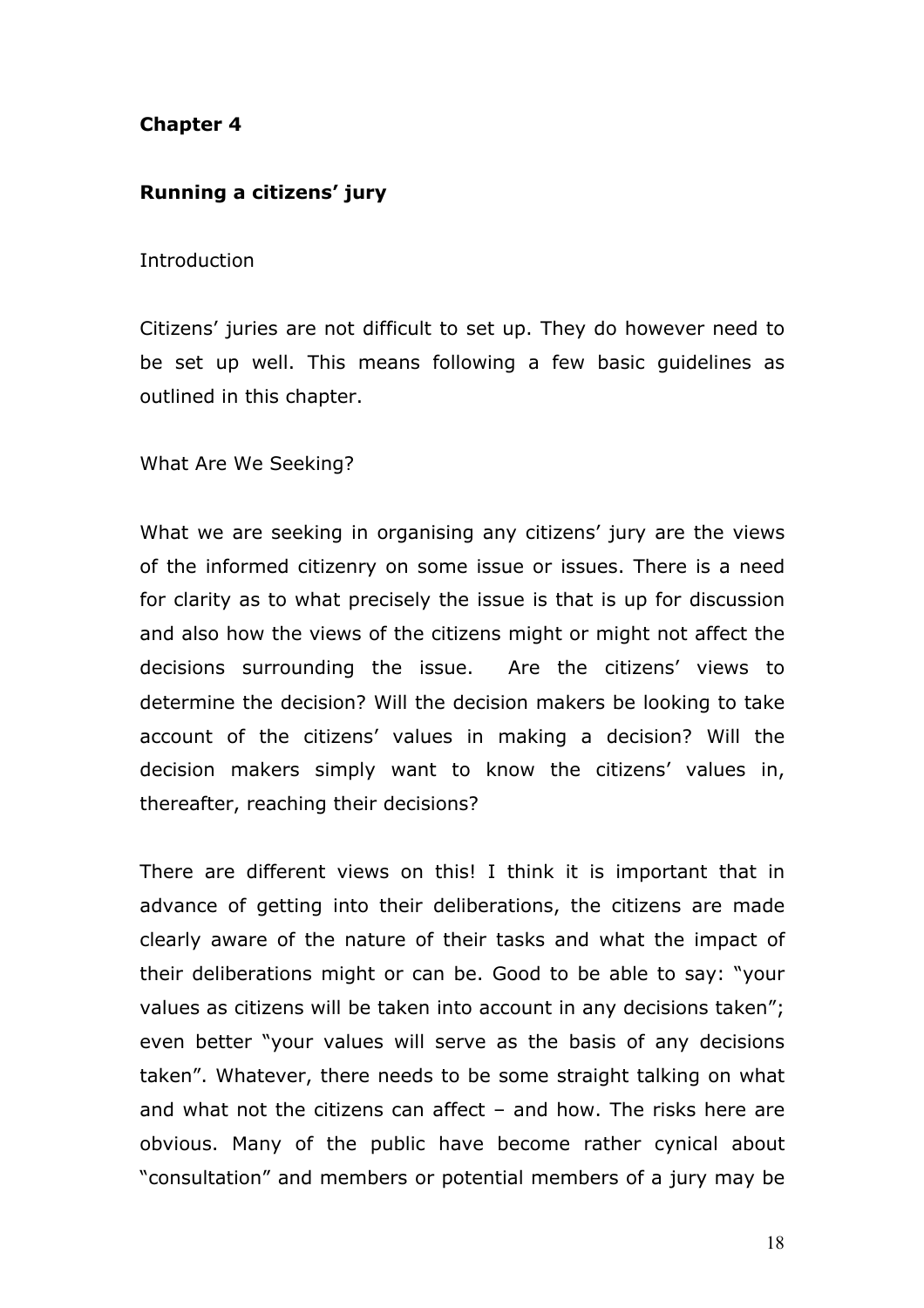## Chapter 4

### Running a citizens' jury

Introduction

Citizens' juries are not difficult to set up. They do however need to be set up well. This means following a few basic guidelines as outlined in this chapter.

What Are We Seeking?

What we are seeking in organising any citizens' jury are the views of the informed citizenry on some issue or issues. There is a need for clarity as to what precisely the issue is that is up for discussion and also how the views of the citizens might or might not affect the decisions surrounding the issue. Are the citizens' views to determine the decision? Will the decision makers be looking to take account of the citizens' values in making a decision? Will the decision makers simply want to know the citizens' values in, thereafter, reaching their decisions?

There are different views on this! I think it is important that in advance of getting into their deliberations, the citizens are made clearly aware of the nature of their tasks and what the impact of their deliberations might or can be. Good to be able to say: "your values as citizens will be taken into account in any decisions taken"; even better "your values will serve as the basis of any decisions taken". Whatever, there needs to be some straight talking on what and what not the citizens can affect – and how. The risks here are obvious. Many of the public have become rather cynical about "consultation" and members or potential members of a jury may be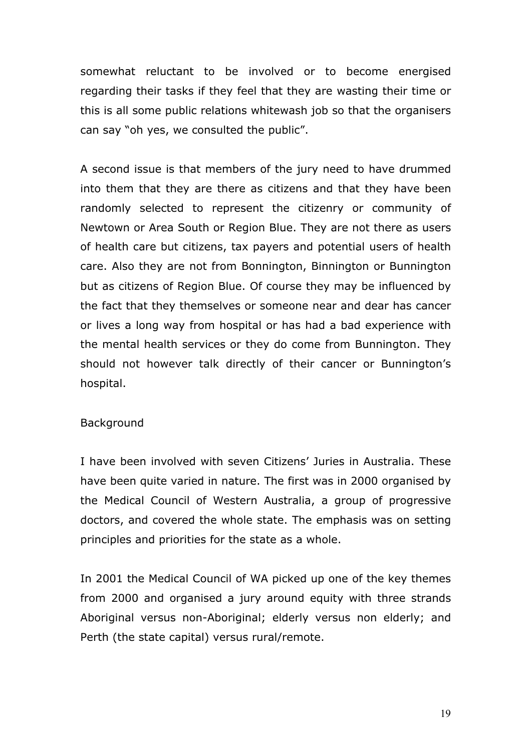somewhat reluctant to be involved or to become energised regarding their tasks if they feel that they are wasting their time or this is all some public relations whitewash job so that the organisers can say "oh yes, we consulted the public".

A second issue is that members of the jury need to have drummed into them that they are there as citizens and that they have been randomly selected to represent the citizenry or community of Newtown or Area South or Region Blue. They are not there as users of health care but citizens, tax payers and potential users of health care. Also they are not from Bonnington, Binnington or Bunnington but as citizens of Region Blue. Of course they may be influenced by the fact that they themselves or someone near and dear has cancer or lives a long way from hospital or has had a bad experience with the mental health services or they do come from Bunnington. They should not however talk directly of their cancer or Bunnington's hospital.

## Background

I have been involved with seven Citizens' Juries in Australia. These have been quite varied in nature. The first was in 2000 organised by the Medical Council of Western Australia, a group of progressive doctors, and covered the whole state. The emphasis was on setting principles and priorities for the state as a whole.

In 2001 the Medical Council of WA picked up one of the key themes from 2000 and organised a jury around equity with three strands Aboriginal versus non-Aboriginal; elderly versus non elderly; and Perth (the state capital) versus rural/remote.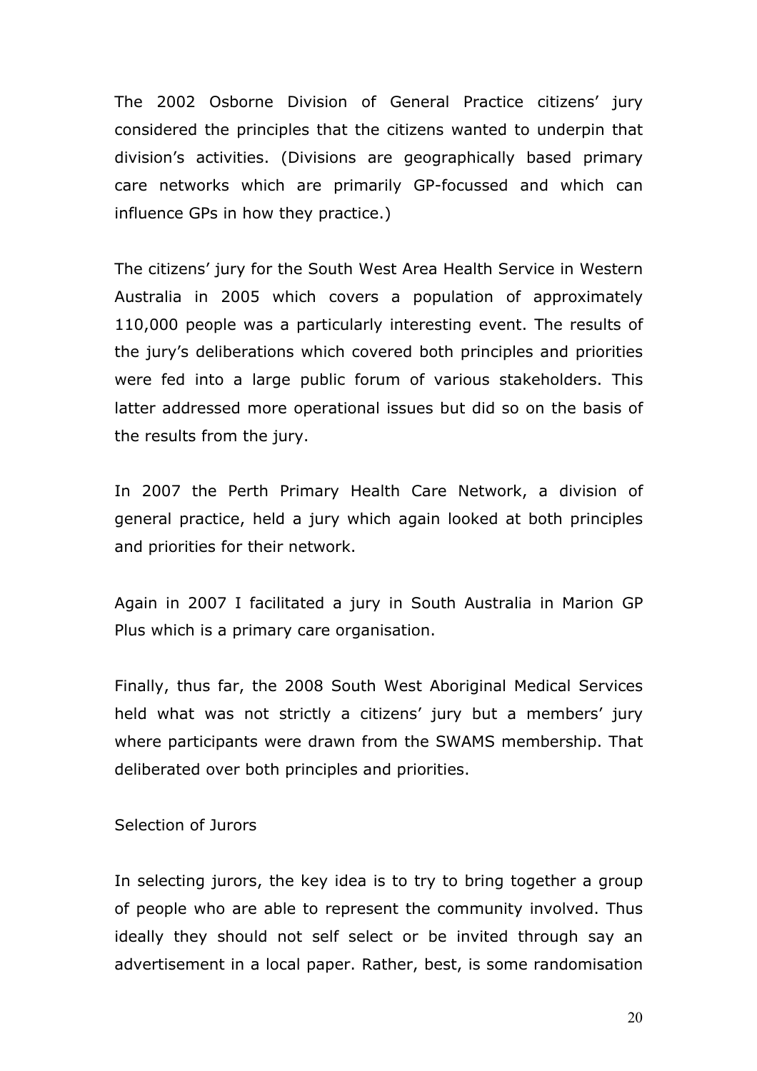The 2002 Osborne Division of General Practice citizens' jury considered the principles that the citizens wanted to underpin that division's activities. (Divisions are geographically based primary care networks which are primarily GP-focussed and which can influence GPs in how they practice.)

The citizens' jury for the South West Area Health Service in Western Australia in 2005 which covers a population of approximately 110,000 people was a particularly interesting event. The results of the jury's deliberations which covered both principles and priorities were fed into a large public forum of various stakeholders. This latter addressed more operational issues but did so on the basis of the results from the jury.

In 2007 the Perth Primary Health Care Network, a division of general practice, held a jury which again looked at both principles and priorities for their network.

Again in 2007 I facilitated a jury in South Australia in Marion GP Plus which is a primary care organisation.

Finally, thus far, the 2008 South West Aboriginal Medical Services held what was not strictly a citizens' jury but a members' jury where participants were drawn from the SWAMS membership. That deliberated over both principles and priorities.

## Selection of Jurors

In selecting jurors, the key idea is to try to bring together a group of people who are able to represent the community involved. Thus ideally they should not self select or be invited through say an advertisement in a local paper. Rather, best, is some randomisation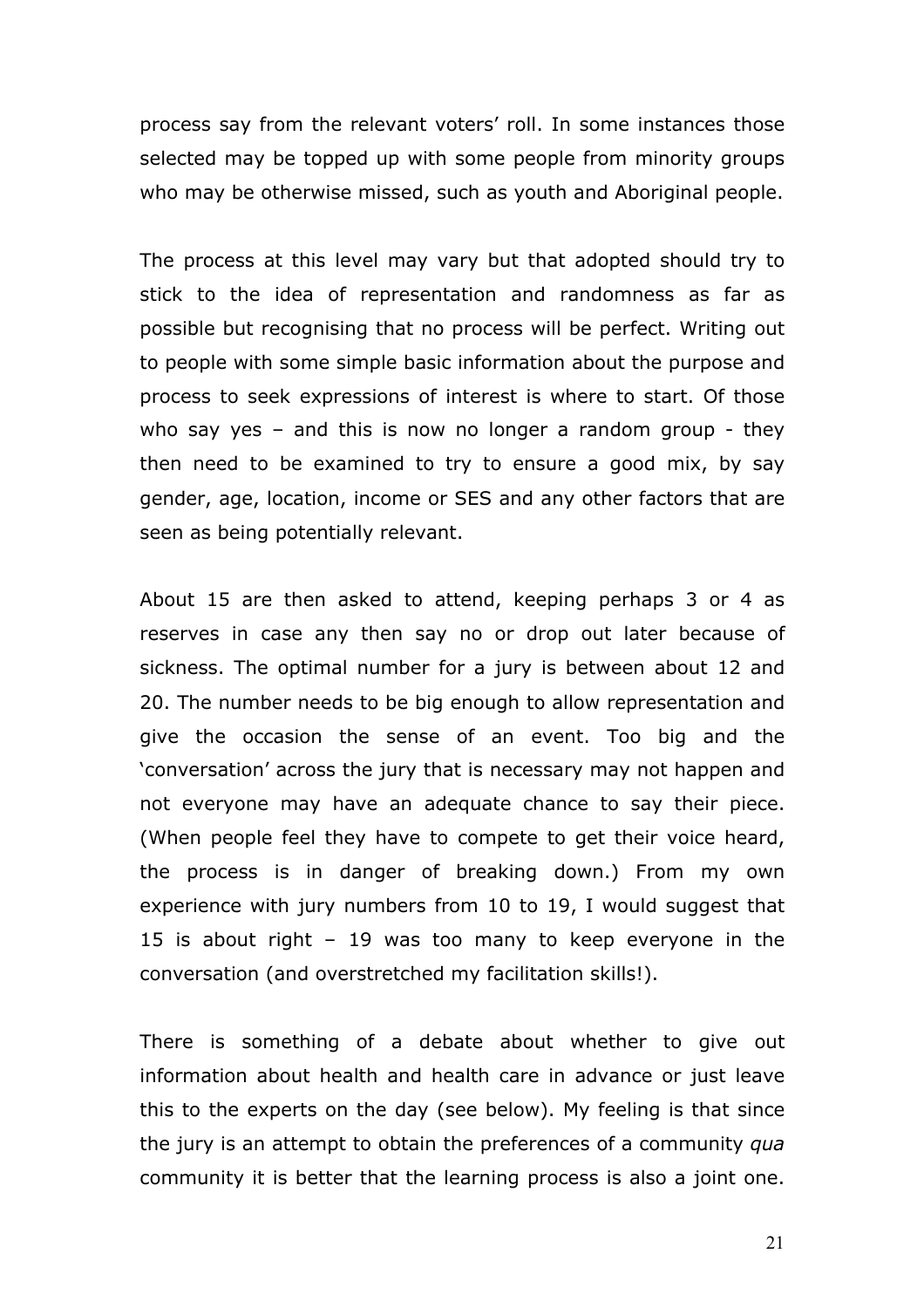process say from the relevant voters' roll. In some instances those selected may be topped up with some people from minority groups who may be otherwise missed, such as youth and Aboriginal people.

The process at this level may vary but that adopted should try to stick to the idea of representation and randomness as far as possible but recognising that no process will be perfect. Writing out to people with some simple basic information about the purpose and process to seek expressions of interest is where to start. Of those who say yes – and this is now no longer a random group - they then need to be examined to try to ensure a good mix, by say gender, age, location, income or SES and any other factors that are seen as being potentially relevant.

About 15 are then asked to attend, keeping perhaps 3 or 4 as reserves in case any then say no or drop out later because of sickness. The optimal number for a jury is between about 12 and 20. The number needs to be big enough to allow representation and give the occasion the sense of an event. Too big and the 'conversation' across the jury that is necessary may not happen and not everyone may have an adequate chance to say their piece. (When people feel they have to compete to get their voice heard, the process is in danger of breaking down.) From my own experience with jury numbers from 10 to 19, I would suggest that 15 is about right – 19 was too many to keep everyone in the conversation (and overstretched my facilitation skills!).

There is something of a debate about whether to give out information about health and health care in advance or just leave this to the experts on the day (see below). My feeling is that since the jury is an attempt to obtain the preferences of a community *qua* community it is better that the learning process is also a joint one.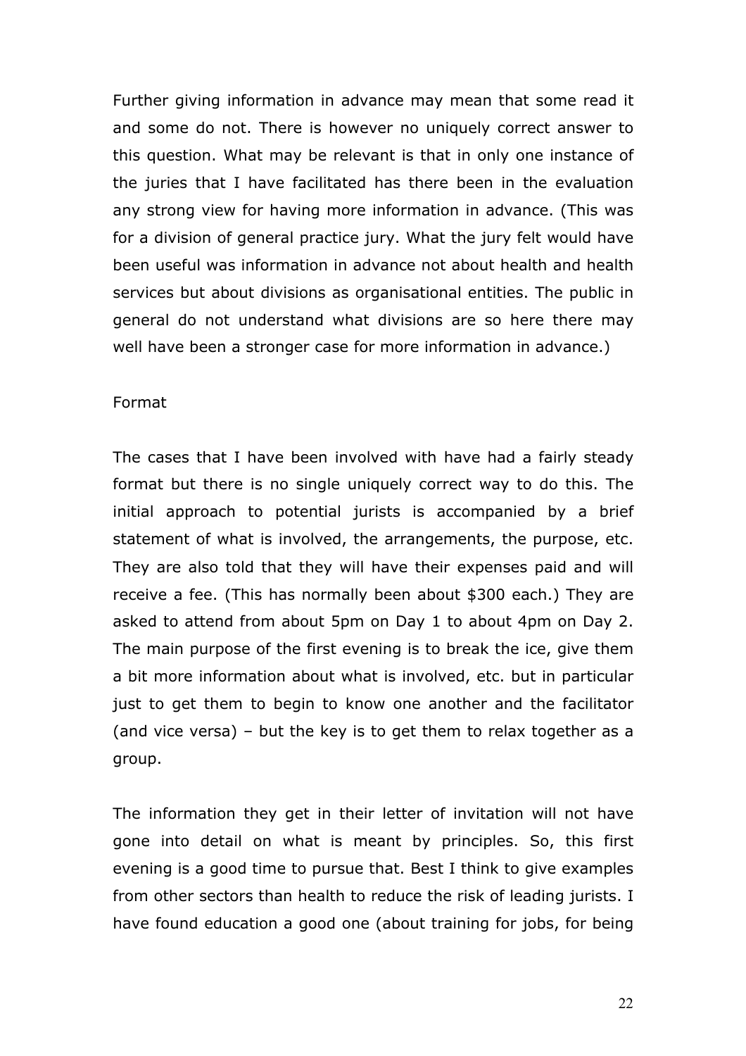Further giving information in advance may mean that some read it and some do not. There is however no uniquely correct answer to this question. What may be relevant is that in only one instance of the juries that I have facilitated has there been in the evaluation any strong view for having more information in advance. (This was for a division of general practice jury. What the jury felt would have been useful was information in advance not about health and health services but about divisions as organisational entities. The public in general do not understand what divisions are so here there may well have been a stronger case for more information in advance.)

## Format

The cases that I have been involved with have had a fairly steady format but there is no single uniquely correct way to do this. The initial approach to potential jurists is accompanied by a brief statement of what is involved, the arrangements, the purpose, etc. They are also told that they will have their expenses paid and will receive a fee. (This has normally been about $300 each.) They are asked to attend from about 5pm on Day 1 to about 4pm on Day 2. The main purpose of the first evening is to break the ice, give them a bit more information about what is involved, etc. but in particular just to get them to begin to know one another and the facilitator (and vice versa) – but the key is to get them to relax together as a group.

The information they get in their letter of invitation will not have gone into detail on what is meant by principles. So, this first evening is a good time to pursue that. Best I think to give examples from other sectors than health to reduce the risk of leading jurists. I have found education a good one (about training for jobs, for being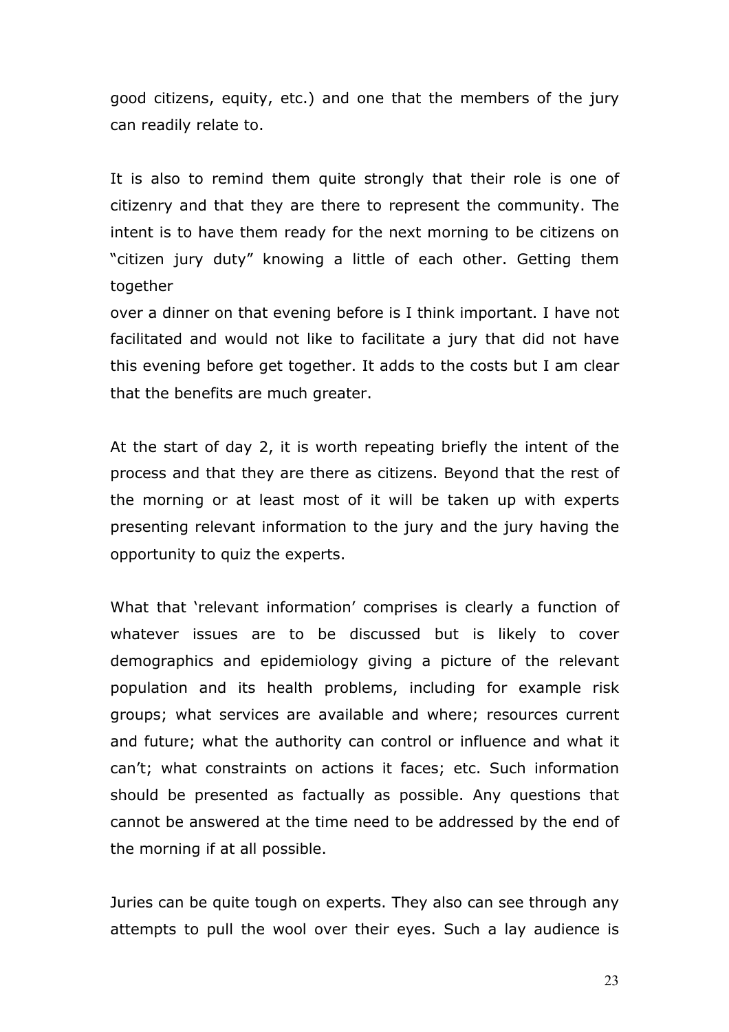good citizens, equity, etc.) and one that the members of the jury can readily relate to.

It is also to remind them quite strongly that their role is one of citizenry and that they are there to represent the community. The intent is to have them ready for the next morning to be citizens on "citizen jury duty" knowing a little of each other. Getting them together over a dinner on that evening before is I think important. I have not facilitated and would not like to facilitate a jury that did not have this evening before get together. It adds to the costs but I am clear that the benefits are much greater.

At the start of day 2, it is worth repeating briefly the intent of the process and that they are there as citizens. Beyond that the rest of the morning or at least most of it will be taken up with experts presenting relevant information to the jury and the jury having the opportunity to quiz the experts.

What that 'relevant information' comprises is clearly a function of whatever issues are to be discussed but is likely to cover demographics and epidemiology giving a picture of the relevant population and its health problems, including for example risk groups; what services are available and where; resources current and future; what the authority can control or influence and what it can't; what constraints on actions it faces; etc. Such information should be presented as factually as possible. Any questions that cannot be answered at the time need to be addressed by the end of the morning if at all possible.

Juries can be quite tough on experts. They also can see through any attempts to pull the wool over their eyes. Such a lay audience is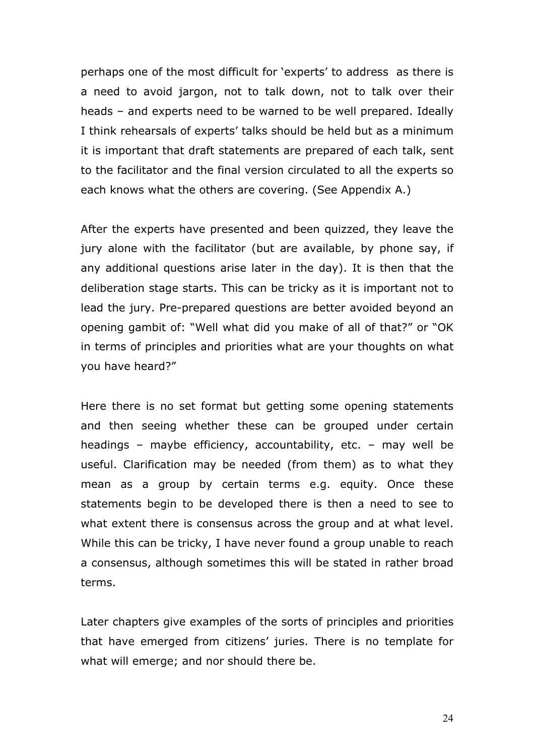perhaps one of the most difficult for 'experts' to address as there is a need to avoid jargon, not to talk down, not to talk over their heads – and experts need to be warned to be well prepared. Ideally I think rehearsals of experts' talks should be held but as a minimum it is important that draft statements are prepared of each talk, sent to the facilitator and the final version circulated to all the experts so each knows what the others are covering. (See Appendix A.)

After the experts have presented and been quizzed, they leave the jury alone with the facilitator (but are available, by phone say, if any additional questions arise later in the day). It is then that the deliberation stage starts. This can be tricky as it is important not to lead the jury. Pre-prepared questions are better avoided beyond an opening gambit of: "Well what did you make of all of that?" or "OK in terms of principles and priorities what are your thoughts on what you have heard?"

Here there is no set format but getting some opening statements and then seeing whether these can be grouped under certain headings – maybe efficiency, accountability, etc. – may well be useful. Clarification may be needed (from them) as to what they mean as a group by certain terms e.g. equity. Once these statements begin to be developed there is then a need to see to what extent there is consensus across the group and at what level. While this can be tricky, I have never found a group unable to reach a consensus, although sometimes this will be stated in rather broad terms.

Later chapters give examples of the sorts of principles and priorities that have emerged from citizens' juries. There is no template for what will emerge; and nor should there be.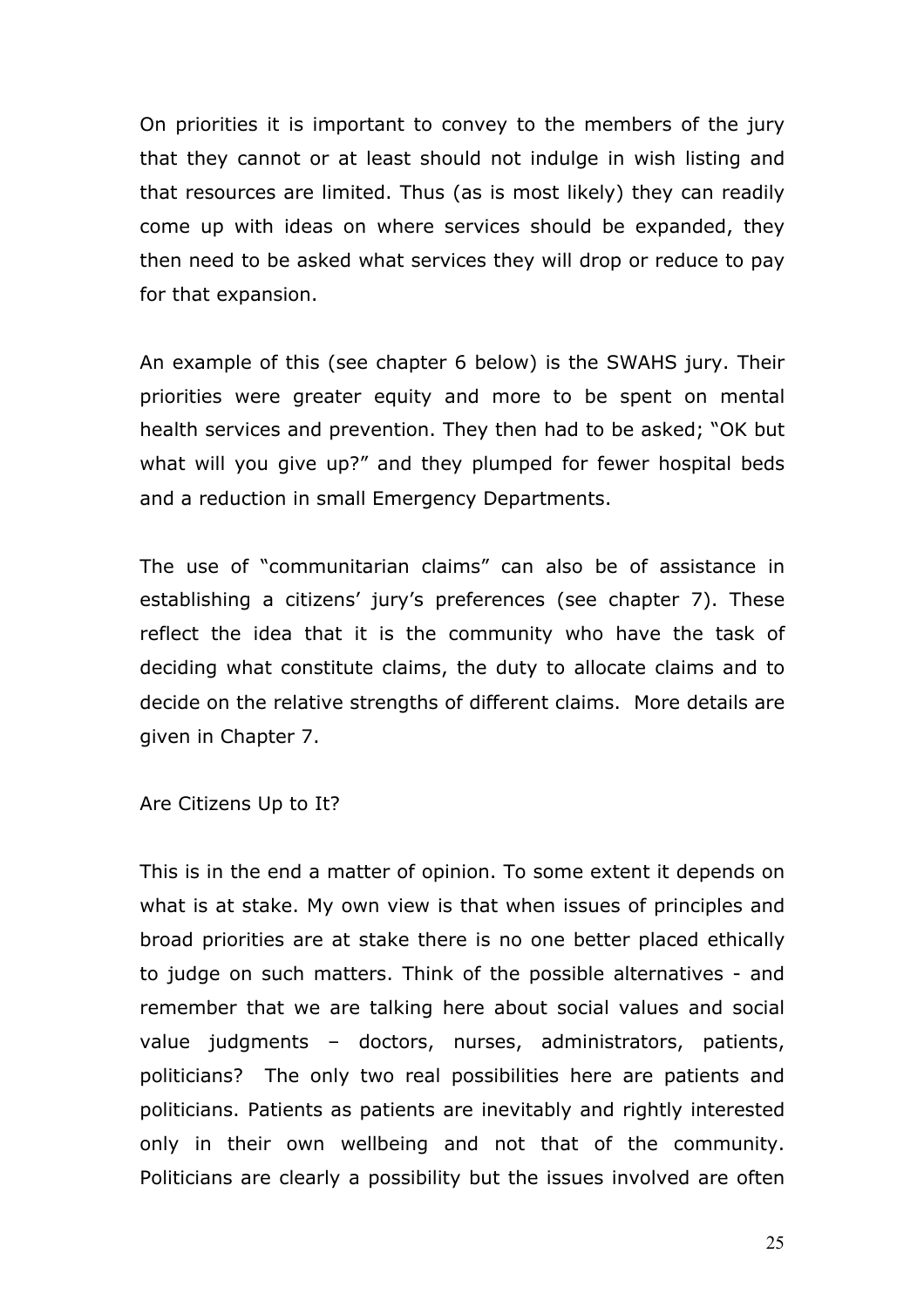On priorities it is important to convey to the members of the jury that they cannot or at least should not indulge in wish listing and that resources are limited. Thus (as is most likely) they can readily come up with ideas on where services should be expanded, they then need to be asked what services they will drop or reduce to pay for that expansion.

An example of this (see chapter 6 below) is the SWAHS jury. Their priorities were greater equity and more to be spent on mental health services and prevention. They then had to be asked; "OK but what will you give up?" and they plumped for fewer hospital beds and a reduction in small Emergency Departments.

The use of "communitarian claims" can also be of assistance in establishing a citizens' jury's preferences (see chapter 7). These reflect the idea that it is the community who have the task of deciding what constitute claims, the duty to allocate claims and to decide on the relative strengths of different claims. More details are given in Chapter 7.

## Are Citizens Up to It?

This is in the end a matter of opinion. To some extent it depends on what is at stake. My own view is that when issues of principles and broad priorities are at stake there is no one better placed ethically to judge on such matters. Think of the possible alternatives - and remember that we are talking here about social values and social value judgments – doctors, nurses, administrators, patients, politicians? The only two real possibilities here are patients and politicians. Patients as patients are inevitably and rightly interested only in their own wellbeing and not that of the community. Politicians are clearly a possibility but the issues involved are often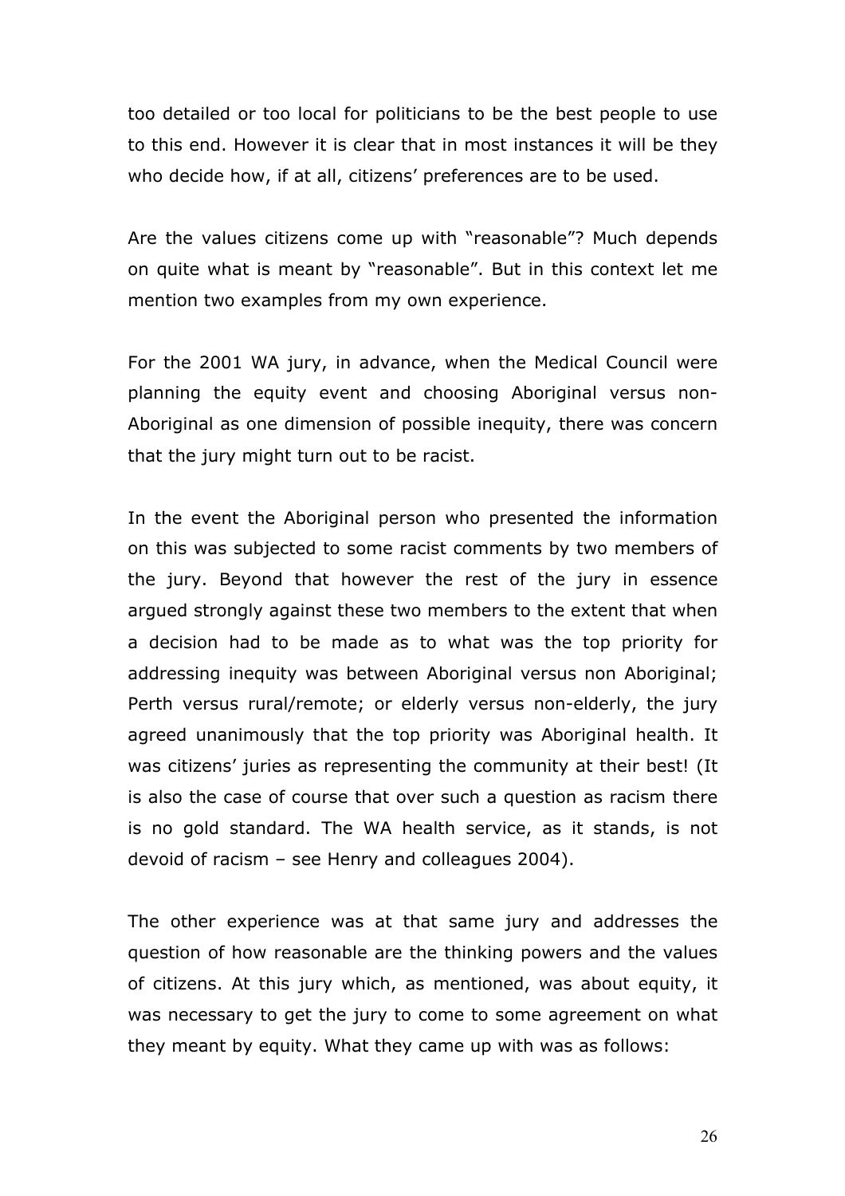too detailed or too local for politicians to be the best people to use to this end. However it is clear that in most instances it will be they who decide how, if at all, citizens' preferences are to be used.

Are the values citizens come up with "reasonable"? Much depends on quite what is meant by "reasonable". But in this context let me mention two examples from my own experience.

For the 2001 WA jury, in advance, when the Medical Council were planning the equity event and choosing Aboriginal versus non-Aboriginal as one dimension of possible inequity, there was concern that the jury might turn out to be racist.

In the event the Aboriginal person who presented the information on this was subjected to some racist comments by two members of the jury. Beyond that however the rest of the jury in essence argued strongly against these two members to the extent that when a decision had to be made as to what was the top priority for addressing inequity was between Aboriginal versus non Aboriginal; Perth versus rural/remote; or elderly versus non-elderly, the jury agreed unanimously that the top priority was Aboriginal health. It was citizens' juries as representing the community at their best! (It is also the case of course that over such a question as racism there is no gold standard. The WA health service, as it stands, is not devoid of racism – see Henry and colleagues 2004).

The other experience was at that same jury and addresses the question of how reasonable are the thinking powers and the values of citizens. At this jury which, as mentioned, was about equity, it was necessary to get the jury to come to some agreement on what they meant by equity. What they came up with was as follows: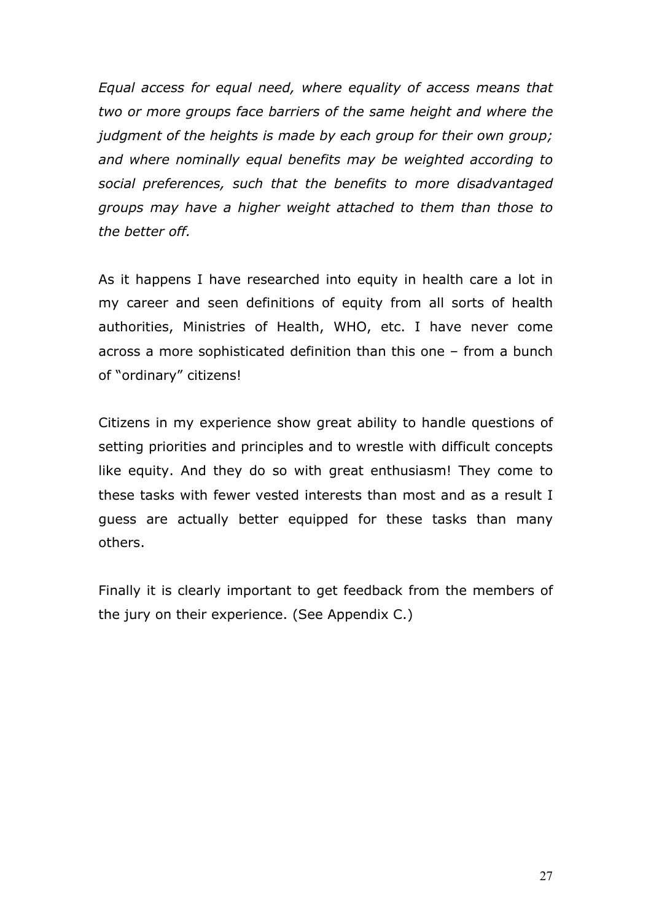*Equal access for equal need, where equality of access means that two or more groups face barriers of the same height and where the judgment of the heights is made by each group for their own group; and where nominally equal benefits may be weighted according to social preferences, such that the benefits to more disadvantaged groups may have a higher weight attached to them than those to the better off.*

As it happens I have researched into equity in health care a lot in my career and seen definitions of equity from all sorts of health authorities, Ministries of Health, WHO, etc. I have never come across a more sophisticated definition than this one – from a bunch of "ordinary" citizens!

Citizens in my experience show great ability to handle questions of setting priorities and principles and to wrestle with difficult concepts like equity. And they do so with great enthusiasm! They come to these tasks with fewer vested interests than most and as a result I guess are actually better equipped for these tasks than many others.

Finally it is clearly important to get feedback from the members of the jury on their experience. (See Appendix C.)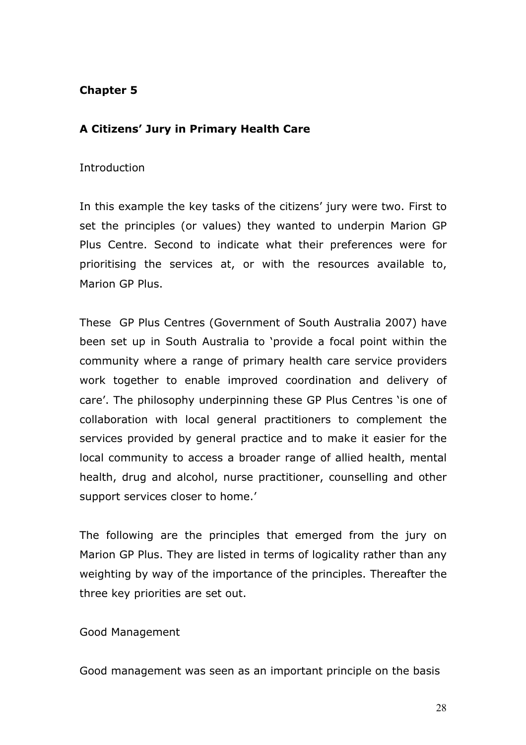**Chapter 5**

**A Citizens' Jury in Primary Health Care**

Introduction

In this example the key tasks of the citizens' jury were two. First to set the principles (or values) they wanted to underpin Marion GP Plus Centre. Second to indicate what their preferences were for prioritising the services at, or with the resources available to, Marion GP Plus.

These GP Plus Centres (Government of South Australia 2007) have been set up in South Australia to 'provide a focal point within the community where a range of primary health care service providers work together to enable improved coordination and delivery of care'. The philosophy underpinning these GP Plus Centres 'is one of collaboration with local general practitioners to complement the services provided by general practice and to make it easier for the local community to access a broader range of allied health, mental health, drug and alcohol, nurse practitioner, counselling and other support services closer to home.'

The following are the principles that emerged from the jury on Marion GP Plus. They are listed in terms of logicality rather than any weighting by way of the importance of the principles. Thereafter the three key priorities are set out.

Good Management

Good management was seen as an important principle on the basis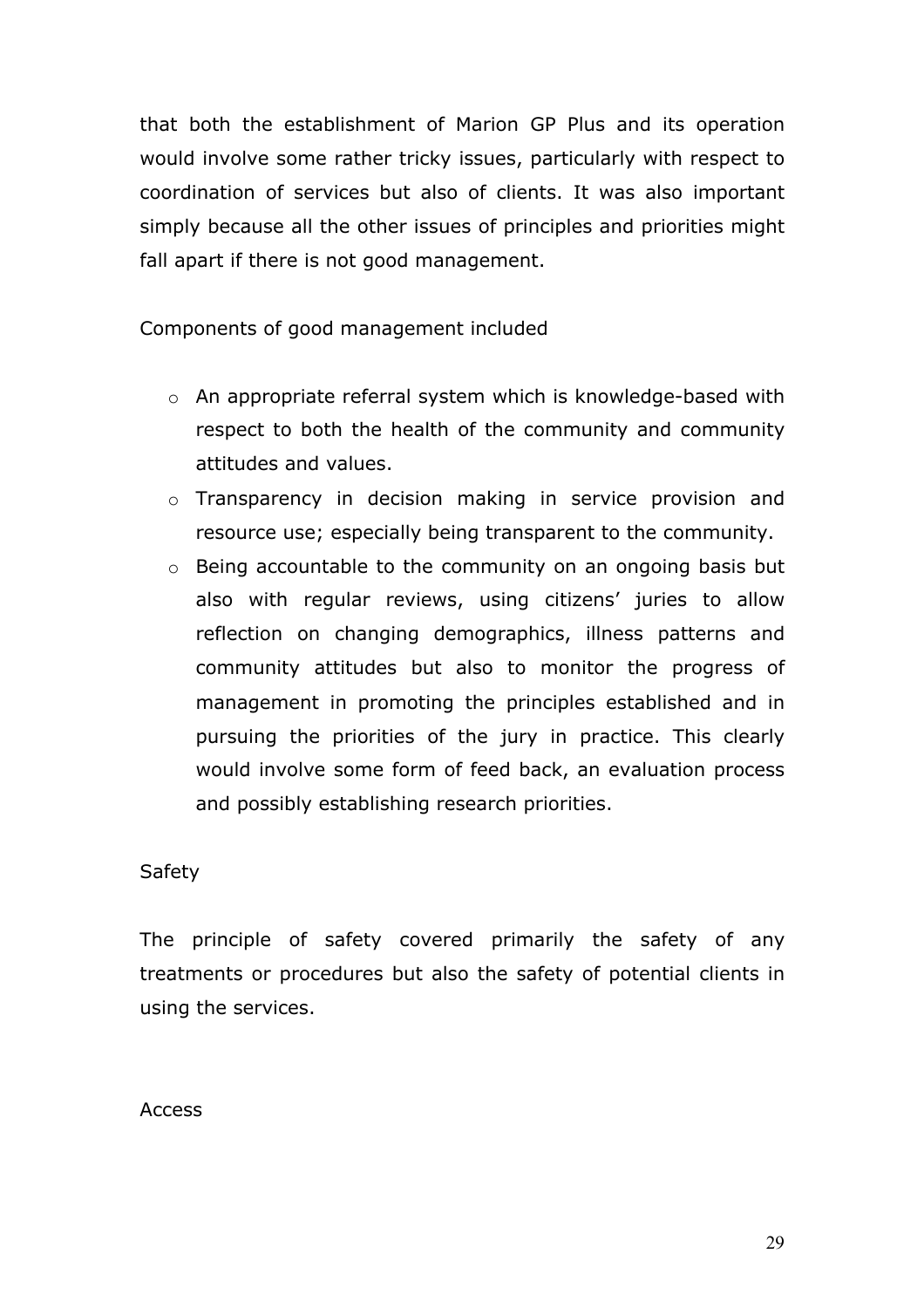that both the establishment of Marion GP Plus and its operation would involve some rather tricky issues, particularly with respect to coordination of services but also of clients. It was also important simply because all the other issues of principles and priorities might fall apart if there is not good management.

Components of good management included

- An appropriate referral system which is knowledge-based with respect to both the health of the community and community attitudes and values.
- Transparency in decision making in service provision and resource use; especially being transparent to the community.
- Being accountable to the community on an ongoing basis but also with regular reviews, using citizens' juries to allow reflection on changing demographics, illness patterns and community attitudes but also to monitor the progress of management in promoting the principles established and in pursuing the priorities of the jury in practice. This clearly would involve some form of feed back, an evaluation process and possibly establishing research priorities.

Safety

The principle of safety covered primarily the safety of any treatments or procedures but also the safety of potential clients in using the services.

Access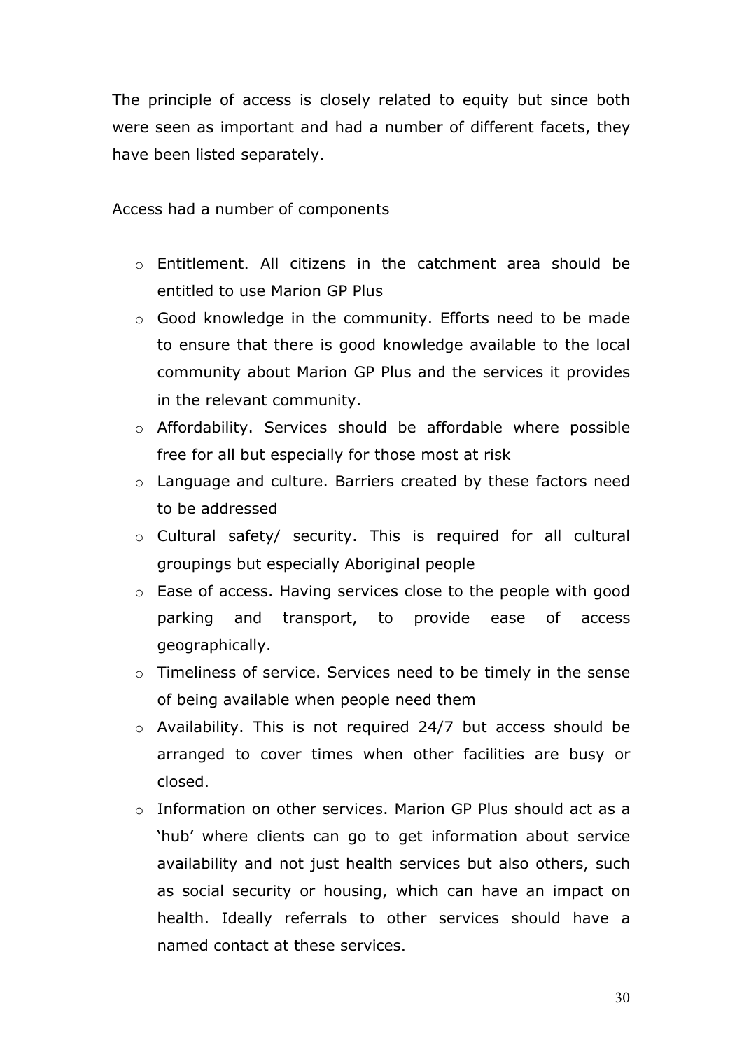The principle of access is closely related to equity but since both were seen as important and had a number of different facets, they have been listed separately.

Access had a number of components

- Entitlement. All citizens in the catchment area should be entitled to use Marion GP Plus
- Good knowledge in the community. Efforts need to be made to ensure that there is good knowledge available to the local community about Marion GP Plus and the services it provides in the relevant community.
- Affordability. Services should be affordable where possible free for all but especially for those most at risk
- Language and culture. Barriers created by these factors need to be addressed
- Cultural safety/ security. This is required for all cultural groupings but especially Aboriginal people
- Ease of access. Having services close to the people with good parking and transport, to provide ease of access geographically.
- Timeliness of service. Services need to be timely in the sense of being available when people need them
- Availability. This is not required 24/7 but access should be arranged to cover times when other facilities are busy or closed.
- Information on other services. Marion GP Plus should act as a 'hub' where clients can go to get information about service availability and not just health services but also others, such as social security or housing, which can have an impact on health. Ideally referrals to other services should have a named contact at these services.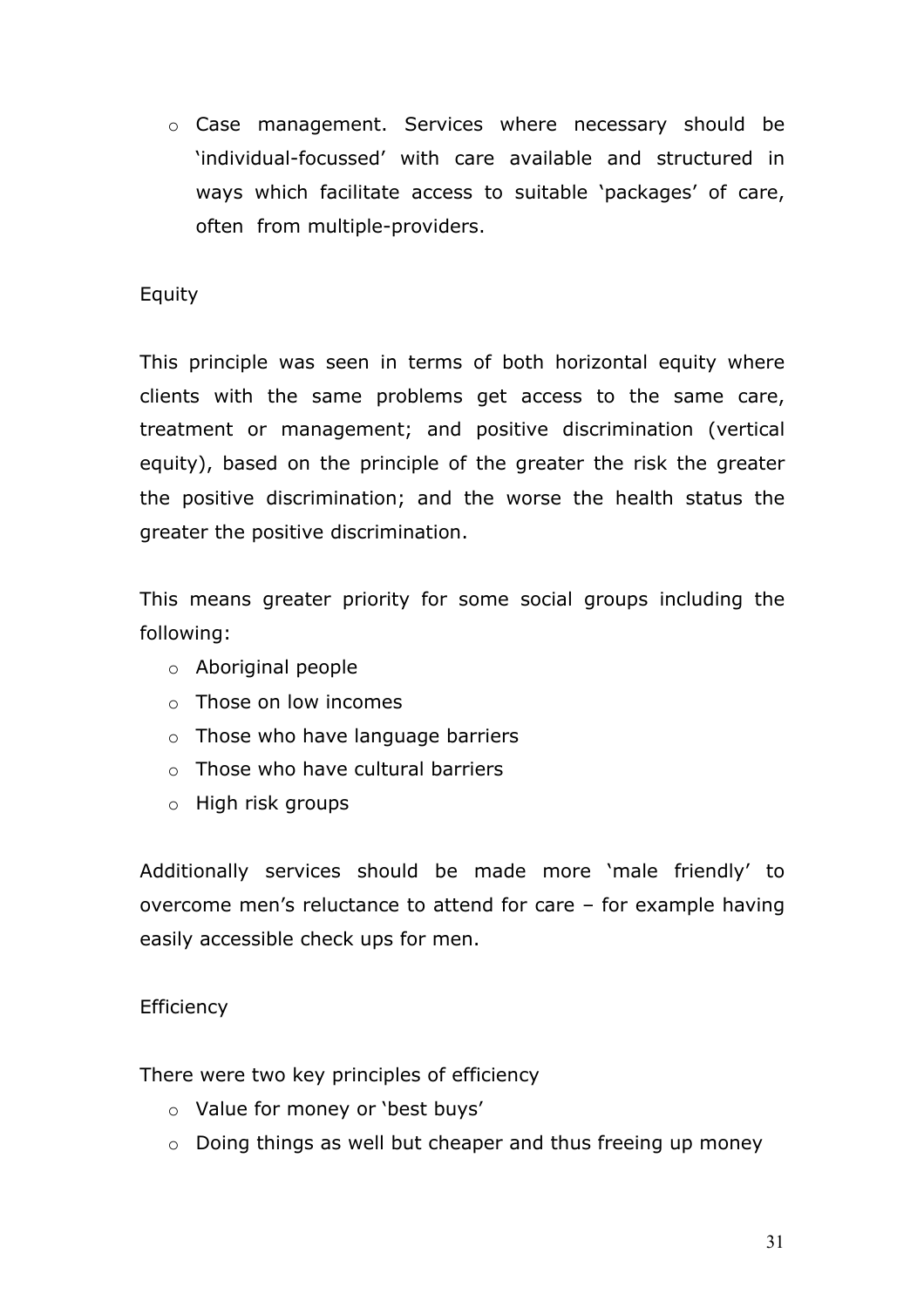- Case management. Services where necessary should be 'individual-focussed' with care available and structured in ways which facilitate access to suitable 'packages' of care, often from multiple-providers.

Equity

This principle was seen in terms of both horizontal equity where clients with the same problems get access to the same care, treatment or management; and positive discrimination (vertical equity), based on the principle of the greater the risk the greater the positive discrimination; and the worse the health status the greater the positive discrimination.

This means greater priority for some social groups including the following:

- Aboriginal people
- Those on low incomes
- Those who have language barriers
- Those who have cultural barriers
- High risk groups

Additionally services should be made more 'male friendly' to overcome men's reluctance to attend for care – for example having easily accessible check ups for men.

Efficiency

There were two key principles of efficiency

- Value for money or 'best buys'
- Doing things as well but cheaper and thus freeing up money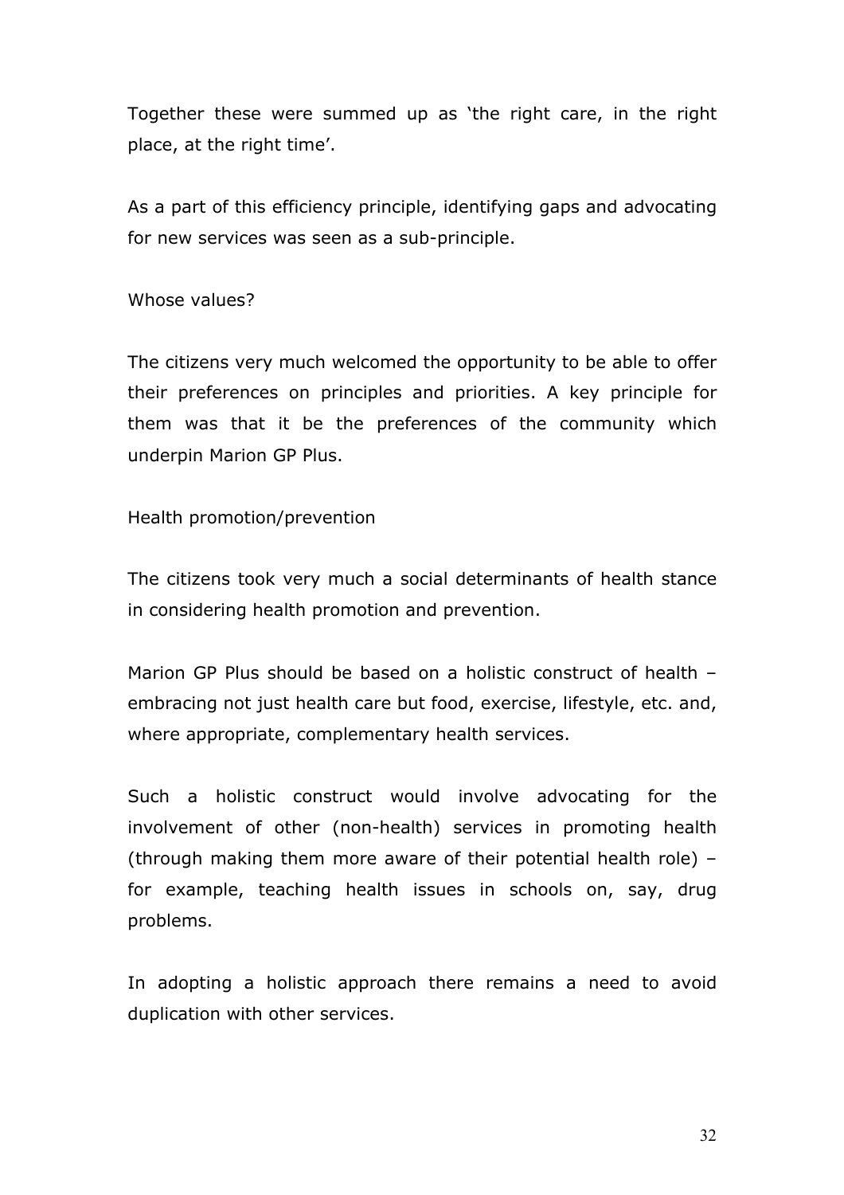Together these were summed up as 'the right care, in the right place, at the right time'.

As a part of this efficiency principle, identifying gaps and advocating for new services was seen as a sub-principle.

### Whose values?

The citizens very much welcomed the opportunity to be able to offer their preferences on principles and priorities. A key principle for them was that it be the preferences of the community which underpin Marion GP Plus.

### Health promotion/prevention

The citizens took very much a social determinants of health stance in considering health promotion and prevention.

Marion GP Plus should be based on a holistic construct of health – embracing not just health care but food, exercise, lifestyle, etc. and, where appropriate, complementary health services.

Such a holistic construct would involve advocating for the involvement of other (non-health) services in promoting health (through making them more aware of their potential health role) – for example, teaching health issues in schools on, say, drug problems.

In adopting a holistic approach there remains a need to avoid duplication with other services.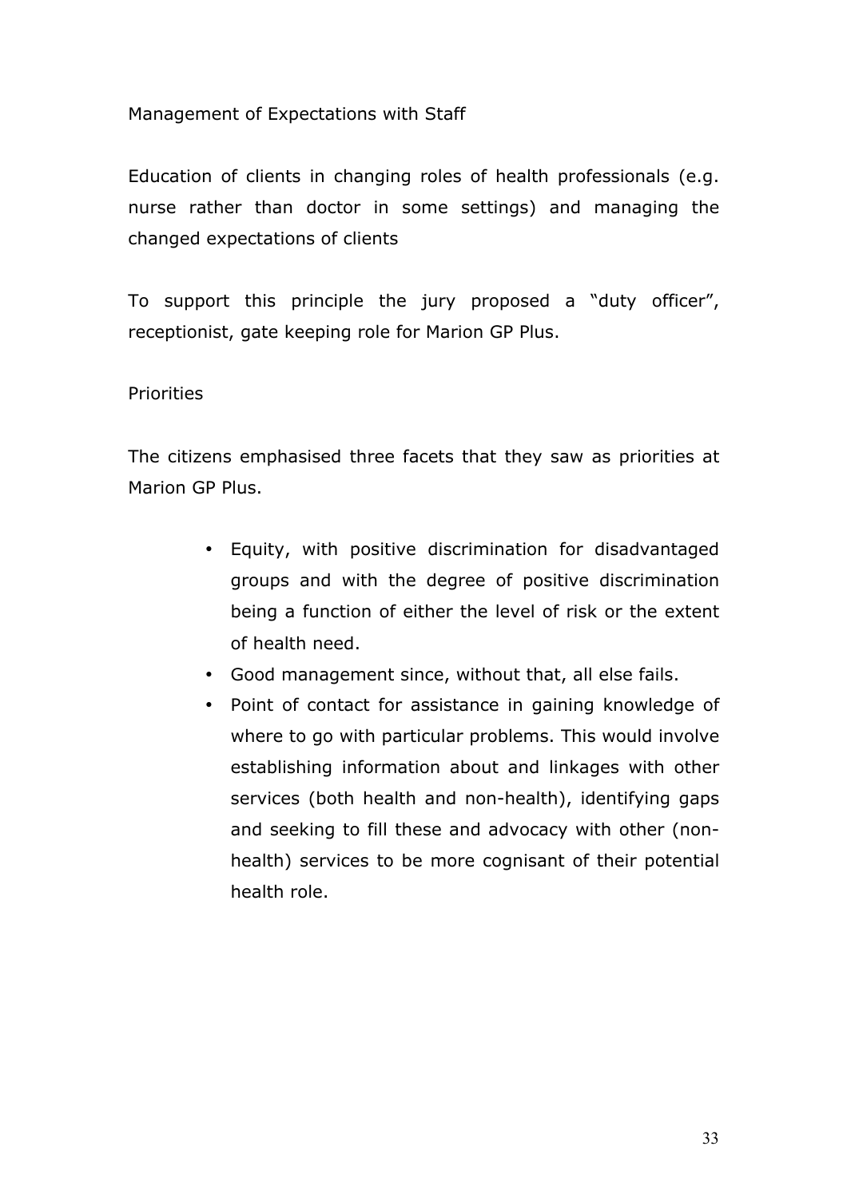Management of Expectations with Staff

Education of clients in changing roles of health professionals (e.g. nurse rather than doctor in some settings) and managing the changed expectations of clients

To support this principle the jury proposed a “duty officer”, receptionist, gate keeping role for Marion GP Plus.

Priorities

The citizens emphasised three facets that they saw as priorities at Marion GP Plus.

- Equity, with positive discrimination for disadvantaged groups and with the degree of positive discrimination being a function of either the level of risk or the extent of health need.
- Good management since, without that, all else fails.
- Point of contact for assistance in gaining knowledge of where to go with particular problems. This would involve establishing information about and linkages with other services (both health and non-health), identifying gaps and seeking to fill these and advocacy with other (non-health) services to be more cognisant of their potential health role.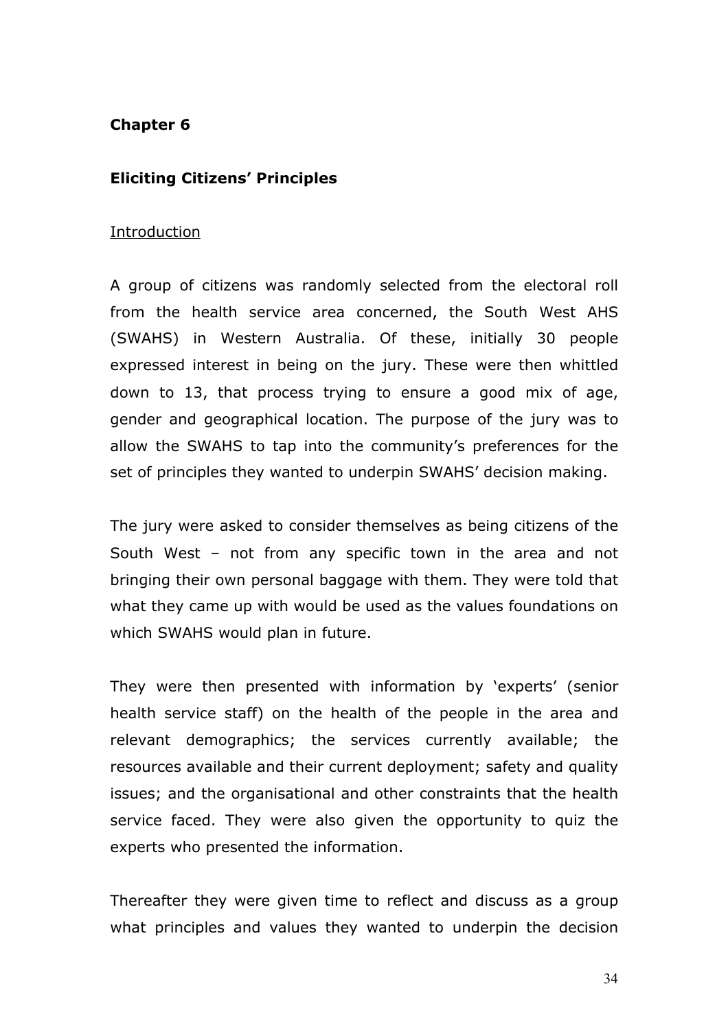## Chapter 6

### Eliciting Citizens' Principles

Introduction

A group of citizens was randomly selected from the electoral roll from the health service area concerned, the South West AHS (SWAHS) in Western Australia. Of these, initially 30 people expressed interest in being on the jury. These were then whittled down to 13, that process trying to ensure a good mix of age, gender and geographical location. The purpose of the jury was to allow the SWAHS to tap into the community's preferences for the set of principles they wanted to underpin SWAHS' decision making.

The jury were asked to consider themselves as being citizens of the South West – not from any specific town in the area and not bringing their own personal baggage with them. They were told that what they came up with would be used as the values foundations on which SWAHS would plan in future.

They were then presented with information by 'experts' (senior health service staff) on the health of the people in the area and relevant demographics; the services currently available; the resources available and their current deployment; safety and quality issues; and the organisational and other constraints that the health service faced. They were also given the opportunity to quiz the experts who presented the information.

Thereafter they were given time to reflect and discuss as a group what principles and values they wanted to underpin the decision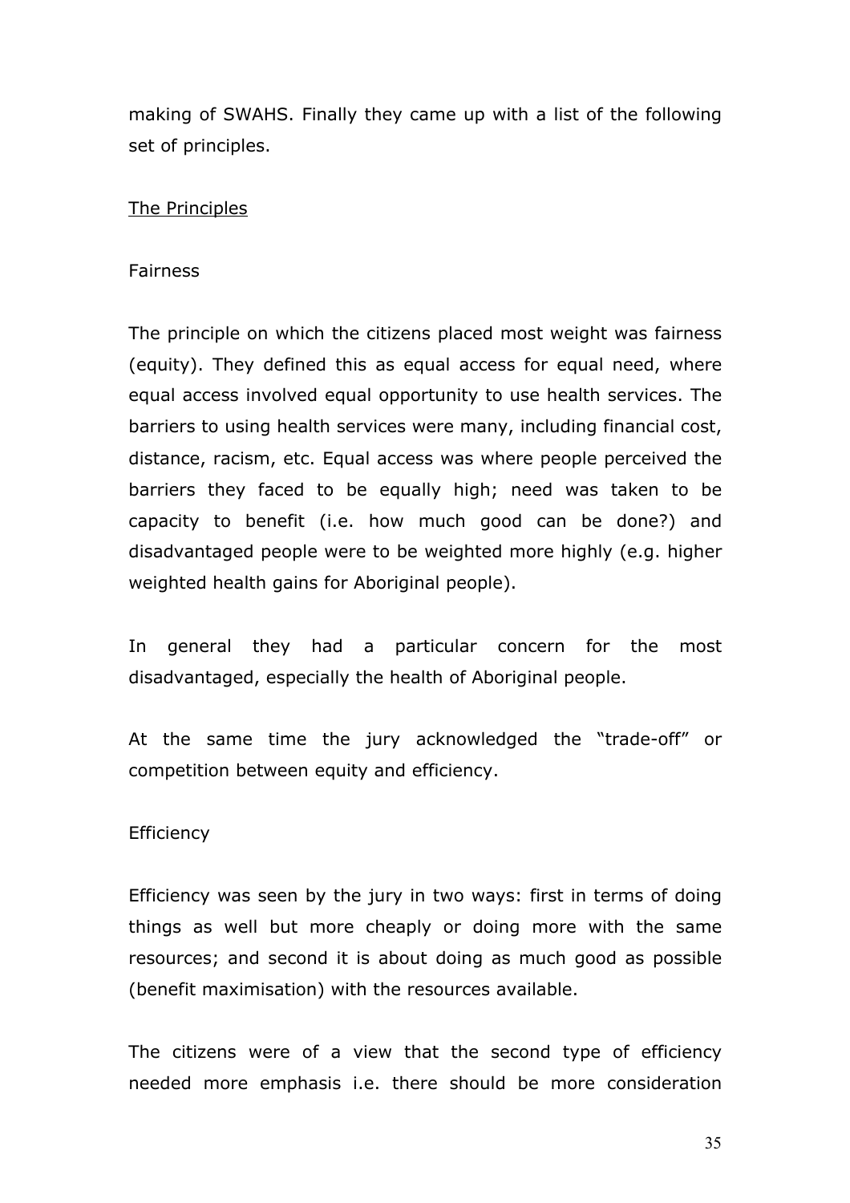making of SWAHS. Finally they came up with a list of the following set of principles.

<u>The Principles</u>

Fairness

The principle on which the citizens placed most weight was fairness (equity). They defined this as equal access for equal need, where equal access involved equal opportunity to use health services. The barriers to using health services were many, including financial cost, distance, racism, etc. Equal access was where people perceived the barriers they faced to be equally high; need was taken to be capacity to benefit (i.e. how much good can be done?) and disadvantaged people were to be weighted more highly (e.g. higher weighted health gains for Aboriginal people).

In general they had a particular concern for the most disadvantaged, especially the health of Aboriginal people.

At the same time the jury acknowledged the "trade-off" or competition between equity and efficiency.

Efficiency

Efficiency was seen by the jury in two ways: first in terms of doing things as well but more cheaply or doing more with the same resources; and second it is about doing as much good as possible (benefit maximisation) with the resources available.

The citizens were of a view that the second type of efficiency needed more emphasis i.e. there should be more consideration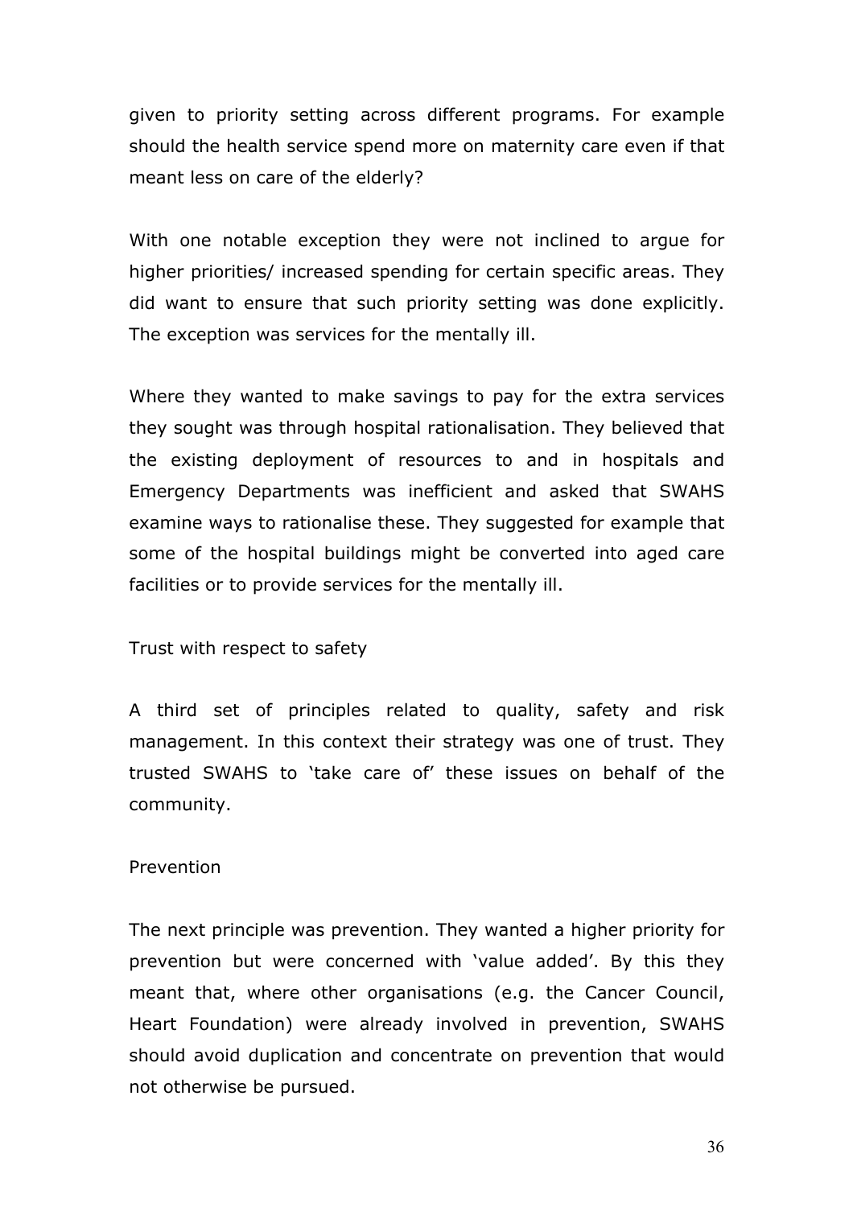given to priority setting across different programs. For example should the health service spend more on maternity care even if that meant less on care of the elderly?

With one notable exception they were not inclined to argue for higher priorities/ increased spending for certain specific areas. They did want to ensure that such priority setting was done explicitly. The exception was services for the mentally ill.

Where they wanted to make savings to pay for the extra services they sought was through hospital rationalisation. They believed that the existing deployment of resources to and in hospitals and Emergency Departments was inefficient and asked that SWAHS examine ways to rationalise these. They suggested for example that some of the hospital buildings might be converted into aged care facilities or to provide services for the mentally ill.

Trust with respect to safety

A third set of principles related to quality, safety and risk management. In this context their strategy was one of trust. They trusted SWAHS to 'take care of' these issues on behalf of the community.

Prevention

The next principle was prevention. They wanted a higher priority for prevention but were concerned with 'value added'. By this they meant that, where other organisations (e.g. the Cancer Council, Heart Foundation) were already involved in prevention, SWAHS should avoid duplication and concentrate on prevention that would not otherwise be pursued.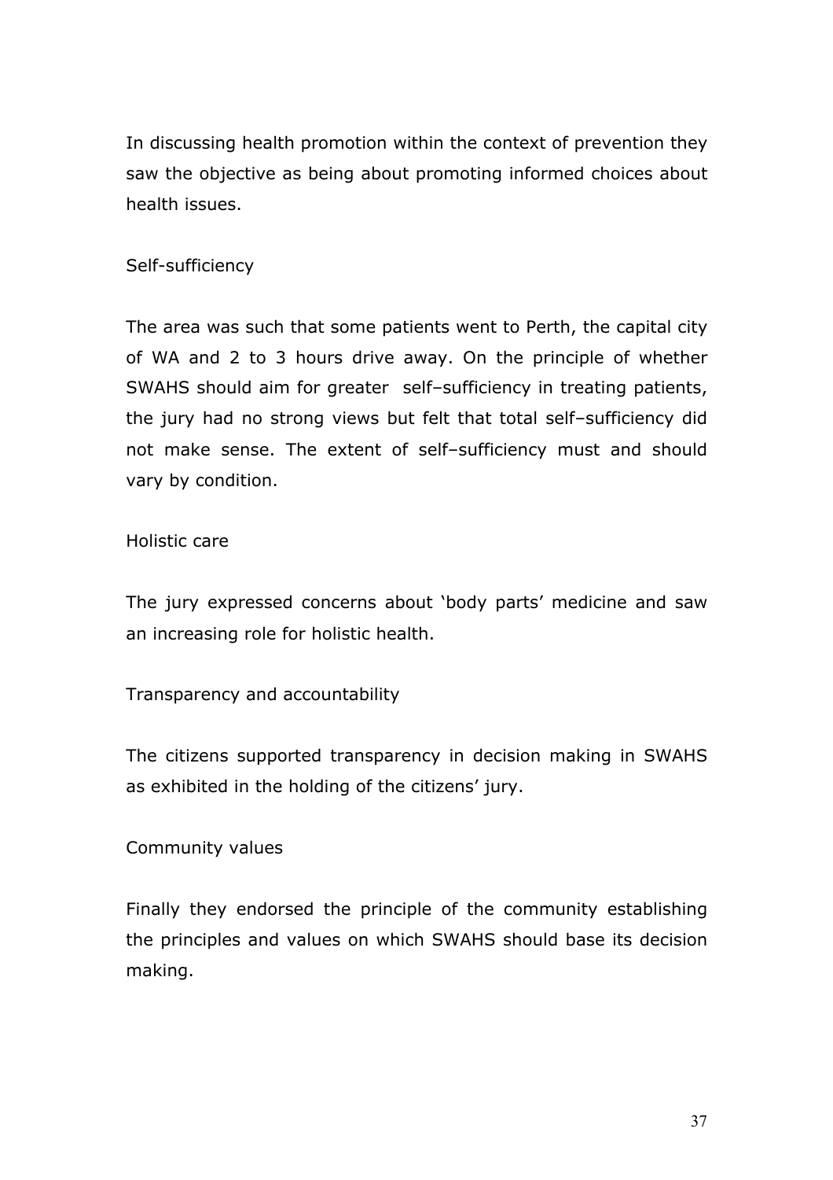In discussing health promotion within the context of prevention they saw the objective as being about promoting informed choices about health issues.

Self-sufficiency

The area was such that some patients went to Perth, the capital city of WA and 2 to 3 hours drive away. On the principle of whether SWAHS should aim for greater self–sufficiency in treating patients, the jury had no strong views but felt that total self–sufficiency did not make sense. The extent of self–sufficiency must and should vary by condition.

Holistic care

The jury expressed concerns about 'body parts' medicine and saw an increasing role for holistic health.

Transparency and accountability

The citizens supported transparency in decision making in SWAHS as exhibited in the holding of the citizens' jury.

Community values

Finally they endorsed the principle of the community establishing the principles and values on which SWAHS should base its decision making.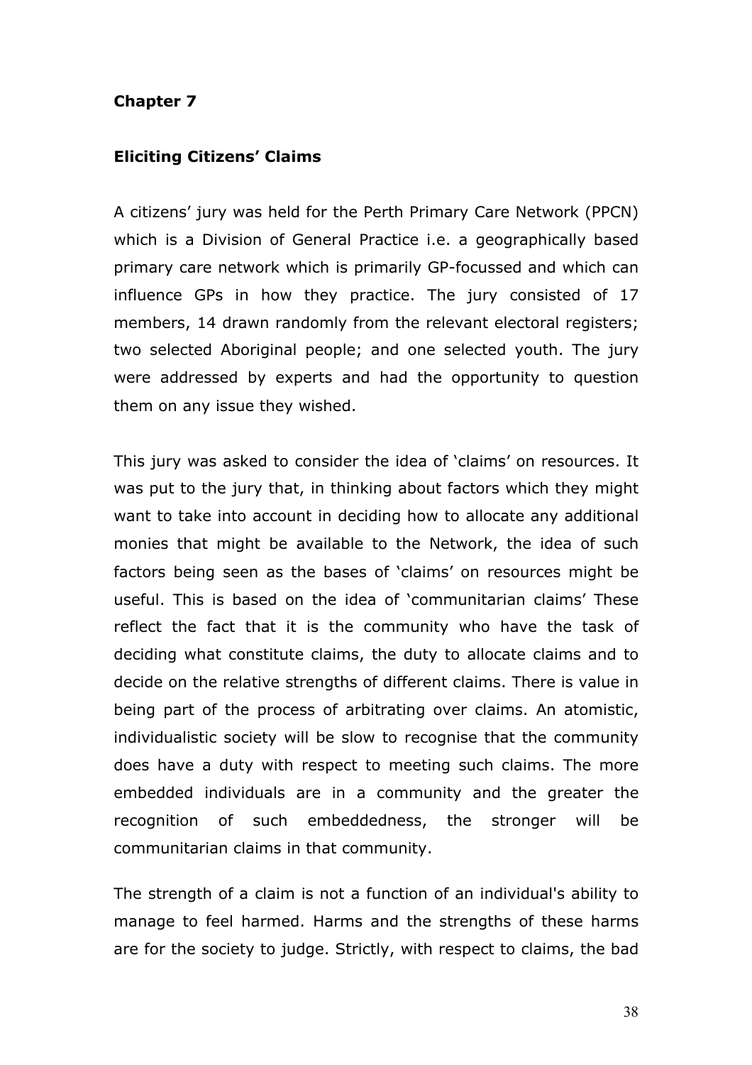## Chapter 7

### Eliciting Citizens' Claims

A citizens' jury was held for the Perth Primary Care Network (PPCN) which is a Division of General Practice i.e. a geographically based primary care network which is primarily GP-focussed and which can influence GPs in how they practice. The jury consisted of 17 members, 14 drawn randomly from the relevant electoral registers; two selected Aboriginal people; and one selected youth. The jury were addressed by experts and had the opportunity to question them on any issue they wished.

This jury was asked to consider the idea of 'claims' on resources. It was put to the jury that, in thinking about factors which they might want to take into account in deciding how to allocate any additional monies that might be available to the Network, the idea of such factors being seen as the bases of 'claims' on resources might be useful. This is based on the idea of 'communitarian claims' These reflect the fact that it is the community who have the task of deciding what constitute claims, the duty to allocate claims and to decide on the relative strengths of different claims. There is value in being part of the process of arbitrating over claims. An atomistic, individualistic society will be slow to recognise that the community does have a duty with respect to meeting such claims. The more embedded individuals are in a community and the greater the recognition of such embeddedness, the stronger will be communitarian claims in that community.

The strength of a claim is not a function of an individual's ability to manage to feel harmed. Harms and the strengths of these harms are for the society to judge. Strictly, with respect to claims, the bad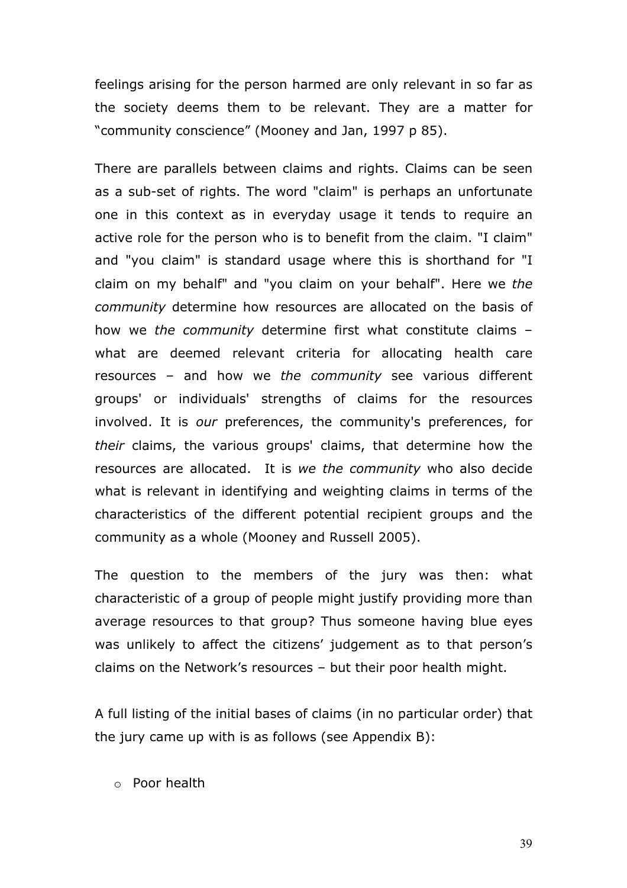feelings arising for the person harmed are only relevant in so far as the society deems them to be relevant. They are a matter for "community conscience" (Mooney and Jan, 1997 p 85).

There are parallels between claims and rights. Claims can be seen as a sub-set of rights. The word "claim" is perhaps an unfortunate one in this context as in everyday usage it tends to require an active role for the person who is to benefit from the claim. "I claim" and "you claim" is standard usage where this is shorthand for "I claim on my behalf" and "you claim on your behalf". Here we *the community* determine how resources are allocated on the basis of how we *the community* determine first what constitute claims – what are deemed relevant criteria for allocating health care resources – and how we *the community* see various different groups' or individuals' strengths of claims for the resources involved. It is *our* preferences, the community's preferences, for *their* claims, the various groups' claims, that determine how the resources are allocated. It is *we the community* who also decide what is relevant in identifying and weighting claims in terms of the characteristics of the different potential recipient groups and the community as a whole (Mooney and Russell 2005).

The question to the members of the jury was then: what characteristic of a group of people might justify providing more than average resources to that group? Thus someone having blue eyes was unlikely to affect the citizens' judgement as to that person's claims on the Network's resources – but their poor health might.

A full listing of the initial bases of claims (in no particular order) that the jury came up with is as follows (see Appendix B):

- Poor health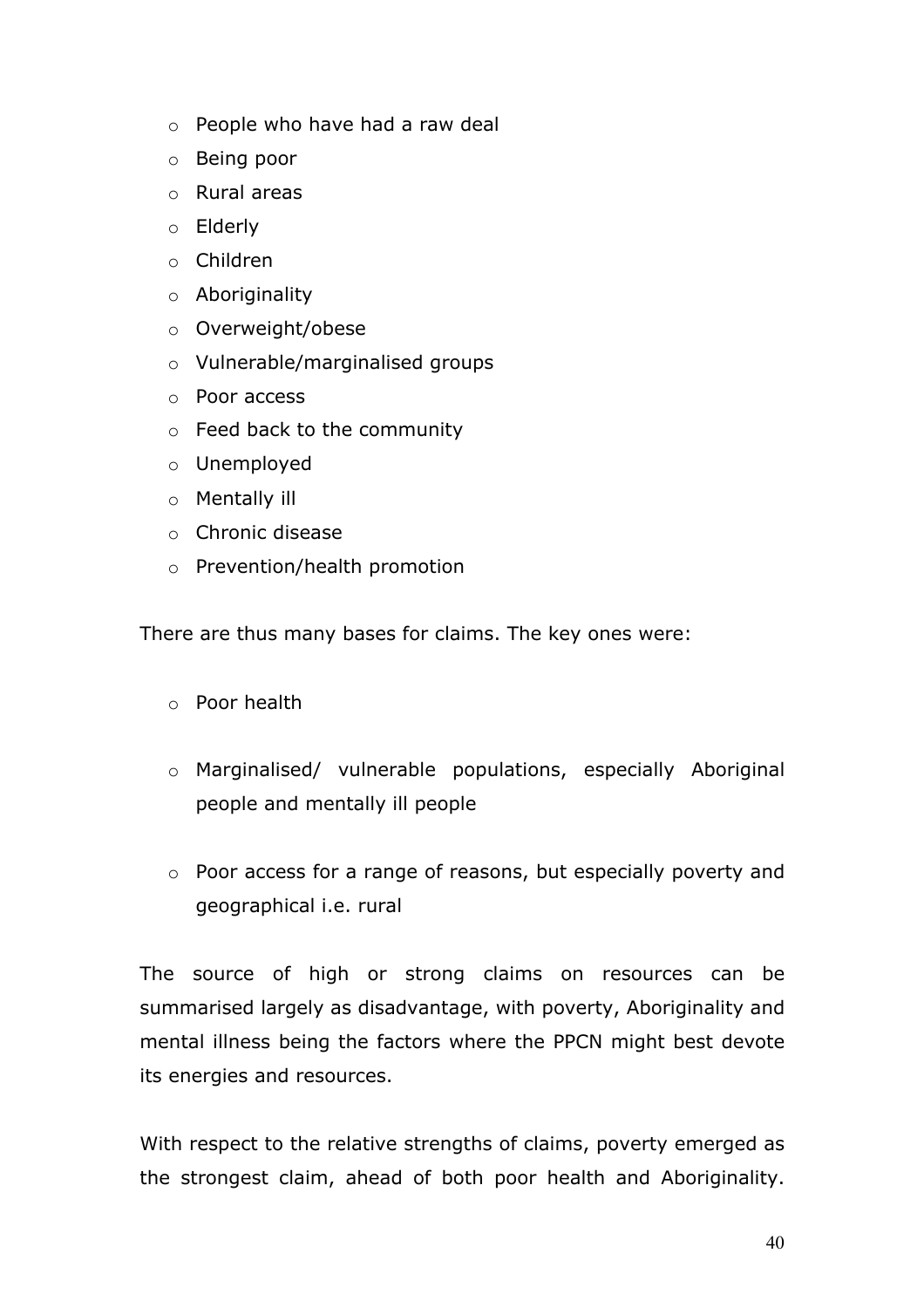- People who have had a raw deal
- Being poor
- Rural areas
- Elderly
- Children
- Aboriginality
- Overweight/obese
- Vulnerable/marginalised groups
- Poor access
- Feed back to the community
- Unemployed
- Mentally ill
- Chronic disease
- Prevention/health promotion

There are thus many bases for claims. The key ones were:

- Poor health
- Marginalised/ vulnerable populations, especially Aboriginal people and mentally ill people
- Poor access for a range of reasons, but especially poverty and geographical i.e. rural

The source of high or strong claims on resources can be summarised largely as disadvantage, with poverty, Aboriginality and mental illness being the factors where the PPCN might best devote its energies and resources.

With respect to the relative strengths of claims, poverty emerged as the strongest claim, ahead of both poor health and Aboriginality.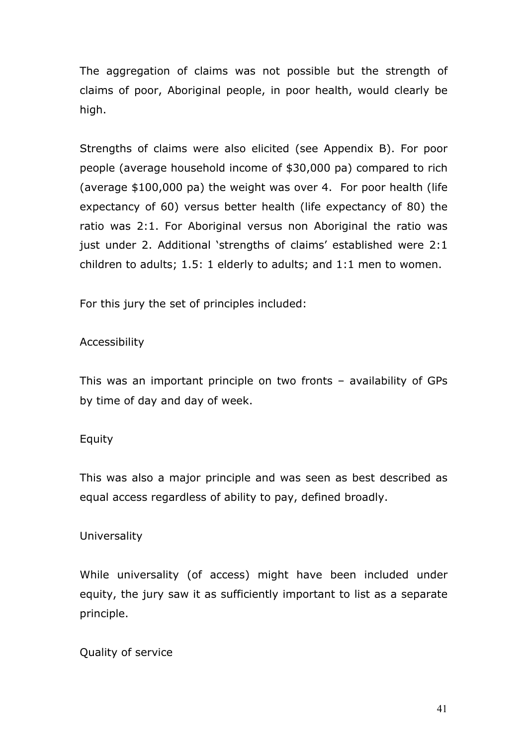The aggregation of claims was not possible but the strength of claims of poor, Aboriginal people, in poor health, would clearly be high.

Strengths of claims were also elicited (see Appendix B). For poor people (average household income of $30,000 pa) compared to rich (average $100,000 pa) the weight was over 4. For poor health (life expectancy of 60) versus better health (life expectancy of 80) the ratio was 2:1. For Aboriginal versus non Aboriginal the ratio was just under 2. Additional 'strengths of claims' established were 2:1 children to adults; 1.5: 1 elderly to adults; and 1:1 men to women.

For this jury the set of principles included:

Accessibility

This was an important principle on two fronts – availability of GPs by time of day and day of week.

Equity

This was also a major principle and was seen as best described as equal access regardless of ability to pay, defined broadly.

Universality

While universality (of access) might have been included under equity, the jury saw it as sufficiently important to list as a separate principle.

Quality of service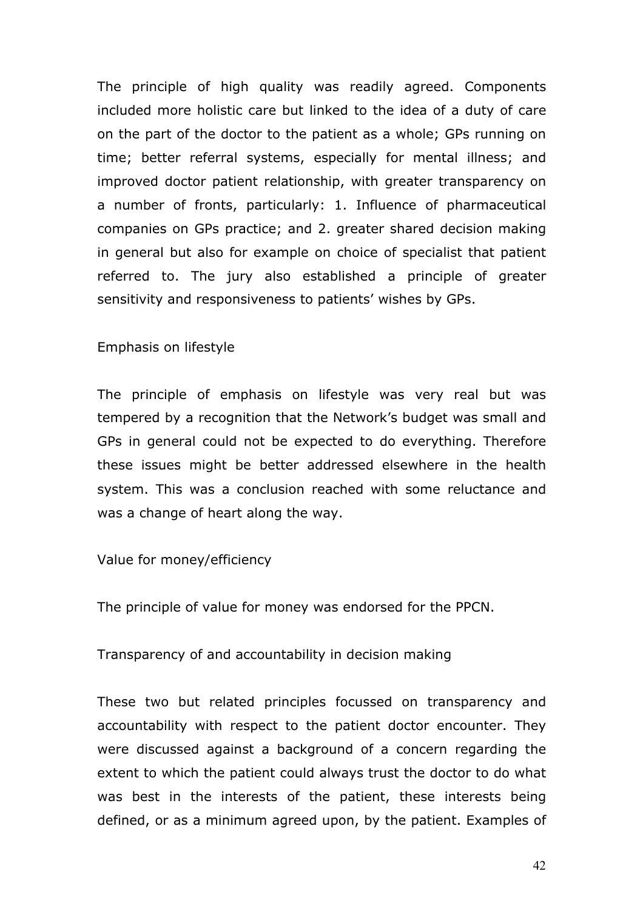The principle of high quality was readily agreed. Components included more holistic care but linked to the idea of a duty of care on the part of the doctor to the patient as a whole; GPs running on time; better referral systems, especially for mental illness; and improved doctor patient relationship, with greater transparency on a number of fronts, particularly: 1. Influence of pharmaceutical companies on GPs practice; and 2. greater shared decision making in general but also for example on choice of specialist that patient referred to. The jury also established a principle of greater sensitivity and responsiveness to patients' wishes by GPs.

### Emphasis on lifestyle

The principle of emphasis on lifestyle was very real but was tempered by a recognition that the Network's budget was small and GPs in general could not be expected to do everything. Therefore these issues might be better addressed elsewhere in the health system. This was a conclusion reached with some reluctance and was a change of heart along the way.

### Value for money/efficiency

The principle of value for money was endorsed for the PPCN.

### Transparency of and accountability in decision making

These two but related principles focussed on transparency and accountability with respect to the patient doctor encounter. They were discussed against a background of a concern regarding the extent to which the patient could always trust the doctor to do what was best in the interests of the patient, these interests being defined, or as a minimum agreed upon, by the patient. Examples of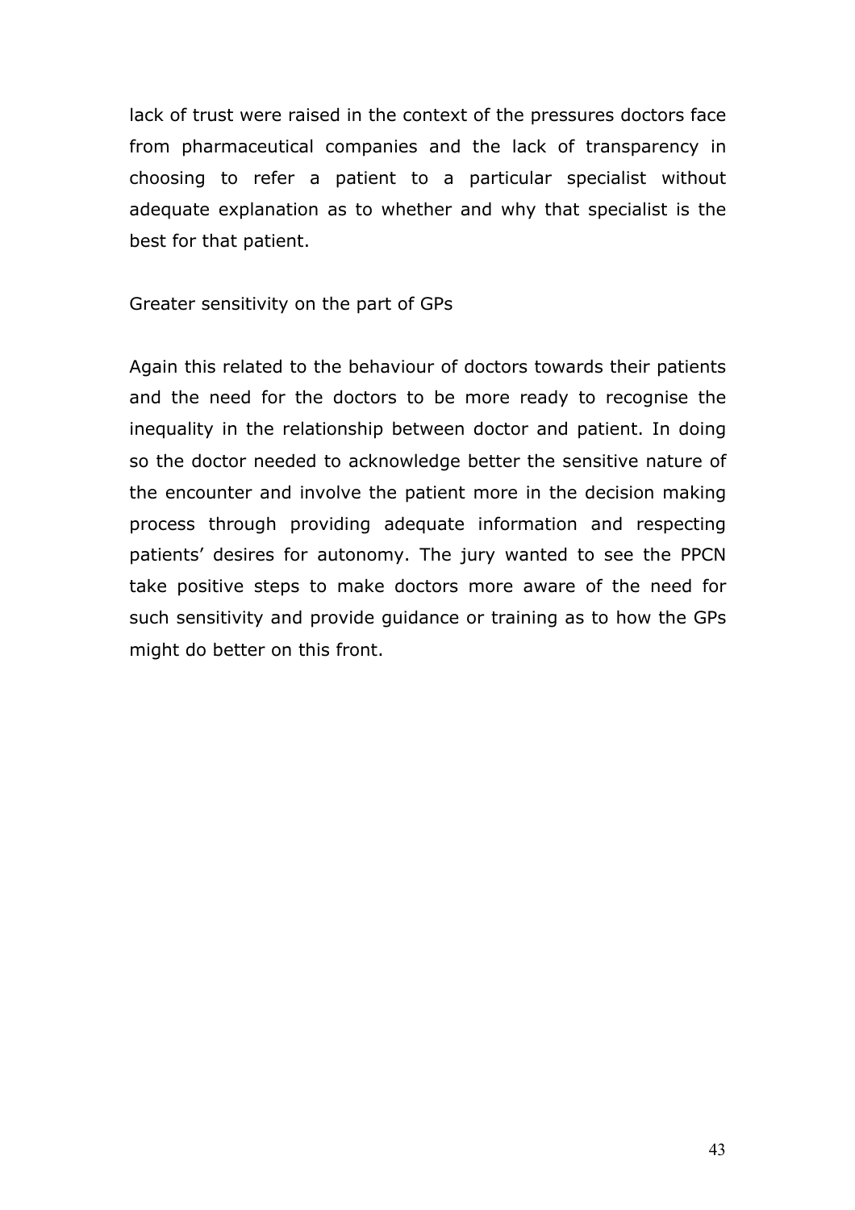lack of trust were raised in the context of the pressures doctors face from pharmaceutical companies and the lack of transparency in choosing to refer a patient to a particular specialist without adequate explanation as to whether and why that specialist is the best for that patient.

Greater sensitivity on the part of GPs

Again this related to the behaviour of doctors towards their patients and the need for the doctors to be more ready to recognise the inequality in the relationship between doctor and patient. In doing so the doctor needed to acknowledge better the sensitive nature of the encounter and involve the patient more in the decision making process through providing adequate information and respecting patients' desires for autonomy. The jury wanted to see the PPCN take positive steps to make doctors more aware of the need for such sensitivity and provide guidance or training as to how the GPs might do better on this front.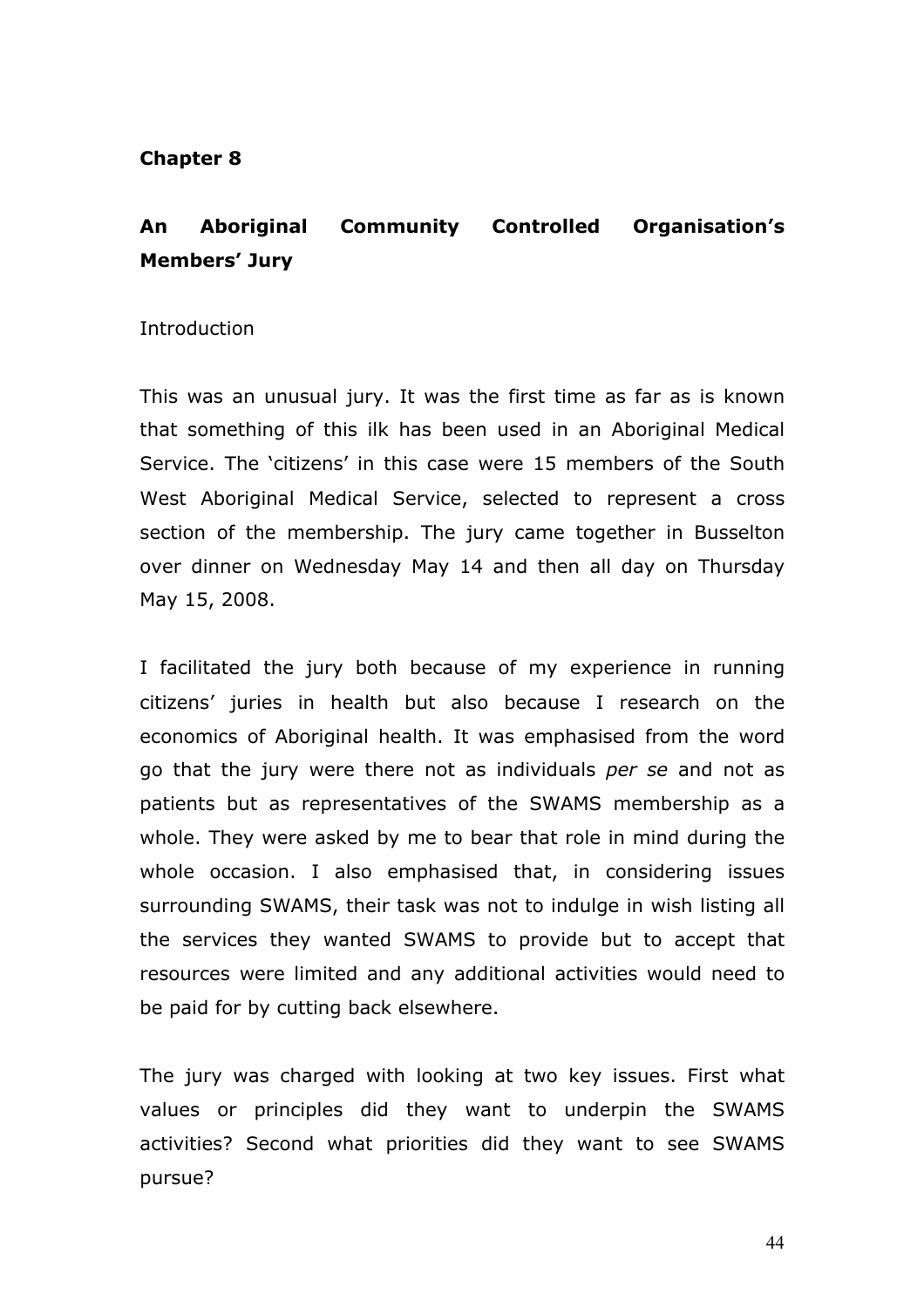**Chapter 8**

## An Aboriginal Community Controlled Organisation's Members' Jury

Introduction

This was an unusual jury. It was the first time as far as is known that something of this ilk has been used in an Aboriginal Medical Service. The 'citizens' in this case were 15 members of the South West Aboriginal Medical Service, selected to represent a cross section of the membership. The jury came together in Busselton over dinner on Wednesday May 14 and then all day on Thursday May 15, 2008.

I facilitated the jury both because of my experience in running citizens' juries in health but also because I research on the economics of Aboriginal health. It was emphasised from the word go that the jury were there not as individuals *per se* and not as patients but as representatives of the SWAMS membership as a whole. They were asked by me to bear that role in mind during the whole occasion. I also emphasised that, in considering issues surrounding SWAMS, their task was not to indulge in wish listing all the services they wanted SWAMS to provide but to accept that resources were limited and any additional activities would need to be paid for by cutting back elsewhere.

The jury was charged with looking at two key issues. First what values or principles did they want to underpin the SWAMS activities? Second what priorities did they want to see SWAMS pursue?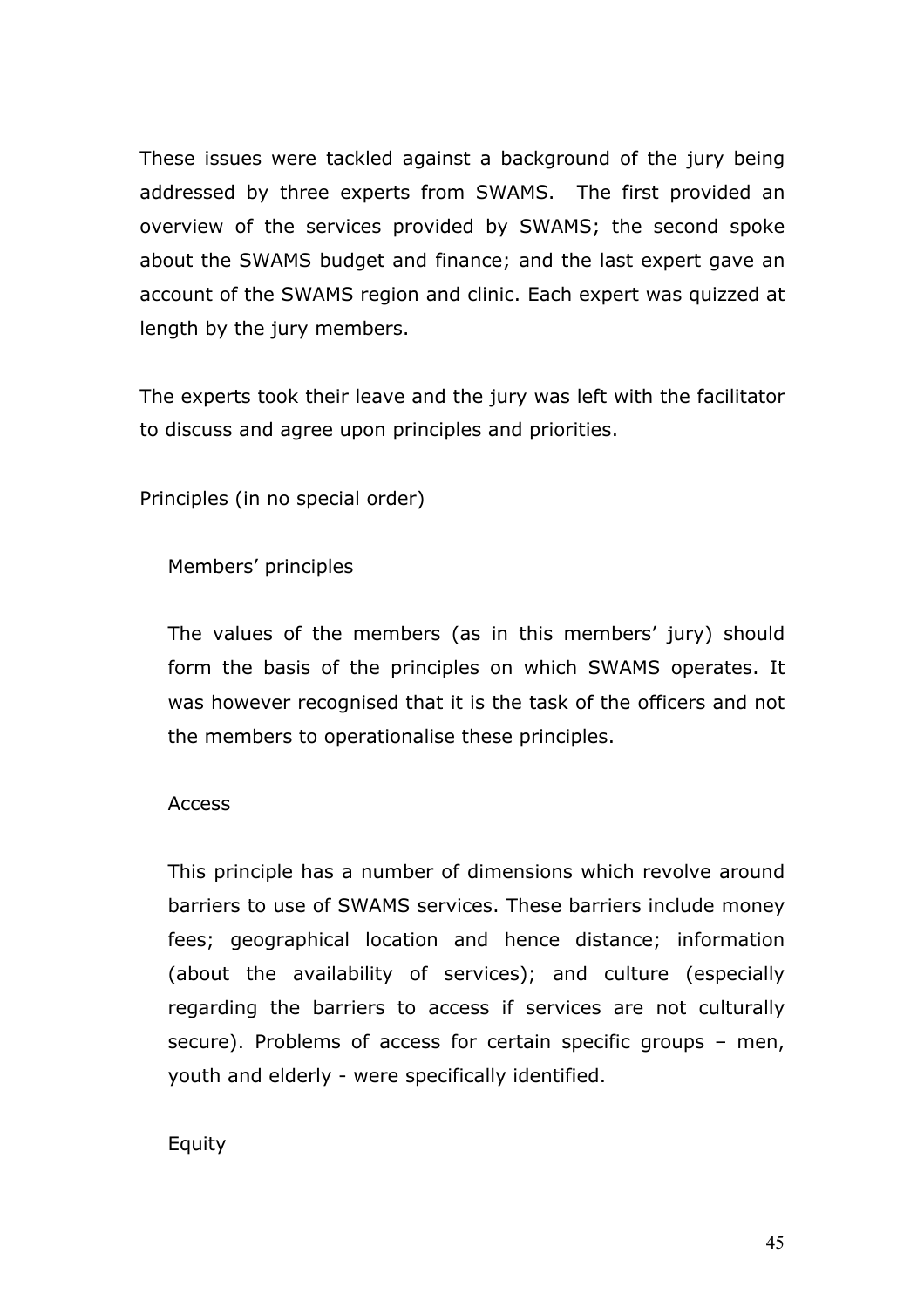These issues were tackled against a background of the jury being addressed by three experts from SWAMS. The first provided an overview of the services provided by SWAMS; the second spoke about the SWAMS budget and finance; and the last expert gave an account of the SWAMS region and clinic. Each expert was quizzed at length by the jury members.

The experts took their leave and the jury was left with the facilitator to discuss and agree upon principles and priorities.

Principles (in no special order)

Members' principles

The values of the members (as in this members' jury) should form the basis of the principles on which SWAMS operates. It was however recognised that it is the task of the officers and not the members to operationalise these principles.

Access

This principle has a number of dimensions which revolve around barriers to use of SWAMS services. These barriers include money fees; geographical location and hence distance; information (about the availability of services); and culture (especially regarding the barriers to access if services are not culturally secure). Problems of access for certain specific groups – men, youth and elderly - were specifically identified.

Equity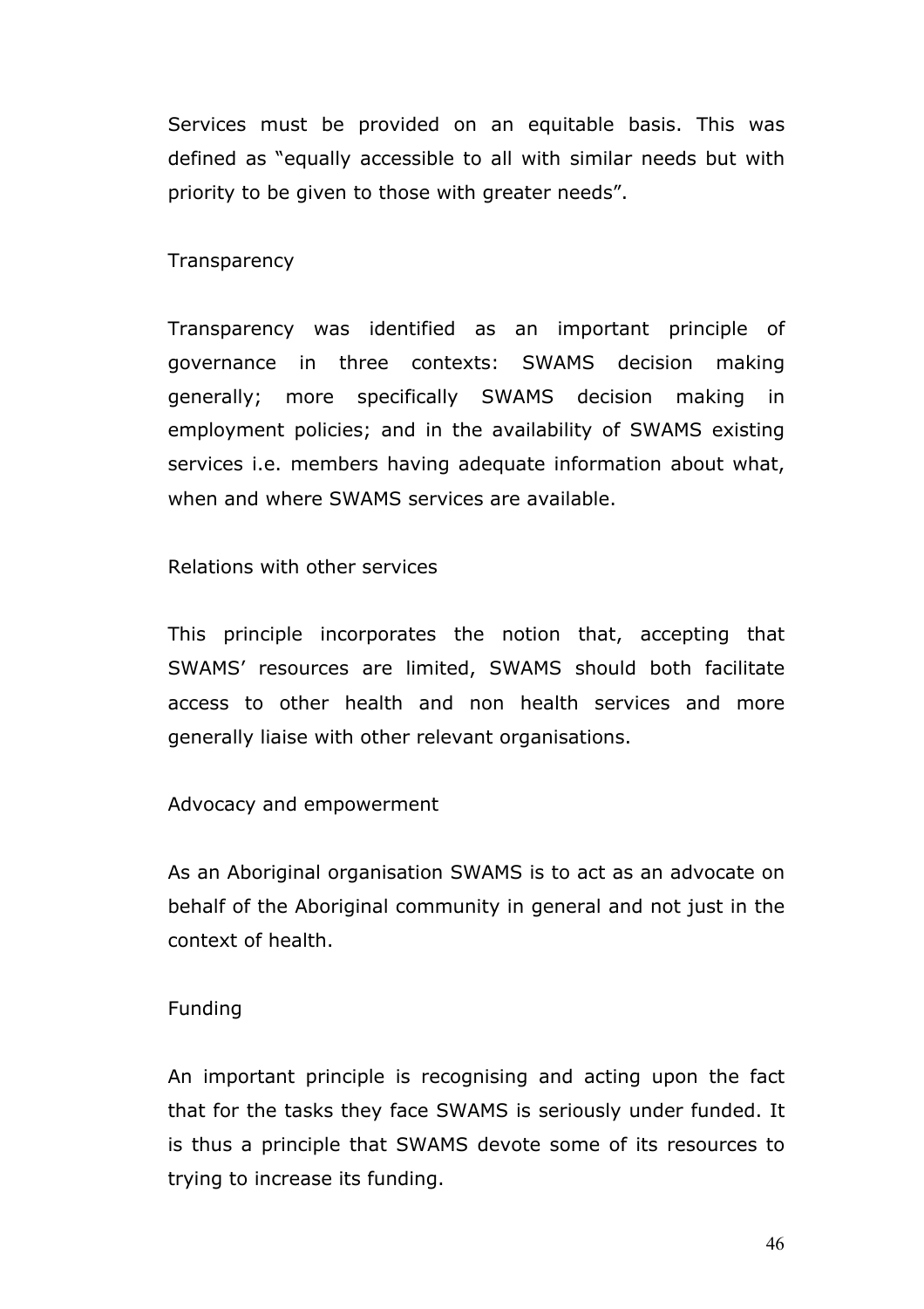Services must be provided on an equitable basis. This was defined as "equally accessible to all with similar needs but with priority to be given to those with greater needs".

### Transparency

Transparency was identified as an important principle of governance in three contexts: SWAMS decision making generally; more specifically SWAMS decision making in employment policies; and in the availability of SWAMS existing services i.e. members having adequate information about what, when and where SWAMS services are available.

### Relations with other services

This principle incorporates the notion that, accepting that SWAMS' resources are limited, SWAMS should both facilitate access to other health and non health services and more generally liaise with other relevant organisations.

### Advocacy and empowerment

As an Aboriginal organisation SWAMS is to act as an advocate on behalf of the Aboriginal community in general and not just in the context of health.

### Funding

An important principle is recognising and acting upon the fact that for the tasks they face SWAMS is seriously under funded. It is thus a principle that SWAMS devote some of its resources to trying to increase its funding.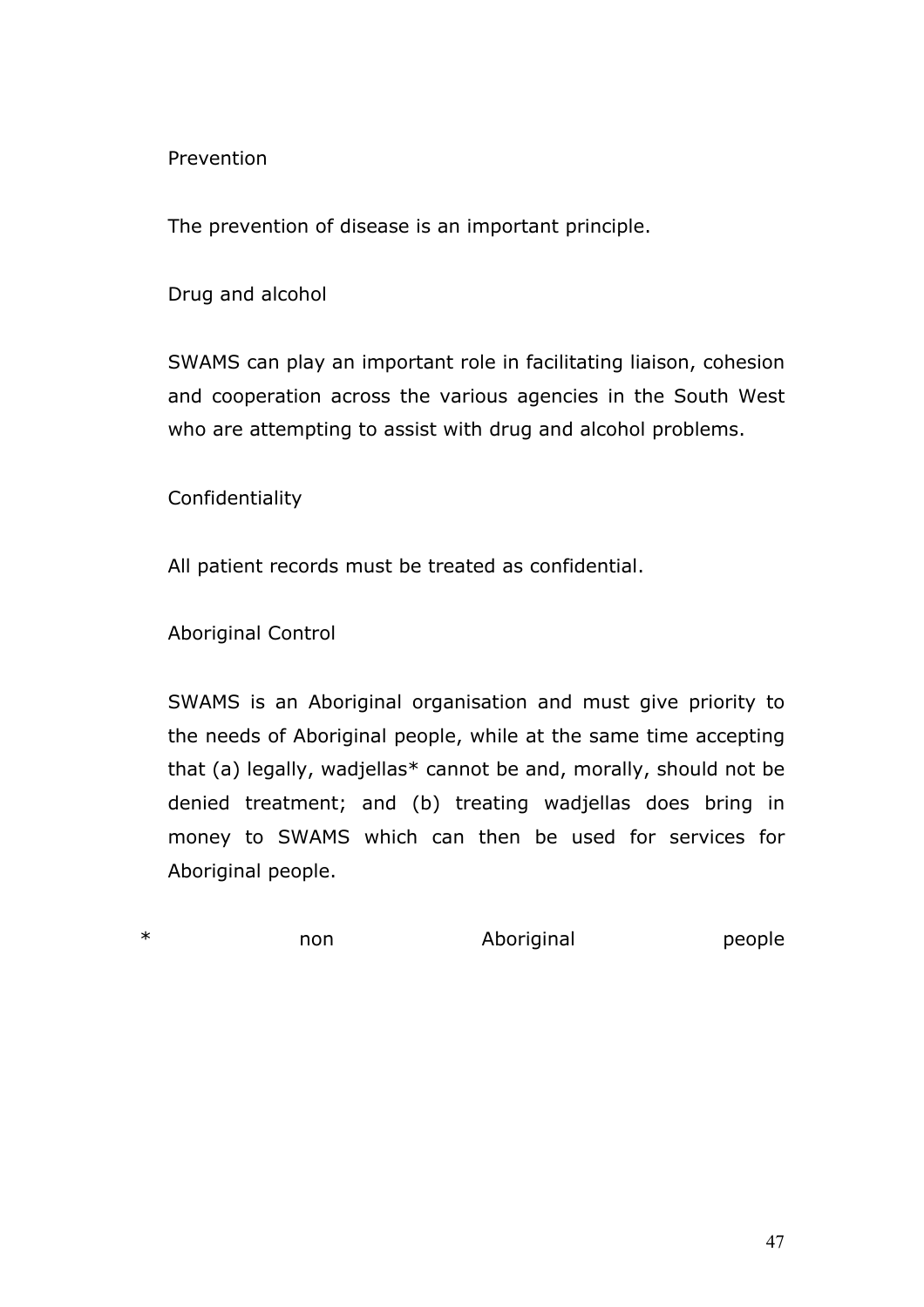Prevention

The prevention of disease is an important principle.

Drug and alcohol

SWAMS can play an important role in facilitating liaison, cohesion and cooperation across the various agencies in the South West who are attempting to assist with drug and alcohol problems.

Confidentiality

All patient records must be treated as confidential.

Aboriginal Control

SWAMS is an Aboriginal organisation and must give priority to the needs of Aboriginal people, while at the same time accepting that (a) legally, wadjellas* cannot be and, morally, should not be denied treatment; and (b) treating wadjellas does bring in money to SWAMS which can then be used for services for Aboriginal people.

* non Aboriginal people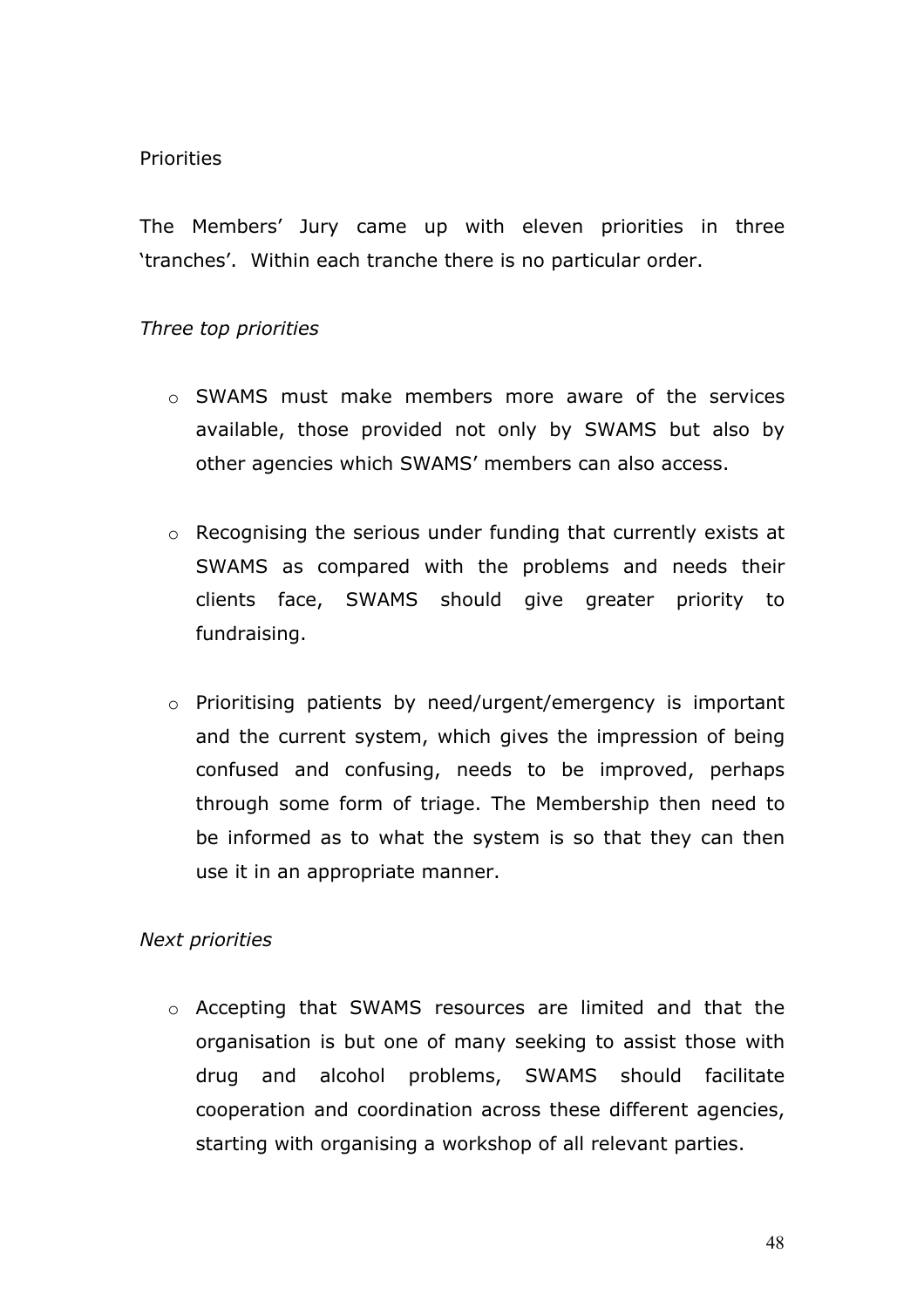Priorities

The Members' Jury came up with eleven priorities in three 'tranches'. Within each tranche there is no particular order.

*Three top priorities*

- SWAMS must make members more aware of the services available, those provided not only by SWAMS but also by other agencies which SWAMS' members can also access.

- Recognising the serious under funding that currently exists at SWAMS as compared with the problems and needs their clients face, SWAMS should give greater priority to fundraising.

- Prioritising patients by need/urgent/emergency is important and the current system, which gives the impression of being confused and confusing, needs to be improved, perhaps through some form of triage. The Membership then need to be informed as to what the system is so that they can then use it in an appropriate manner.

*Next priorities*

- Accepting that SWAMS resources are limited and that the organisation is but one of many seeking to assist those with drug and alcohol problems, SWAMS should facilitate cooperation and coordination across these different agencies, starting with organising a workshop of all relevant parties.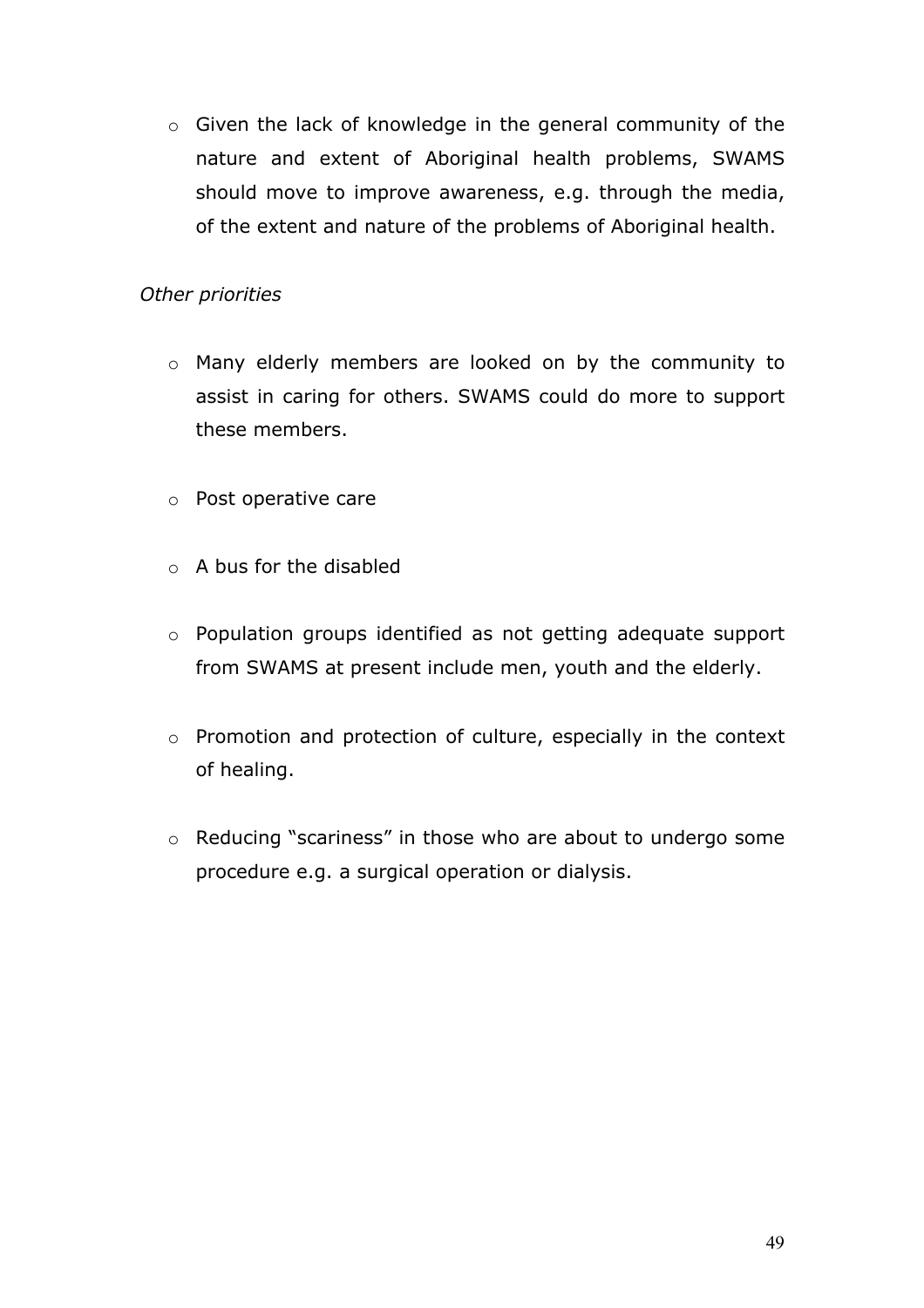- Given the lack of knowledge in the general community of the nature and extent of Aboriginal health problems, SWAMS should move to improve awareness, e.g. through the media, of the extent and nature of the problems of Aboriginal health.

*Other priorities*

- Many elderly members are looked on by the community to assist in caring for others. SWAMS could do more to support these members.

- Post operative care

- A bus for the disabled

- Population groups identified as not getting adequate support from SWAMS at present include men, youth and the elderly.

- Promotion and protection of culture, especially in the context of healing.

- Reducing "scariness" in those who are about to undergo some procedure e.g. a surgical operation or dialysis.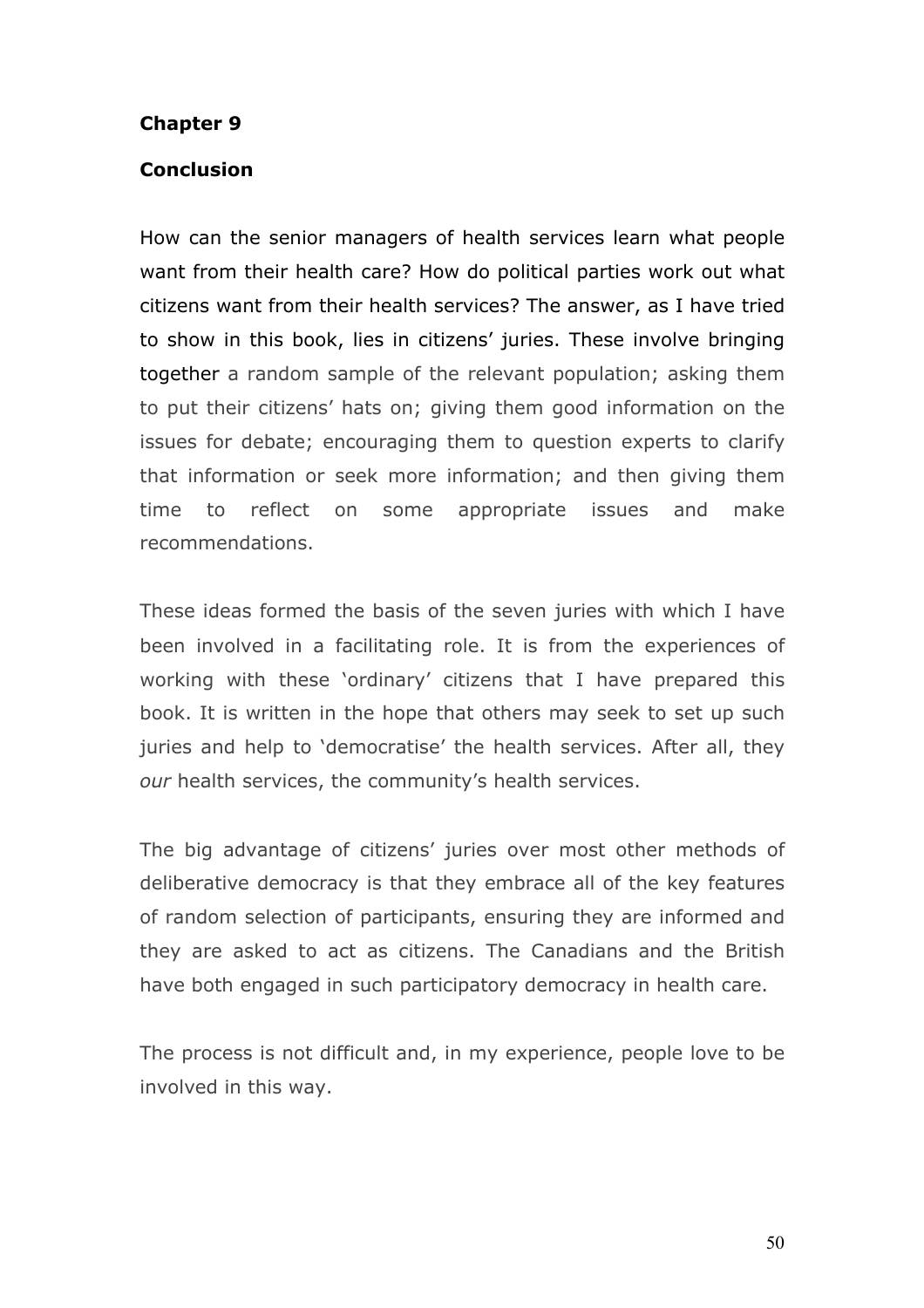**Chapter 9**

**Conclusion**

How can the senior managers of health services learn what people want from their health care? How do political parties work out what citizens want from their health services? The answer, as I have tried to show in this book, lies in citizens' juries. These involve bringing together a random sample of the relevant population; asking them to put their citizens' hats on; giving them good information on the issues for debate; encouraging them to question experts to clarify that information or seek more information; and then giving them time to reflect on some appropriate issues and make recommendations.

These ideas formed the basis of the seven juries with which I have been involved in a facilitating role. It is from the experiences of working with these 'ordinary' citizens that I have prepared this book. It is written in the hope that others may seek to set up such juries and help to 'democratise' the health services. After all, they *our* health services, the community's health services.

The big advantage of citizens' juries over most other methods of deliberative democracy is that they embrace all of the key features of random selection of participants, ensuring they are informed and they are asked to act as citizens. The Canadians and the British have both engaged in such participatory democracy in health care.

The process is not difficult and, in my experience, people love to be involved in this way.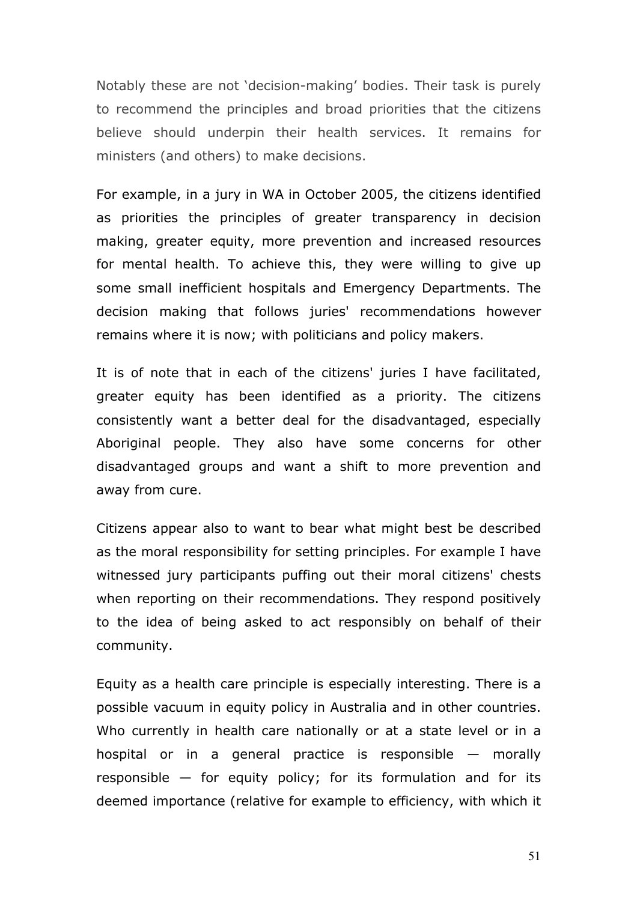Notably these are not 'decision-making' bodies. Their task is purely to recommend the principles and broad priorities that the citizens believe should underpin their health services. It remains for ministers (and others) to make decisions.

For example, in a jury in WA in October 2005, the citizens identified as priorities the principles of greater transparency in decision making, greater equity, more prevention and increased resources for mental health. To achieve this, they were willing to give up some small inefficient hospitals and Emergency Departments. The decision making that follows juries' recommendations however remains where it is now; with politicians and policy makers.

It is of note that in each of the citizens' juries I have facilitated, greater equity has been identified as a priority. The citizens consistently want a better deal for the disadvantaged, especially Aboriginal people. They also have some concerns for other disadvantaged groups and want a shift to more prevention and away from cure.

Citizens appear also to want to bear what might best be described as the moral responsibility for setting principles. For example I have witnessed jury participants puffing out their moral citizens' chests when reporting on their recommendations. They respond positively to the idea of being asked to act responsibly on behalf of their community.

Equity as a health care principle is especially interesting. There is a possible vacuum in equity policy in Australia and in other countries. Who currently in health care nationally or at a state level or in a hospital or in a general practice is responsible — morally responsible — for equity policy; for its formulation and for its deemed importance (relative for example to efficiency, with which it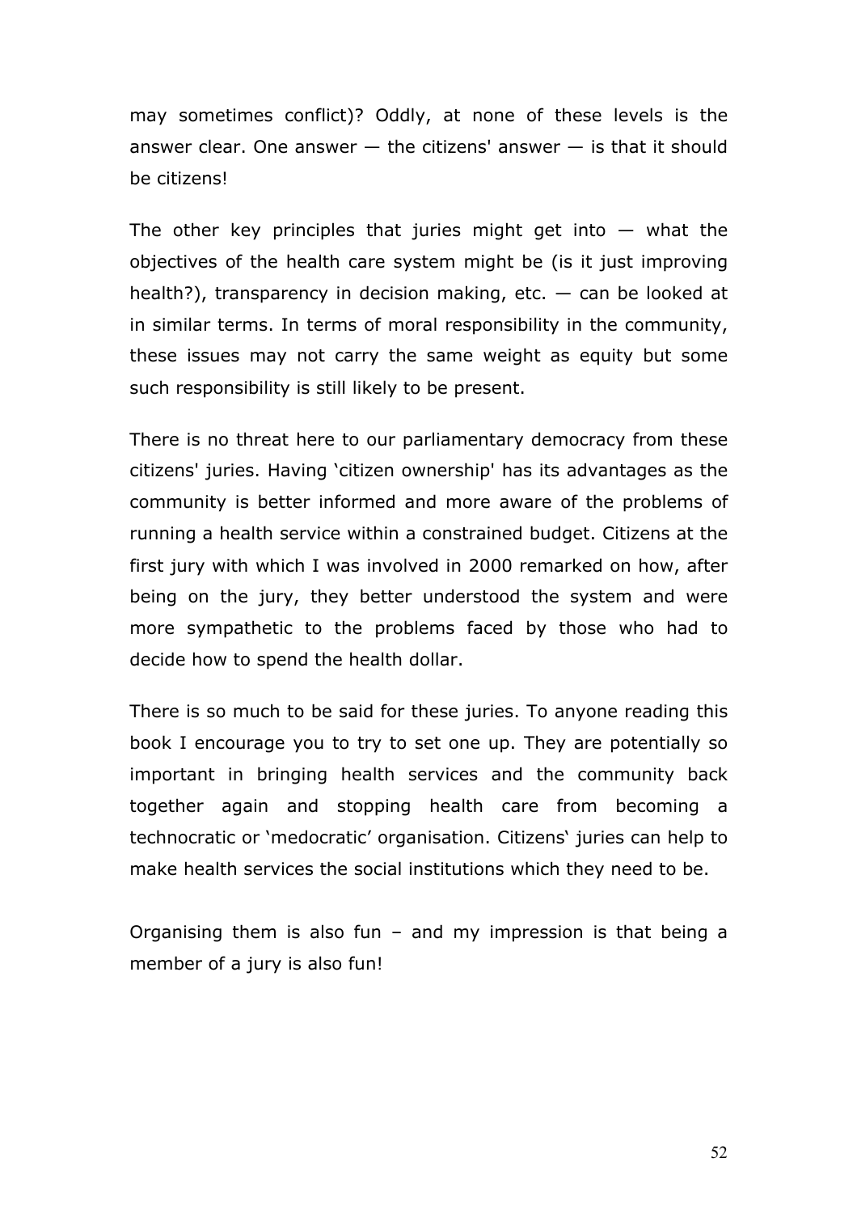may sometimes conflict)? Oddly, at none of these levels is the answer clear. One answer — the citizens' answer — is that it should be citizens!

The other key principles that juries might get into — what the objectives of the health care system might be (is it just improving health?), transparency in decision making, etc. — can be looked at in similar terms. In terms of moral responsibility in the community, these issues may not carry the same weight as equity but some such responsibility is still likely to be present.

There is no threat here to our parliamentary democracy from these citizens' juries. Having 'citizen ownership' has its advantages as the community is better informed and more aware of the problems of running a health service within a constrained budget. Citizens at the first jury with which I was involved in 2000 remarked on how, after being on the jury, they better understood the system and were more sympathetic to the problems faced by those who had to decide how to spend the health dollar.

There is so much to be said for these juries. To anyone reading this book I encourage you to try to set one up. They are potentially so important in bringing health services and the community back together again and stopping health care from becoming a technocratic or 'medocratic' organisation. Citizens' juries can help to make health services the social institutions which they need to be.

Organising them is also fun – and my impression is that being a member of a jury is also fun!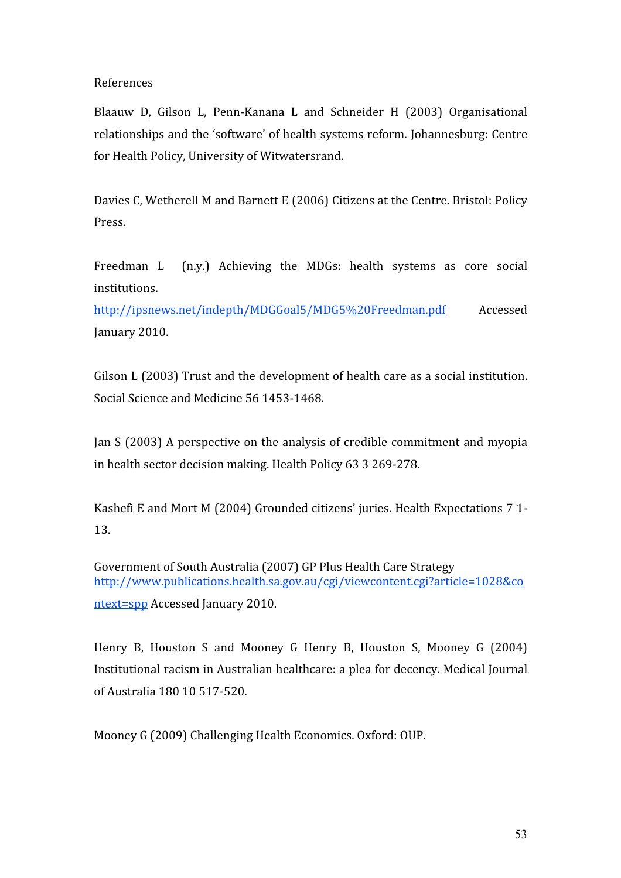## References

Blaauw D, Gilson L, Penn-Kanana L and Schneider H (2003) Organisational relationships and the 'software' of health systems reform. Johannesburg: Centre for Health Policy, University of Witwatersrand.

Davies C, Wetherell M and Barnett E (2006) Citizens at the Centre. Bristol: Policy Press.

Freedman L (n.y.) Achieving the MDGs: health systems as core social institutions. http://ipsnews.net/indepth/MDGGoal5/MDG5%20Freedman.pdf Accessed January 2010.

Gilson L (2003) Trust and the development of health care as a social institution. Social Science and Medicine 56 1453-1468.

Jan S (2003) A perspective on the analysis of credible commitment and myopia in health sector decision making. Health Policy 63 3 269-278.

Kashefi E and Mort M (2004) Grounded citizens' juries. Health Expectations 7 1-13.

Government of South Australia (2007) GP Plus Health Care Strategy http://www.publications.health.sa.gov.au/cgi/viewcontent.cgi?article=1028&context=spp Accessed January 2010.

Henry B, Houston S and Mooney G Henry B, Houston S, Mooney G (2004) Institutional racism in Australian healthcare: a plea for decency. Medical Journal of Australia 180 10 517-520.

Mooney G (2009) Challenging Health Economics. Oxford: OUP.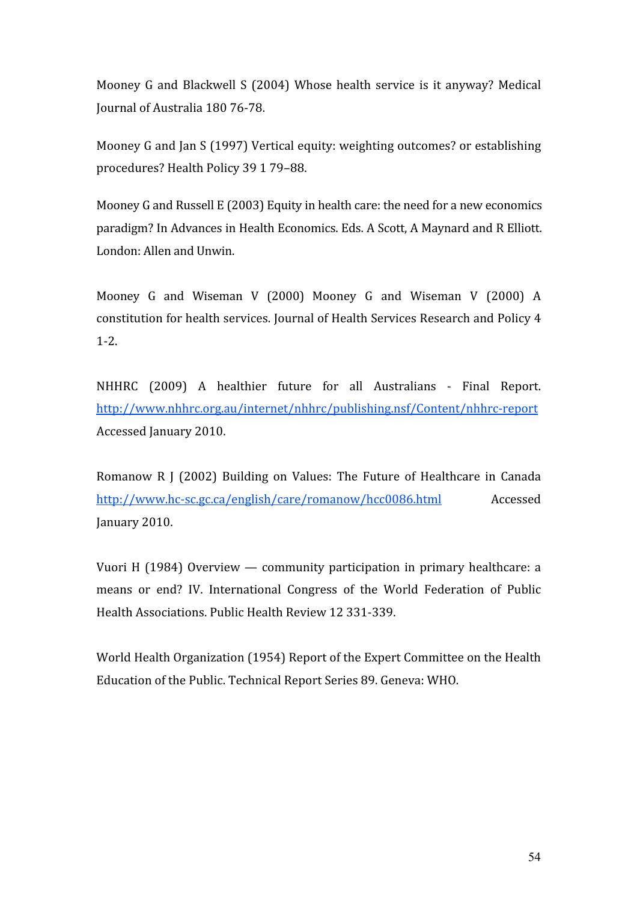Mooney G and Blackwell S (2004) Whose health service is it anyway? Medical Journal of Australia 180 76-78.

Mooney G and Jan S (1997) Vertical equity: weighting outcomes? or establishing procedures? Health Policy 39 1 79–88.

Mooney G and Russell E (2003) Equity in health care: the need for a new economics paradigm? In Advances in Health Economics. Eds. A Scott, A Maynard and R Elliott. London: Allen and Unwin.

Mooney G and Wiseman V (2000) Mooney G and Wiseman V (2000) A constitution for health services. Journal of Health Services Research and Policy 4 1-2.

NHHRC (2009) A healthier future for all Australians - Final Report. http://www.nhhrc.org.au/internet/nhhrc/publishing.nsf/Content/nhhrc-report Accessed January 2010.

Romanow R J (2002) Building on Values: The Future of Healthcare in Canada http://www.hc-sc.gc.ca/english/care/romanow/hcc0086.html Accessed January 2010.

Vuori H (1984) Overview — community participation in primary healthcare: a means or end? IV. International Congress of the World Federation of Public Health Associations. Public Health Review 12 331-339.

World Health Organization (1954) Report of the Expert Committee on the Health Education of the Public. Technical Report Series 89. Geneva: WHO.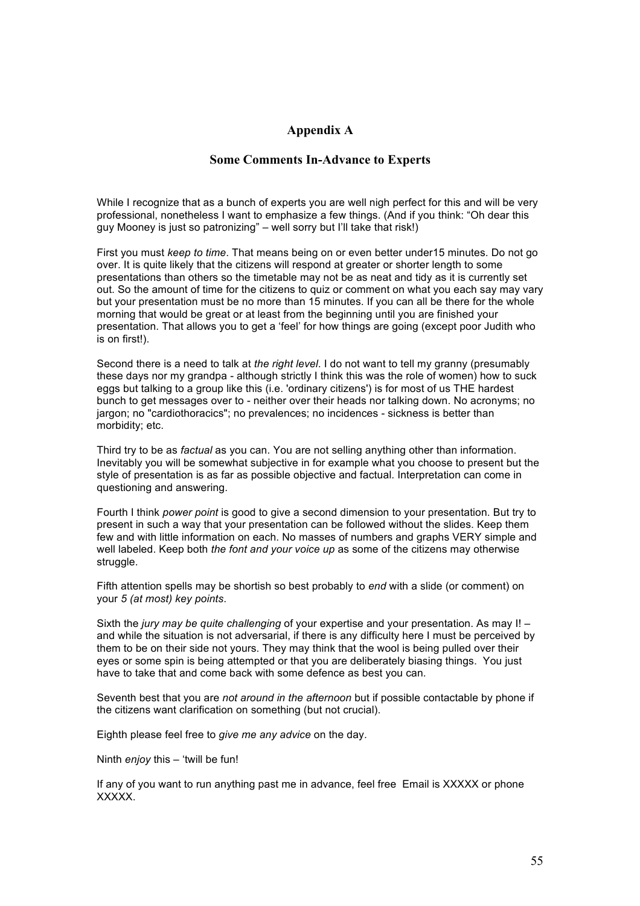## Appendix A

### Some Comments In-Advance to Experts

While I recognize that as a bunch of experts you are well nigh perfect for this and will be very professional, nonetheless I want to emphasize a few things. (And if you think: "Oh dear this guy Mooney is just so patronizing" – well sorry but I'll take that risk!)

First you must *keep to time*. That means being on or even better under15 minutes. Do not go over. It is quite likely that the citizens will respond at greater or shorter length to some presentations than others so the timetable may not be as neat and tidy as it is currently set out. So the amount of time for the citizens to quiz or comment on what you each say may vary but your presentation must be no more than 15 minutes. If you can all be there for the whole morning that would be great or at least from the beginning until you are finished your presentation. That allows you to get a 'feel' for how things are going (except poor Judith who is on first!).

Second there is a need to talk at *the right level*. I do not want to tell my granny (presumably these days nor my grandpa - although strictly I think this was the role of women) how to suck eggs but talking to a group like this (i.e. 'ordinary citizens') is for most of us THE hardest bunch to get messages over to - neither over their heads nor talking down. No acronyms; no jargon; no "cardiothoracics"; no prevalences; no incidences - sickness is better than morbidity; etc.

Third try to be as *factual* as you can. You are not selling anything other than information. Inevitably you will be somewhat subjective in for example what you choose to present but the style of presentation is as far as possible objective and factual. Interpretation can come in questioning and answering.

Fourth I think *power point* is good to give a second dimension to your presentation. But try to present in such a way that your presentation can be followed without the slides. Keep them few and with little information on each. No masses of numbers and graphs VERY simple and well labeled. Keep both *the font and your voice up* as some of the citizens may otherwise struggle.

Fifth attention spells may be shortish so best probably to *end* with a slide (or comment) on your *5 (at most) key points*.

Sixth the *jury may be quite challenging* of your expertise and your presentation. As may I! – and while the situation is not adversarial, if there is any difficulty here I must be perceived by them to be on their side not yours. They may think that the wool is being pulled over their eyes or some spin is being attempted or that you are deliberately biasing things. You just have to take that and come back with some defence as best you can.

Seventh best that you are *not around in the afternoon* but if possible contactable by phone if the citizens want clarification on something (but not crucial).

Eighth please feel free to *give me any advice* on the day.

Ninth *enjoy* this – 'twill be fun!

If any of you want to run anything past me in advance, feel free Email is XXXXX or phone XXXXX.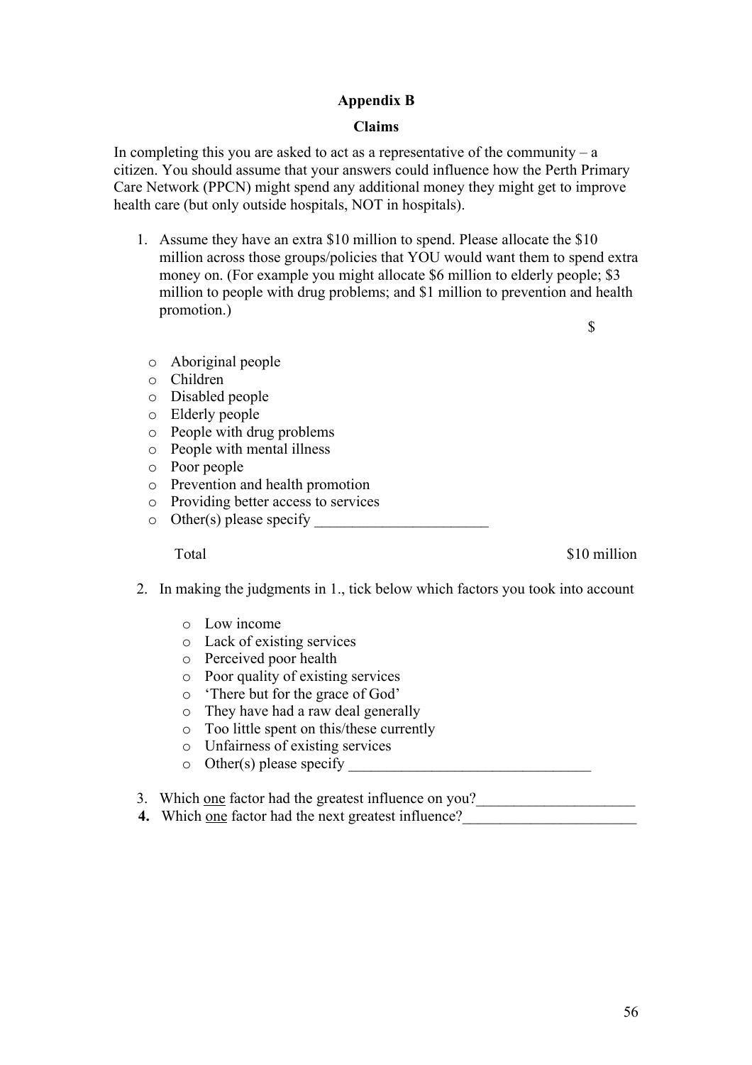**Appendix B**

**Claims**

In completing this you are asked to act as a representative of the community – a citizen. You should assume that your answers could influence how the Perth Primary Care Network (PPCN) might spend any additional money they might get to improve health care (but only outside hospitals, NOT in hospitals).

1. Assume they have an extra $10 million to spend. Please allocate the $10 million across those groups/policies that YOU would want them to spend extra money on. (For example you might allocate $6 million to elderly people; $3 million to people with drug problems; and $1 million to prevention and health promotion.)

| | $ |
|---|---|
| o Aboriginal people | |
| o Children | |
| o Disabled people | |
| o Elderly people | |
| o People with drug problems | |
| o People with mental illness | |
| o Poor people | |
| o Prevention and health promotion | |
| o Providing better access to services | |
| o Other(s) please specify ______________________ | |
| Total | $10 million |

2. In making the judgments in 1., tick below which factors you took into account

   - o Low income
   - o Lack of existing services
   - o Perceived poor health
   - o Poor quality of existing services
   - o 'There but for the grace of God'
   - o They have had a raw deal generally
   - o Too little spent on this/these currently
   - o Unfairness of existing services
   - o Other(s) please specify ________________________________

3. Which one factor had the greatest influence on you?_____________________
4. Which one factor had the next greatest influence?_______________________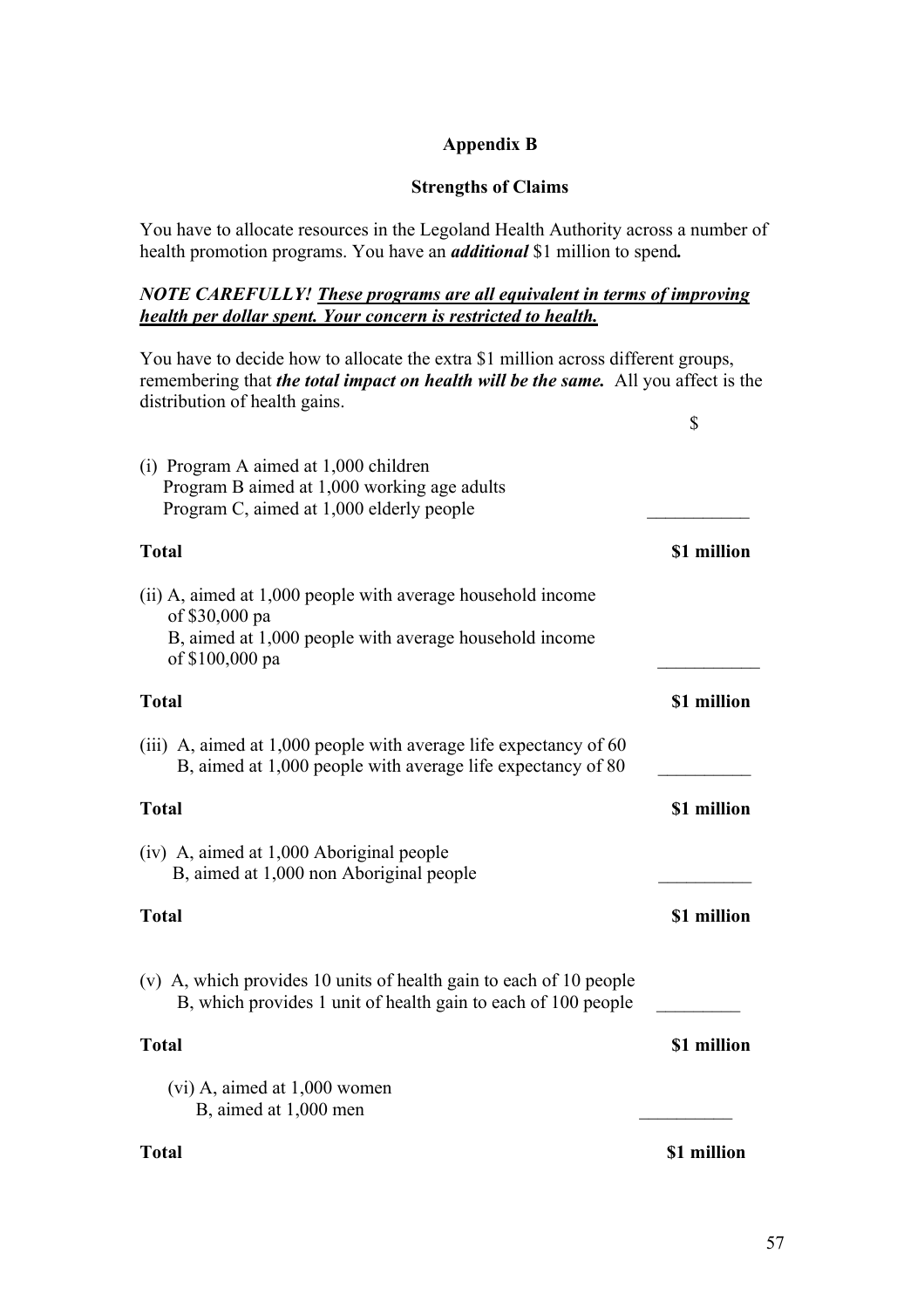## Appendix B

### Strengths of Claims

You have to allocate resources in the Legoland Health Authority across a number of health promotion programs. You have an ***additional*** $1 million to spend***.***

***NOTE CAREFULLY! <u>These programs are all equivalent in terms of improving health per dollar spent. Your concern is restricted to health.</u>***

You have to decide how to allocate the extra $1 million across different groups, remembering that ***the total impact on health will be the same.*** All you affect is the distribution of health gains.

| | $ |
|---|---|
| (i) Program A aimed at 1,000 children<br>Program B aimed at 1,000 working age adults<br>Program C, aimed at 1,000 elderly people | ___________ |
| **Total** | **$1 million** |
| (ii) A, aimed at 1,000 people with average household income of $30,000 pa<br>B, aimed at 1,000 people with average household income of $100,000 pa | ___________ |
| **Total** | **$1 million** |
| (iii) A, aimed at 1,000 people with average life expectancy of 60<br>B, aimed at 1,000 people with average life expectancy of 80 | __________ |
| **Total** | **$1 million** |
| (iv) A, aimed at 1,000 Aboriginal people<br>B, aimed at 1,000 non Aboriginal people | __________ |
| **Total** | **$1 million** |
| (v) A, which provides 10 units of health gain to each of 10 people<br>B, which provides 1 unit of health gain to each of 100 people | _________ |
| **Total** | **$1 million** |
| (vi) A, aimed at 1,000 women<br>B, aimed at 1,000 men | __________ |
| **Total** | **$1 million** |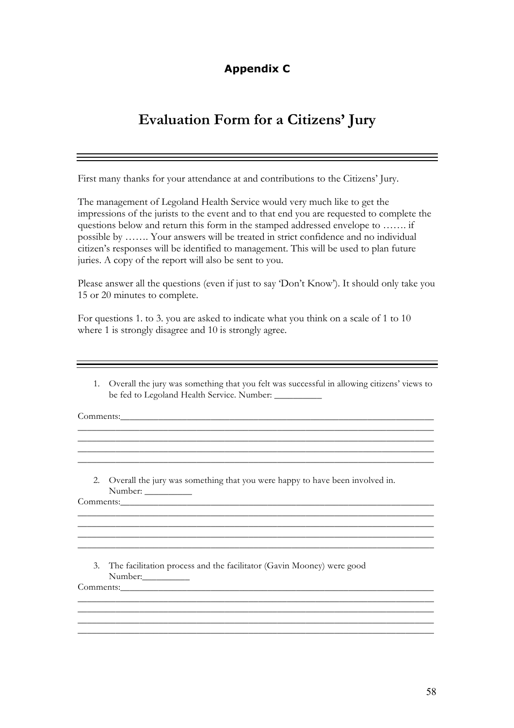## Appendix C

# Evaluation Form for a Citizens' Jury

---

First many thanks for your attendance at and contributions to the Citizens' Jury.

The management of Legoland Health Service would very much like to get the impressions of the jurists to the event and to that end you are requested to complete the questions below and return this form in the stamped addressed envelope to ……. if possible by ……. Your answers will be treated in strict confidence and no individual citizen's responses will be identified to management. This will be used to plan future juries. A copy of the report will also be sent to you.

Please answer all the questions (even if just to say 'Don't Know'). It should only take you 15 or 20 minutes to complete.

For questions 1. to 3. you are asked to indicate what you think on a scale of 1 to 10 where 1 is strongly disagree and 10 is strongly agree.

---

1. Overall the jury was something that you felt was successful in allowing citizens' views to be fed to Legoland Health Service. Number: __________

Comments:______________________________________________________________________
______________________________________________________________________
______________________________________________________________________
______________________________________________________________________
______________________________________________________________________

2. Overall the jury was something that you were happy to have been involved in. Number: __________

Comments:______________________________________________________________________
______________________________________________________________________
______________________________________________________________________
______________________________________________________________________
______________________________________________________________________

3. The facilitation process and the facilitator (Gavin Mooney) were good Number:__________

Comments:______________________________________________________________________
______________________________________________________________________
______________________________________________________________________
______________________________________________________________________
______________________________________________________________________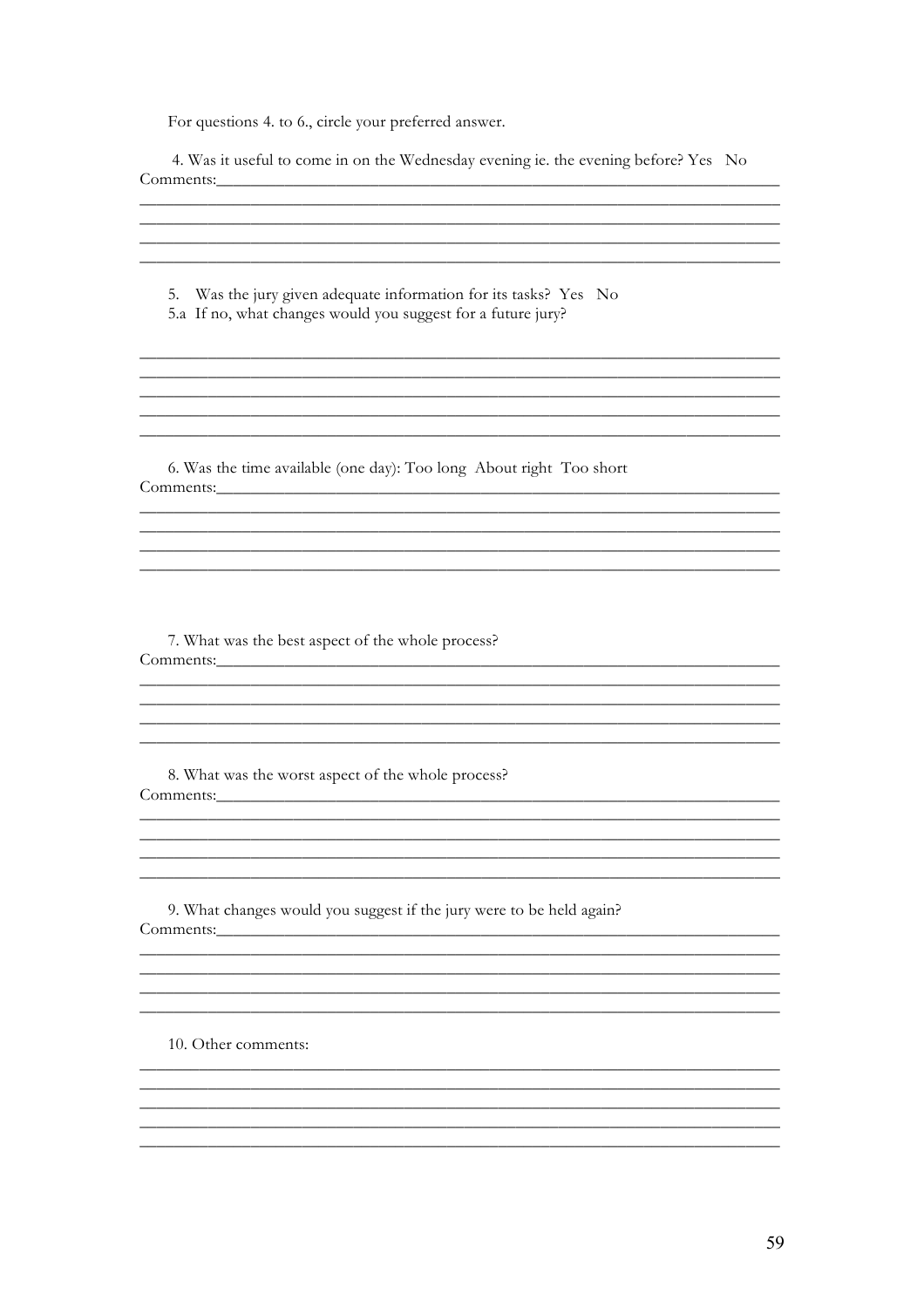For questions 4. to 6., circle your preferred answer.

4. Was it useful to come in on the Wednesday evening ie. the evening before? Yes No

Comments:\_\_\_\_\_\_\_\_\_\_\_\_\_\_\_\_\_\_\_\_\_\_\_\_\_\_\_\_\_\_\_\_\_\_\_\_\_\_\_\_\_\_\_\_\_\_\_\_\_\_\_\_\_\_\_\_\_\_\_\_\_\_\_\_\_\_

5. Was the jury given adequate information for its tasks? Yes No

5.a If no, what changes would you suggest for a future jury?

6. Was the time available (one day): Too long About right Too short

Comments:\_\_\_\_\_\_\_\_\_\_\_\_\_\_\_\_\_\_\_\_\_\_\_\_\_\_\_\_\_\_\_\_\_\_\_\_\_\_\_\_\_\_\_\_\_\_\_\_\_\_\_\_\_\_\_\_\_\_\_\_\_\_\_\_\_\_

7. What was the best aspect of the whole process?

Comments:\_\_\_\_\_\_\_\_\_\_\_\_\_\_\_\_\_\_\_\_\_\_\_\_\_\_\_\_\_\_\_\_\_\_\_\_\_\_\_\_\_\_\_\_\_\_\_\_\_\_\_\_\_\_\_\_\_\_\_\_\_\_\_\_\_\_

8. What was the worst aspect of the whole process?

Comments:\_\_\_\_\_\_\_\_\_\_\_\_\_\_\_\_\_\_\_\_\_\_\_\_\_\_\_\_\_\_\_\_\_\_\_\_\_\_\_\_\_\_\_\_\_\_\_\_\_\_\_\_\_\_\_\_\_\_\_\_\_\_\_\_\_\_

9. What changes would you suggest if the jury were to be held again?

Comments:\_\_\_\_\_\_\_\_\_\_\_\_\_\_\_\_\_\_\_\_\_\_\_\_\_\_\_\_\_\_\_\_\_\_\_\_\_\_\_\_\_\_\_\_\_\_\_\_\_\_\_\_\_\_\_\_\_\_\_\_\_\_\_\_\_\_

10. Other comments: